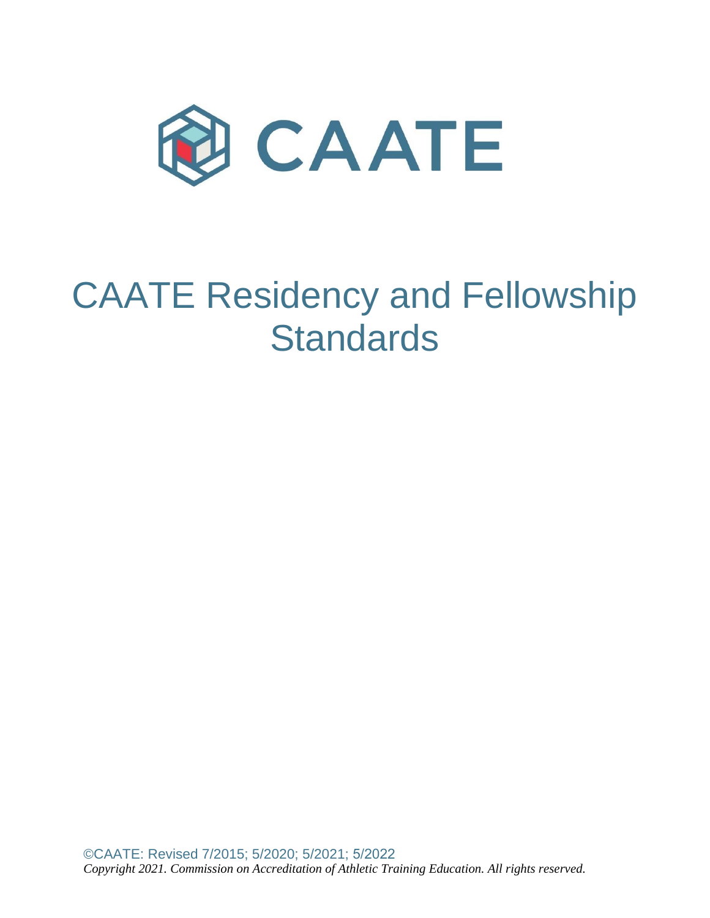CAATE

# CAATE Residency and Fellowship Standards

©CAATE: Revised 7/2015; 5/2020; 5/2021; 5/2022

*Copyright 2021. Commission on Accreditation of Athletic Training Education. All rights reserved.*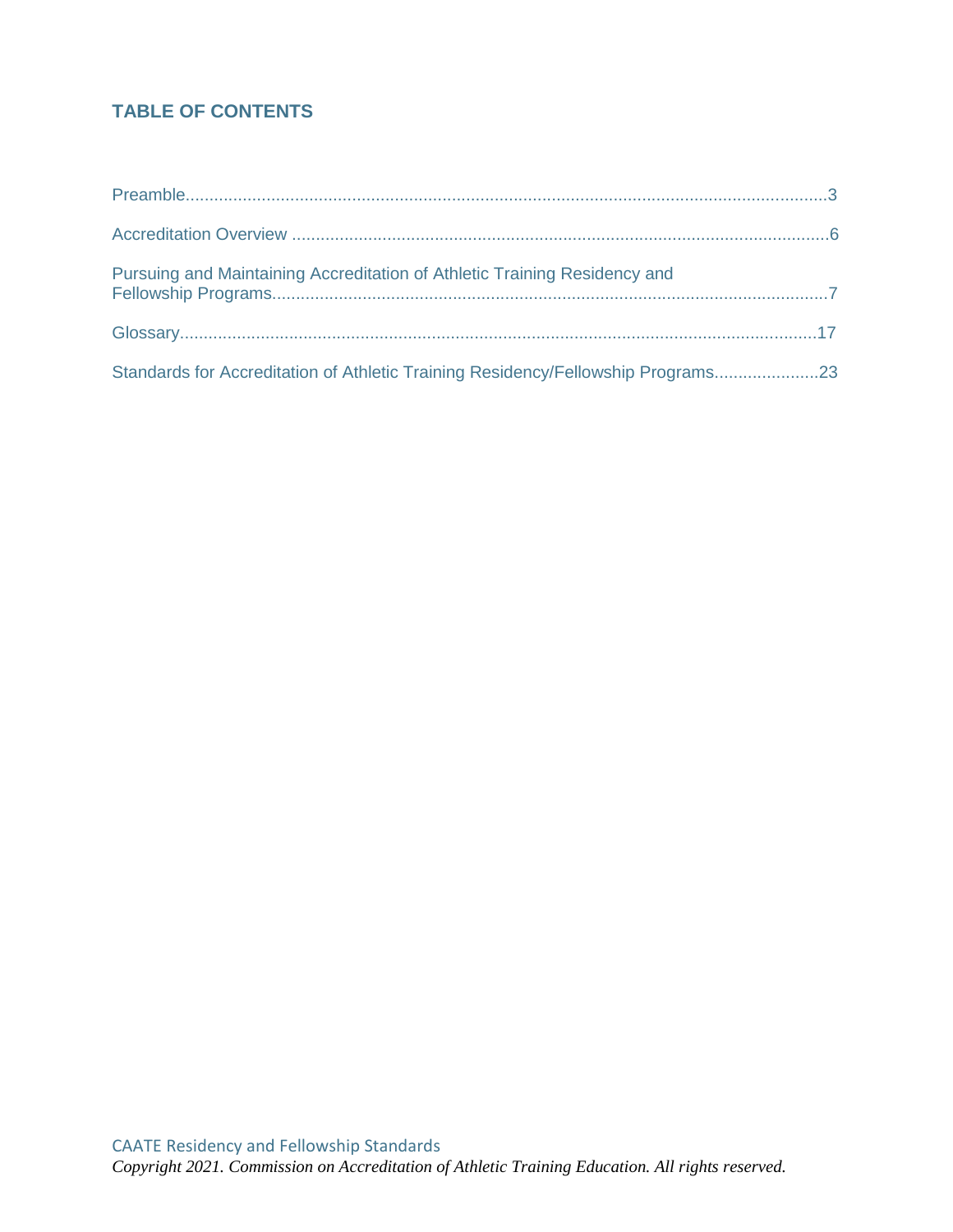## TABLE OF CONTENTS

Preamble......................................................................................................................................3

Accreditation Overview ................................................................................................................6

Pursuing and Maintaining Accreditation of Athletic Training Residency and Fellowship Programs....................................................................................................................7

Glossary.....................................................................................................................................17

Standards for Accreditation of Athletic Training Residency/Fellowship Programs.....................23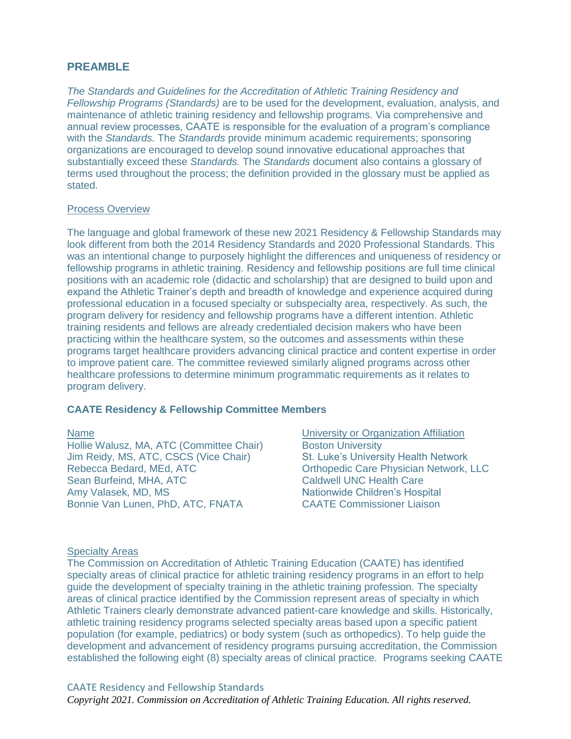## PREAMBLE

*The Standards and Guidelines for the Accreditation of Athletic Training Residency and Fellowship Programs (Standards)* are to be used for the development, evaluation, analysis, and maintenance of athletic training residency and fellowship programs. Via comprehensive and annual review processes, CAATE is responsible for the evaluation of a program's compliance with the *Standards.* The *Standards* provide minimum academic requirements; sponsoring organizations are encouraged to develop sound innovative educational approaches that substantially exceed these *Standards.* The *Standards* document also contains a glossary of terms used throughout the process; the definition provided in the glossary must be applied as stated.

<u>Process Overview</u>

The language and global framework of these new 2021 Residency & Fellowship Standards may look different from both the 2014 Residency Standards and 2020 Professional Standards. This was an intentional change to purposely highlight the differences and uniqueness of residency or fellowship programs in athletic training. Residency and fellowship positions are full time clinical positions with an academic role (didactic and scholarship) that are designed to build upon and expand the Athletic Trainer's depth and breadth of knowledge and experience acquired during professional education in a focused specialty or subspecialty area, respectively. As such, the program delivery for residency and fellowship programs have a different intention. Athletic training residents and fellows are already credentialed decision makers who have been practicing within the healthcare system, so the outcomes and assessments within these programs target healthcare providers advancing clinical practice and content expertise in order to improve patient care. The committee reviewed similarly aligned programs across other healthcare professions to determine minimum programmatic requirements as it relates to program delivery.

### CAATE Residency & Fellowship Committee Members

| Name | University or Organization Affiliation |
|---|---|
| Hollie Walusz, MA, ATC (Committee Chair) | Boston University |
| Jim Reidy, MS, ATC, CSCS (Vice Chair) | St. Luke's University Health Network |
| Rebecca Bedard, MEd, ATC | Orthopedic Care Physician Network, LLC |
| Sean Burfeind, MHA, ATC | Caldwell UNC Health Care |
| Amy Valasek, MD, MS | Nationwide Children's Hospital |
| Bonnie Van Lunen, PhD, ATC, FNATA | CAATE Commissioner Liaison |

<u>Specialty Areas</u>

The Commission on Accreditation of Athletic Training Education (CAATE) has identified specialty areas of clinical practice for athletic training residency programs in an effort to help guide the development of specialty training in the athletic training profession. The specialty areas of clinical practice identified by the Commission represent areas of specialty in which Athletic Trainers clearly demonstrate advanced patient-care knowledge and skills. Historically, athletic training residency programs selected specialty areas based upon a specific patient population (for example, pediatrics) or body system (such as orthopedics). To help guide the development and advancement of residency programs pursuing accreditation, the Commission established the following eight (8) specialty areas of clinical practice. Programs seeking CAATE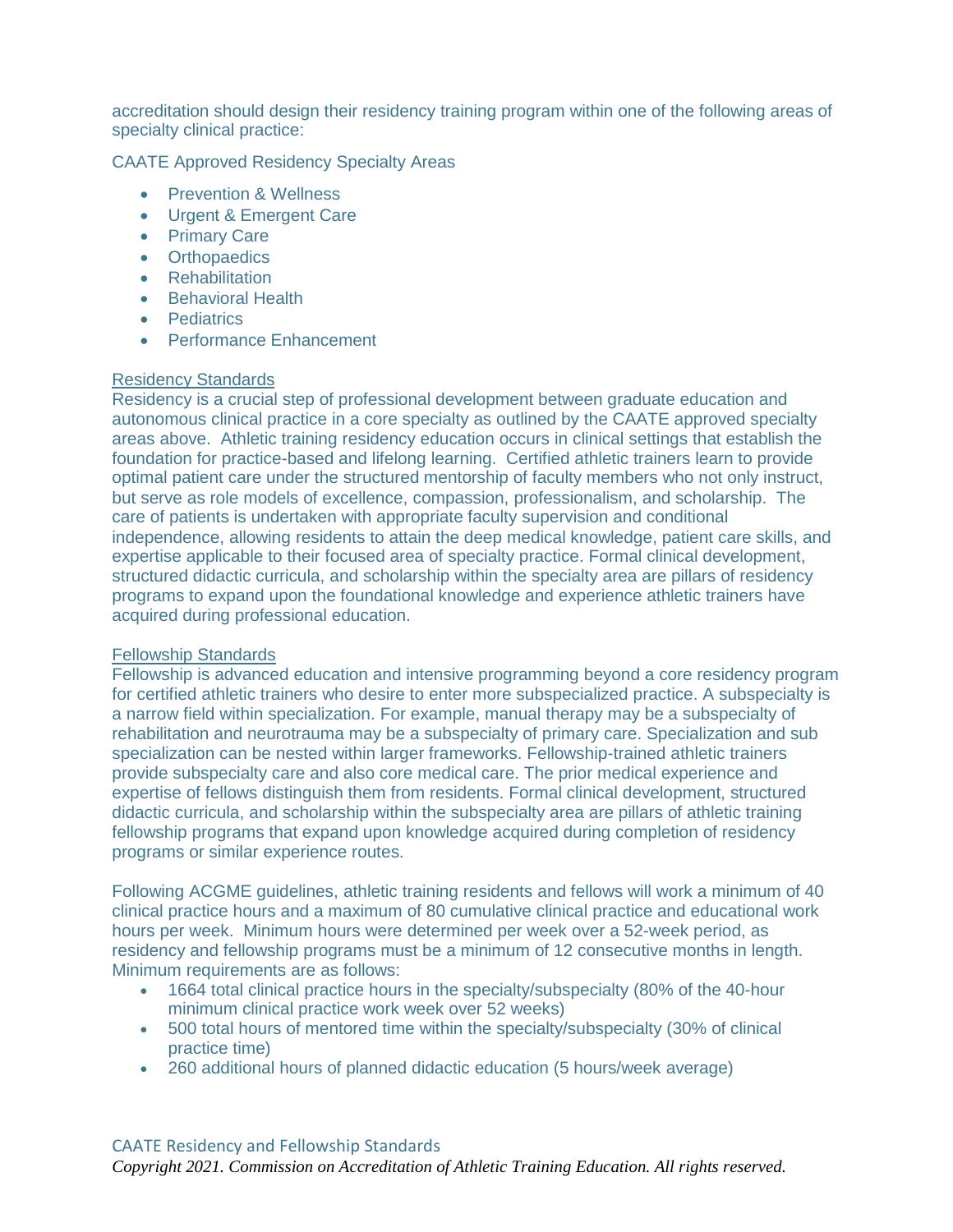accreditation should design their residency training program within one of the following areas of specialty clinical practice:

CAATE Approved Residency Specialty Areas

- Prevention & Wellness
- Urgent & Emergent Care
- Primary Care
- Orthopaedics
- Rehabilitation
- Behavioral Health
- Pediatrics
- Performance Enhancement

## Residency Standards

Residency is a crucial step of professional development between graduate education and autonomous clinical practice in a core specialty as outlined by the CAATE approved specialty areas above. Athletic training residency education occurs in clinical settings that establish the foundation for practice-based and lifelong learning. Certified athletic trainers learn to provide optimal patient care under the structured mentorship of faculty members who not only instruct, but serve as role models of excellence, compassion, professionalism, and scholarship. The care of patients is undertaken with appropriate faculty supervision and conditional independence, allowing residents to attain the deep medical knowledge, patient care skills, and expertise applicable to their focused area of specialty practice. Formal clinical development, structured didactic curricula, and scholarship within the specialty area are pillars of residency programs to expand upon the foundational knowledge and experience athletic trainers have acquired during professional education.

## Fellowship Standards

Fellowship is advanced education and intensive programming beyond a core residency program for certified athletic trainers who desire to enter more subspecialized practice. A subspecialty is a narrow field within specialization. For example, manual therapy may be a subspecialty of rehabilitation and neurotrauma may be a subspecialty of primary care. Specialization and sub specialization can be nested within larger frameworks. Fellowship-trained athletic trainers provide subspecialty care and also core medical care. The prior medical experience and expertise of fellows distinguish them from residents. Formal clinical development, structured didactic curricula, and scholarship within the subspecialty area are pillars of athletic training fellowship programs that expand upon knowledge acquired during completion of residency programs or similar experience routes.

Following ACGME guidelines, athletic training residents and fellows will work a minimum of 40 clinical practice hours and a maximum of 80 cumulative clinical practice and educational work hours per week. Minimum hours were determined per week over a 52-week period, as residency and fellowship programs must be a minimum of 12 consecutive months in length. Minimum requirements are as follows:

- 1664 total clinical practice hours in the specialty/subspecialty (80% of the 40-hour minimum clinical practice work week over 52 weeks)
- 500 total hours of mentored time within the specialty/subspecialty (30% of clinical practice time)
- 260 additional hours of planned didactic education (5 hours/week average)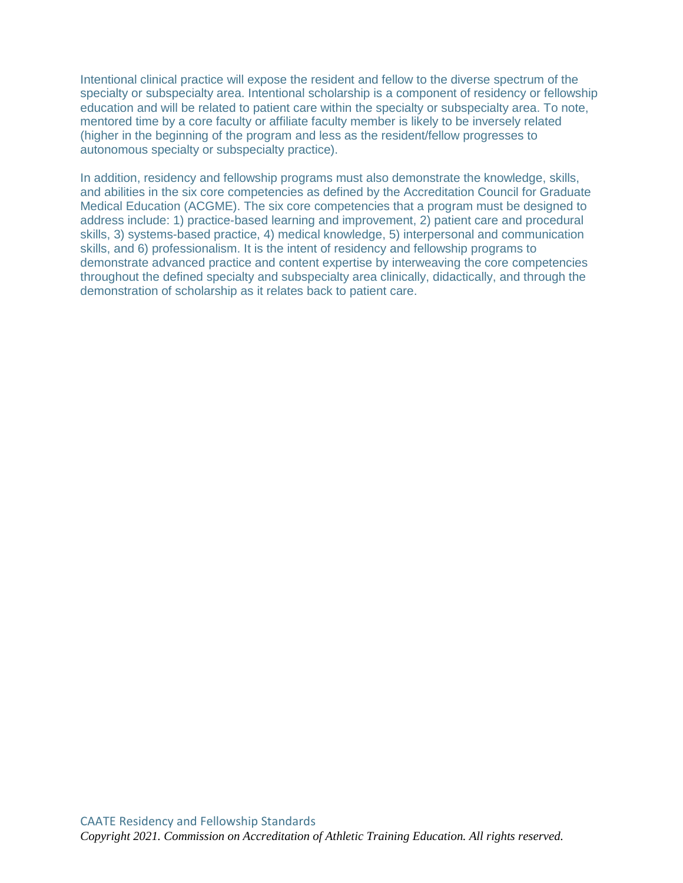Intentional clinical practice will expose the resident and fellow to the diverse spectrum of the specialty or subspecialty area. Intentional scholarship is a component of residency or fellowship education and will be related to patient care within the specialty or subspecialty area. To note, mentored time by a core faculty or affiliate faculty member is likely to be inversely related (higher in the beginning of the program and less as the resident/fellow progresses to autonomous specialty or subspecialty practice).

In addition, residency and fellowship programs must also demonstrate the knowledge, skills, and abilities in the six core competencies as defined by the Accreditation Council for Graduate Medical Education (ACGME). The six core competencies that a program must be designed to address include: 1) practice-based learning and improvement, 2) patient care and procedural skills, 3) systems-based practice, 4) medical knowledge, 5) interpersonal and communication skills, and 6) professionalism. It is the intent of residency and fellowship programs to demonstrate advanced practice and content expertise by interweaving the core competencies throughout the defined specialty and subspecialty area clinically, didactically, and through the demonstration of scholarship as it relates back to patient care.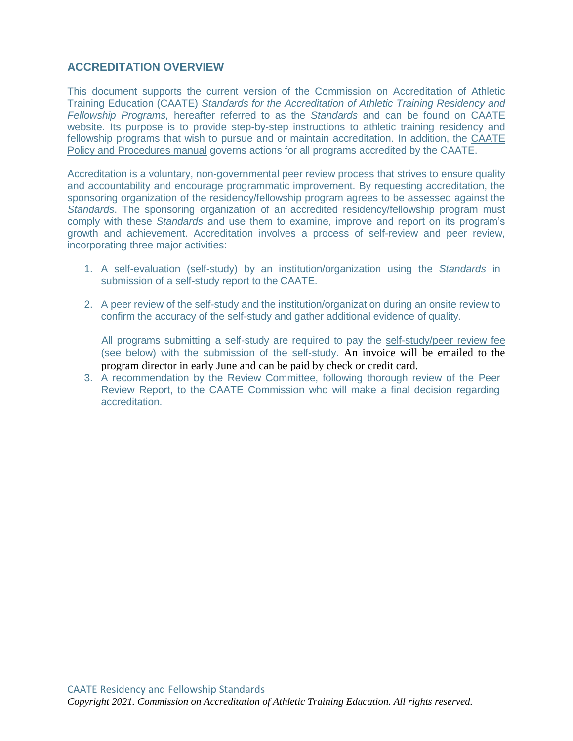## ACCREDITATION OVERVIEW

This document supports the current version of the Commission on Accreditation of Athletic Training Education (CAATE) *Standards for the Accreditation of Athletic Training Residency and Fellowship Programs,* hereafter referred to as the *Standards* and can be found on CAATE website. Its purpose is to provide step-by-step instructions to athletic training residency and fellowship programs that wish to pursue and or maintain accreditation. In addition, the CAATE Policy and Procedures manual governs actions for all programs accredited by the CAATE.

Accreditation is a voluntary, non-governmental peer review process that strives to ensure quality and accountability and encourage programmatic improvement. By requesting accreditation, the sponsoring organization of the residency/fellowship program agrees to be assessed against the *Standards*. The sponsoring organization of an accredited residency/fellowship program must comply with these *Standards* and use them to examine, improve and report on its program's growth and achievement. Accreditation involves a process of self-review and peer review, incorporating three major activities:

1. A self-evaluation (self-study) by an institution/organization using the *Standards* in submission of a self-study report to the CAATE.
2. A peer review of the self-study and the institution/organization during an onsite review to confirm the accuracy of the self-study and gather additional evidence of quality.

   All programs submitting a self-study are required to pay the self-study/peer review fee (see below) with the submission of the self-study. An invoice will be emailed to the program director in early June and can be paid by check or credit card.
3. A recommendation by the Review Committee, following thorough review of the Peer Review Report, to the CAATE Commission who will make a final decision regarding accreditation.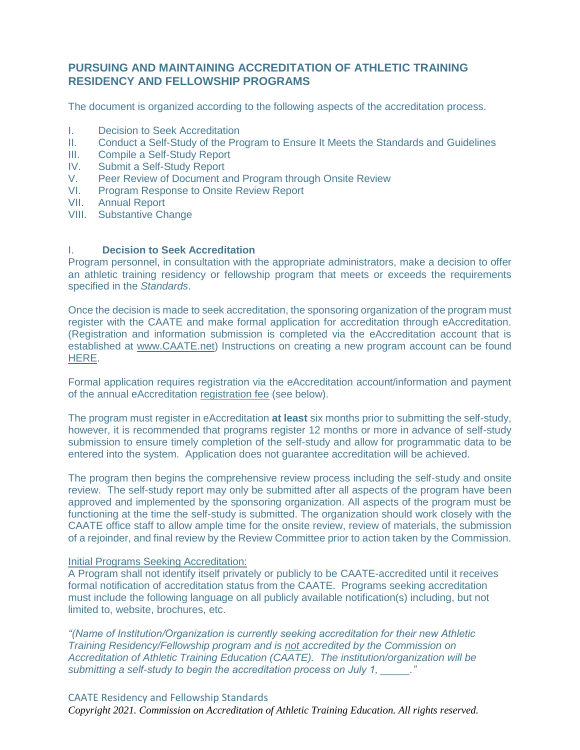## PURSUING AND MAINTAINING ACCREDITATION OF ATHLETIC TRAINING RESIDENCY AND FELLOWSHIP PROGRAMS

The document is organized according to the following aspects of the accreditation process.

I. Decision to Seek Accreditation
II. Conduct a Self-Study of the Program to Ensure It Meets the Standards and Guidelines
III. Compile a Self-Study Report
IV. Submit a Self-Study Report
V. Peer Review of Document and Program through Onsite Review
VI. Program Response to Onsite Review Report
VII. Annual Report
VIII. Substantive Change

### I. Decision to Seek Accreditation

Program personnel, in consultation with the appropriate administrators, make a decision to offer an athletic training residency or fellowship program that meets or exceeds the requirements specified in the *Standards*.

Once the decision is made to seek accreditation, the sponsoring organization of the program must register with the CAATE and make formal application for accreditation through eAccreditation. (Registration and information submission is completed via the eAccreditation account that is established at www.CAATE.net) Instructions on creating a new program account can be found HERE.

Formal application requires registration via the eAccreditation account/information and payment of the annual eAccreditation registration fee (see below).

The program must register in eAccreditation **at least** six months prior to submitting the self-study, however, it is recommended that programs register 12 months or more in advance of self-study submission to ensure timely completion of the self-study and allow for programmatic data to be entered into the system. Application does not guarantee accreditation will be achieved.

The program then begins the comprehensive review process including the self-study and onsite review. The self-study report may only be submitted after all aspects of the program have been approved and implemented by the sponsoring organization. All aspects of the program must be functioning at the time the self-study is submitted. The organization should work closely with the CAATE office staff to allow ample time for the onsite review, review of materials, the submission of a rejoinder, and final review by the Review Committee prior to action taken by the Commission.

Initial Programs Seeking Accreditation:

A Program shall not identify itself privately or publicly to be CAATE-accredited until it receives formal notification of accreditation status from the CAATE. Programs seeking accreditation must include the following language on all publicly available notification(s) including, but not limited to, website, brochures, etc.

*"(Name of Institution/Organization is currently seeking accreditation for their new Athletic Training Residency/Fellowship program and is not accredited by the Commission on Accreditation of Athletic Training Education (CAATE). The institution/organization will be submitting a self-study to begin the accreditation process on July 1, \_\_\_\_\_."*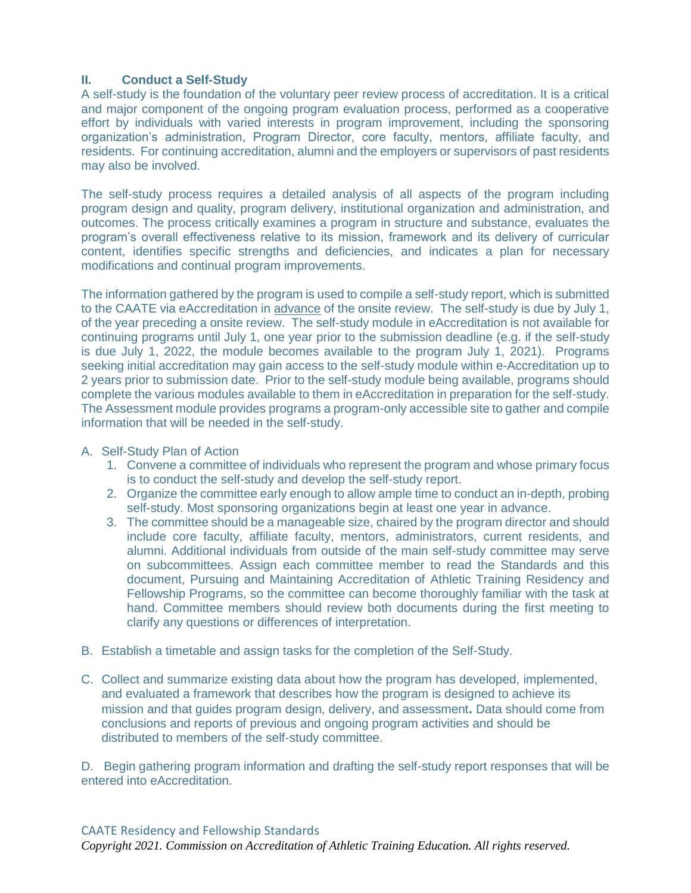## II. Conduct a Self-Study

A self-study is the foundation of the voluntary peer review process of accreditation. It is a critical and major component of the ongoing program evaluation process, performed as a cooperative effort by individuals with varied interests in program improvement, including the sponsoring organization's administration, Program Director, core faculty, mentors, affiliate faculty, and residents. For continuing accreditation, alumni and the employers or supervisors of past residents may also be involved.

The self-study process requires a detailed analysis of all aspects of the program including program design and quality, program delivery, institutional organization and administration, and outcomes. The process critically examines a program in structure and substance, evaluates the program's overall effectiveness relative to its mission, framework and its delivery of curricular content, identifies specific strengths and deficiencies, and indicates a plan for necessary modifications and continual program improvements.

The information gathered by the program is used to compile a self-study report, which is submitted to the CAATE via eAccreditation in advance of the onsite review. The self-study is due by July 1, of the year preceding a onsite review. The self-study module in eAccreditation is not available for continuing programs until July 1, one year prior to the submission deadline (e.g. if the self-study is due July 1, 2022, the module becomes available to the program July 1, 2021). Programs seeking initial accreditation may gain access to the self-study module within e-Accreditation up to 2 years prior to submission date. Prior to the self-study module being available, programs should complete the various modules available to them in eAccreditation in preparation for the self-study. The Assessment module provides programs a program-only accessible site to gather and compile information that will be needed in the self-study.

A. Self-Study Plan of Action
   1. Convene a committee of individuals who represent the program and whose primary focus is to conduct the self-study and develop the self-study report.
   2. Organize the committee early enough to allow ample time to conduct an in-depth, probing self-study. Most sponsoring organizations begin at least one year in advance.
   3. The committee should be a manageable size, chaired by the program director and should include core faculty, affiliate faculty, mentors, administrators, current residents, and alumni. Additional individuals from outside of the main self-study committee may serve on subcommittees. Assign each committee member to read the Standards and this document, Pursuing and Maintaining Accreditation of Athletic Training Residency and Fellowship Programs, so the committee can become thoroughly familiar with the task at hand. Committee members should review both documents during the first meeting to clarify any questions or differences of interpretation.

B. Establish a timetable and assign tasks for the completion of the Self-Study.

C. Collect and summarize existing data about how the program has developed, implemented, and evaluated a framework that describes how the program is designed to achieve its mission and that guides program design, delivery, and assessment. Data should come from conclusions and reports of previous and ongoing program activities and should be distributed to members of the self-study committee.

D. Begin gathering program information and drafting the self-study report responses that will be entered into eAccreditation.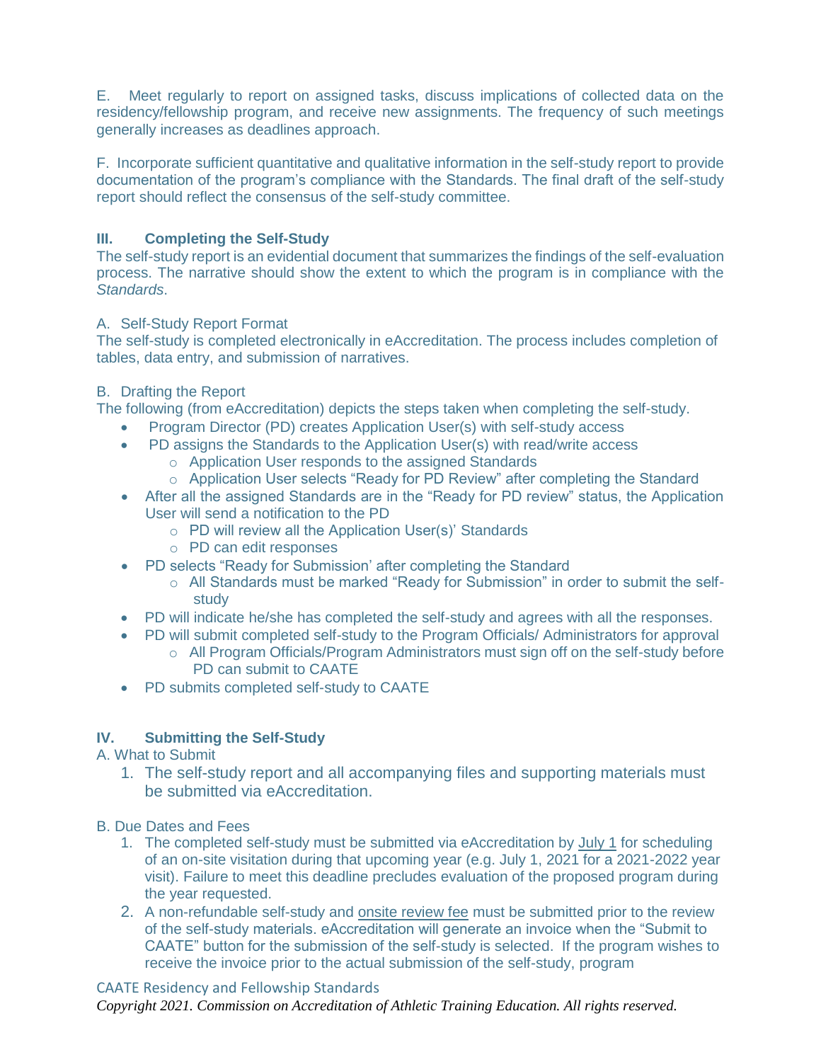E. Meet regularly to report on assigned tasks, discuss implications of collected data on the residency/fellowship program, and receive new assignments. The frequency of such meetings generally increases as deadlines approach.

F. Incorporate sufficient quantitative and qualitative information in the self-study report to provide documentation of the program's compliance with the Standards. The final draft of the self-study report should reflect the consensus of the self-study committee.

### III. Completing the Self-Study

The self-study report is an evidential document that summarizes the findings of the self-evaluation process. The narrative should show the extent to which the program is in compliance with the *Standards*.

A. Self-Study Report Format

The self-study is completed electronically in eAccreditation. The process includes completion of tables, data entry, and submission of narratives.

B. Drafting the Report

The following (from eAccreditation) depicts the steps taken when completing the self-study.

- Program Director (PD) creates Application User(s) with self-study access
- PD assigns the Standards to the Application User(s) with read/write access
  - Application User responds to the assigned Standards
  - Application User selects "Ready for PD Review" after completing the Standard
- After all the assigned Standards are in the "Ready for PD review" status, the Application User will send a notification to the PD
  - PD will review all the Application User(s)' Standards
  - PD can edit responses
- PD selects "Ready for Submission' after completing the Standard
  - All Standards must be marked "Ready for Submission" in order to submit the self-study
- PD will indicate he/she has completed the self-study and agrees with all the responses.
- PD will submit completed self-study to the Program Officials/ Administrators for approval
  - All Program Officials/Program Administrators must sign off on the self-study before PD can submit to CAATE
- PD submits completed self-study to CAATE

### IV. Submitting the Self-Study

A. What to Submit

1. The self-study report and all accompanying files and supporting materials must be submitted via eAccreditation.

B. Due Dates and Fees

1. The completed self-study must be submitted via eAccreditation by July 1 for scheduling of an on-site visitation during that upcoming year (e.g. July 1, 2021 for a 2021-2022 year visit). Failure to meet this deadline precludes evaluation of the proposed program during the year requested.
2. A non-refundable self-study and onsite review fee must be submitted prior to the review of the self-study materials. eAccreditation will generate an invoice when the "Submit to CAATE" button for the submission of the self-study is selected. If the program wishes to receive the invoice prior to the actual submission of the self-study, program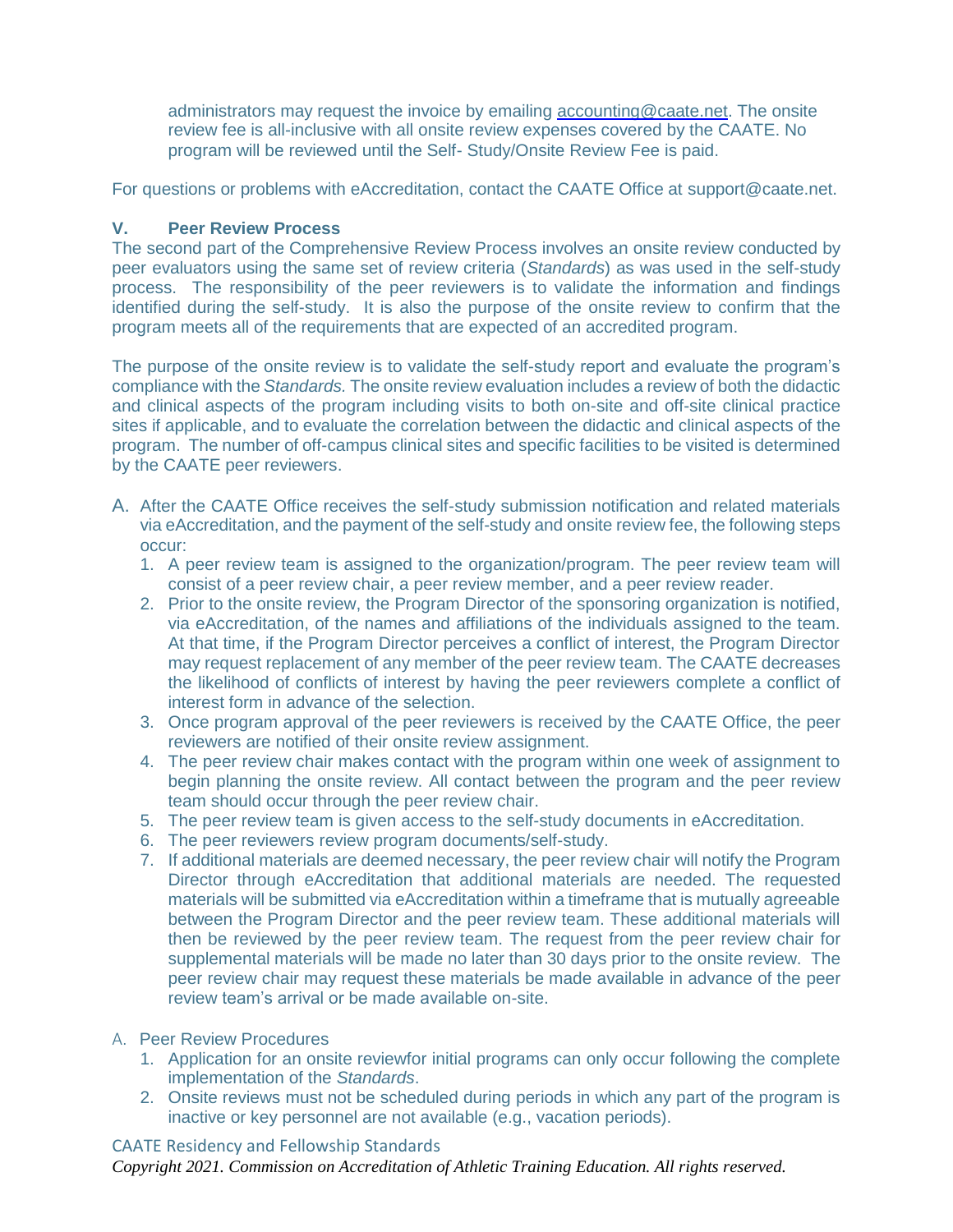administrators may request the invoice by emailing accounting@caate.net. The onsite review fee is all-inclusive with all onsite review expenses covered by the CAATE. No program will be reviewed until the Self- Study/Onsite Review Fee is paid.

For questions or problems with eAccreditation, contact the CAATE Office at support@caate.net.

## V. Peer Review Process

The second part of the Comprehensive Review Process involves an onsite review conducted by peer evaluators using the same set of review criteria (*Standards*) as was used in the self-study process. The responsibility of the peer reviewers is to validate the information and findings identified during the self-study. It is also the purpose of the onsite review to confirm that the program meets all of the requirements that are expected of an accredited program.

The purpose of the onsite review is to validate the self-study report and evaluate the program's compliance with the *Standards.* The onsite review evaluation includes a review of both the didactic and clinical aspects of the program including visits to both on-site and off-site clinical practice sites if applicable, and to evaluate the correlation between the didactic and clinical aspects of the program. The number of off-campus clinical sites and specific facilities to be visited is determined by the CAATE peer reviewers.

A. After the CAATE Office receives the self-study submission notification and related materials via eAccreditation, and the payment of the self-study and onsite review fee, the following steps occur:
   1. A peer review team is assigned to the organization/program. The peer review team will consist of a peer review chair, a peer review member, and a peer review reader.
   2. Prior to the onsite review, the Program Director of the sponsoring organization is notified, via eAccreditation, of the names and affiliations of the individuals assigned to the team. At that time, if the Program Director perceives a conflict of interest, the Program Director may request replacement of any member of the peer review team. The CAATE decreases the likelihood of conflicts of interest by having the peer reviewers complete a conflict of interest form in advance of the selection.
   3. Once program approval of the peer reviewers is received by the CAATE Office, the peer reviewers are notified of their onsite review assignment.
   4. The peer review chair makes contact with the program within one week of assignment to begin planning the onsite review. All contact between the program and the peer review team should occur through the peer review chair.
   5. The peer review team is given access to the self-study documents in eAccreditation.
   6. The peer reviewers review program documents/self-study.
   7. If additional materials are deemed necessary, the peer review chair will notify the Program Director through eAccreditation that additional materials are needed. The requested materials will be submitted via eAccreditation within a timeframe that is mutually agreeable between the Program Director and the peer review team. These additional materials will then be reviewed by the peer review team. The request from the peer review chair for supplemental materials will be made no later than 30 days prior to the onsite review. The peer review chair may request these materials be made available in advance of the peer review team's arrival or be made available on-site.

A. Peer Review Procedures
   1. Application for an onsite reviewfor initial programs can only occur following the complete implementation of the *Standards*.
   2. Onsite reviews must not be scheduled during periods in which any part of the program is inactive or key personnel are not available (e.g., vacation periods).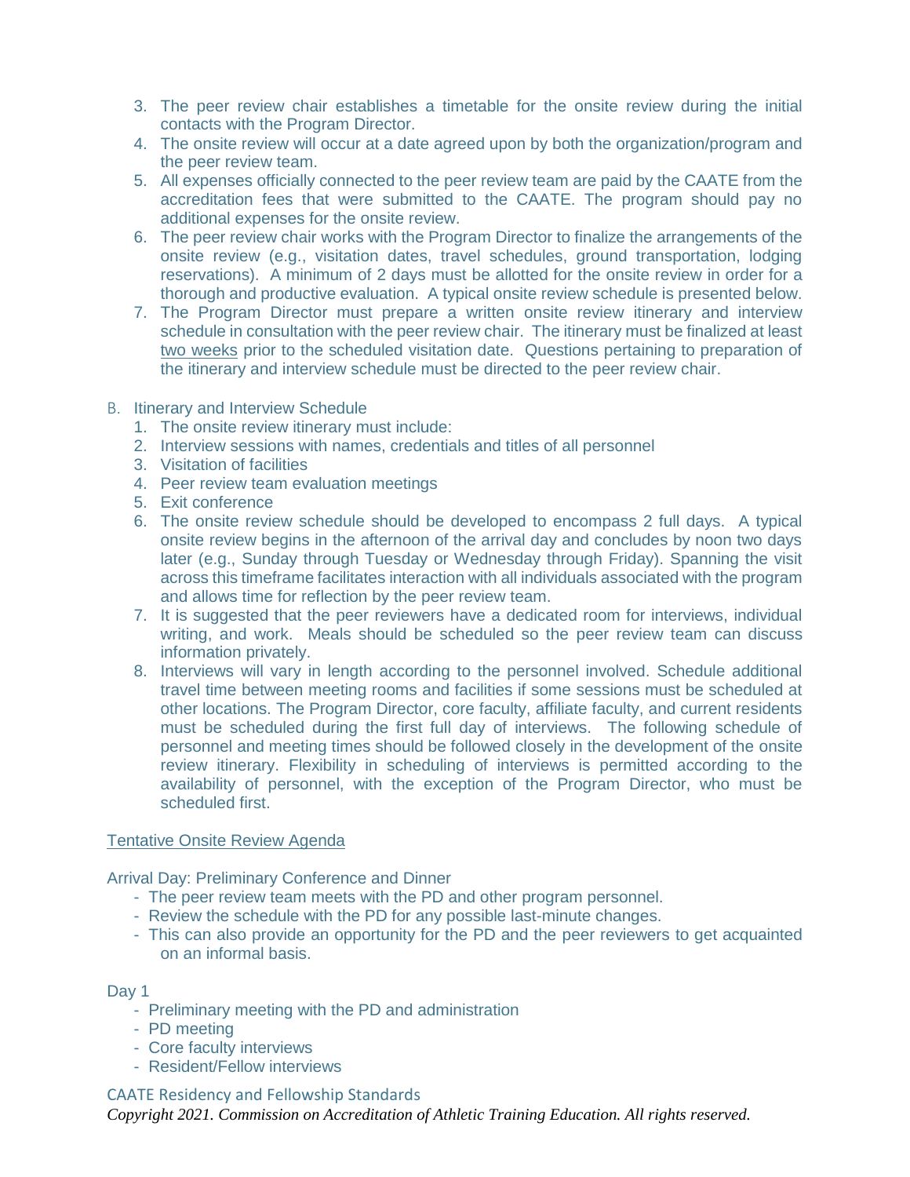3. The peer review chair establishes a timetable for the onsite review during the initial contacts with the Program Director.
4. The onsite review will occur at a date agreed upon by both the organization/program and the peer review team.
5. All expenses officially connected to the peer review team are paid by the CAATE from the accreditation fees that were submitted to the CAATE. The program should pay no additional expenses for the onsite review.
6. The peer review chair works with the Program Director to finalize the arrangements of the onsite review (e.g., visitation dates, travel schedules, ground transportation, lodging reservations). A minimum of 2 days must be allotted for the onsite review in order for a thorough and productive evaluation. A typical onsite review schedule is presented below.
7. The Program Director must prepare a written onsite review itinerary and interview schedule in consultation with the peer review chair. The itinerary must be finalized at least <u>two weeks</u> prior to the scheduled visitation date. Questions pertaining to preparation of the itinerary and interview schedule must be directed to the peer review chair.

B. Itinerary and Interview Schedule
1. The onsite review itinerary must include:
2. Interview sessions with names, credentials and titles of all personnel
3. Visitation of facilities
4. Peer review team evaluation meetings
5. Exit conference
6. The onsite review schedule should be developed to encompass 2 full days. A typical onsite review begins in the afternoon of the arrival day and concludes by noon two days later (e.g., Sunday through Tuesday or Wednesday through Friday). Spanning the visit across this timeframe facilitates interaction with all individuals associated with the program and allows time for reflection by the peer review team.
7. It is suggested that the peer reviewers have a dedicated room for interviews, individual writing, and work. Meals should be scheduled so the peer review team can discuss information privately.
8. Interviews will vary in length according to the personnel involved. Schedule additional travel time between meeting rooms and facilities if some sessions must be scheduled at other locations. The Program Director, core faculty, affiliate faculty, and current residents must be scheduled during the first full day of interviews. The following schedule of personnel and meeting times should be followed closely in the development of the onsite review itinerary. Flexibility in scheduling of interviews is permitted according to the availability of personnel, with the exception of the Program Director, who must be scheduled first.

<u>Tentative Onsite Review Agenda</u>

Arrival Day: Preliminary Conference and Dinner
- The peer review team meets with the PD and other program personnel.
- Review the schedule with the PD for any possible last-minute changes.
- This can also provide an opportunity for the PD and the peer reviewers to get acquainted on an informal basis.

Day 1
- Preliminary meeting with the PD and administration
- PD meeting
- Core faculty interviews
- Resident/Fellow interviews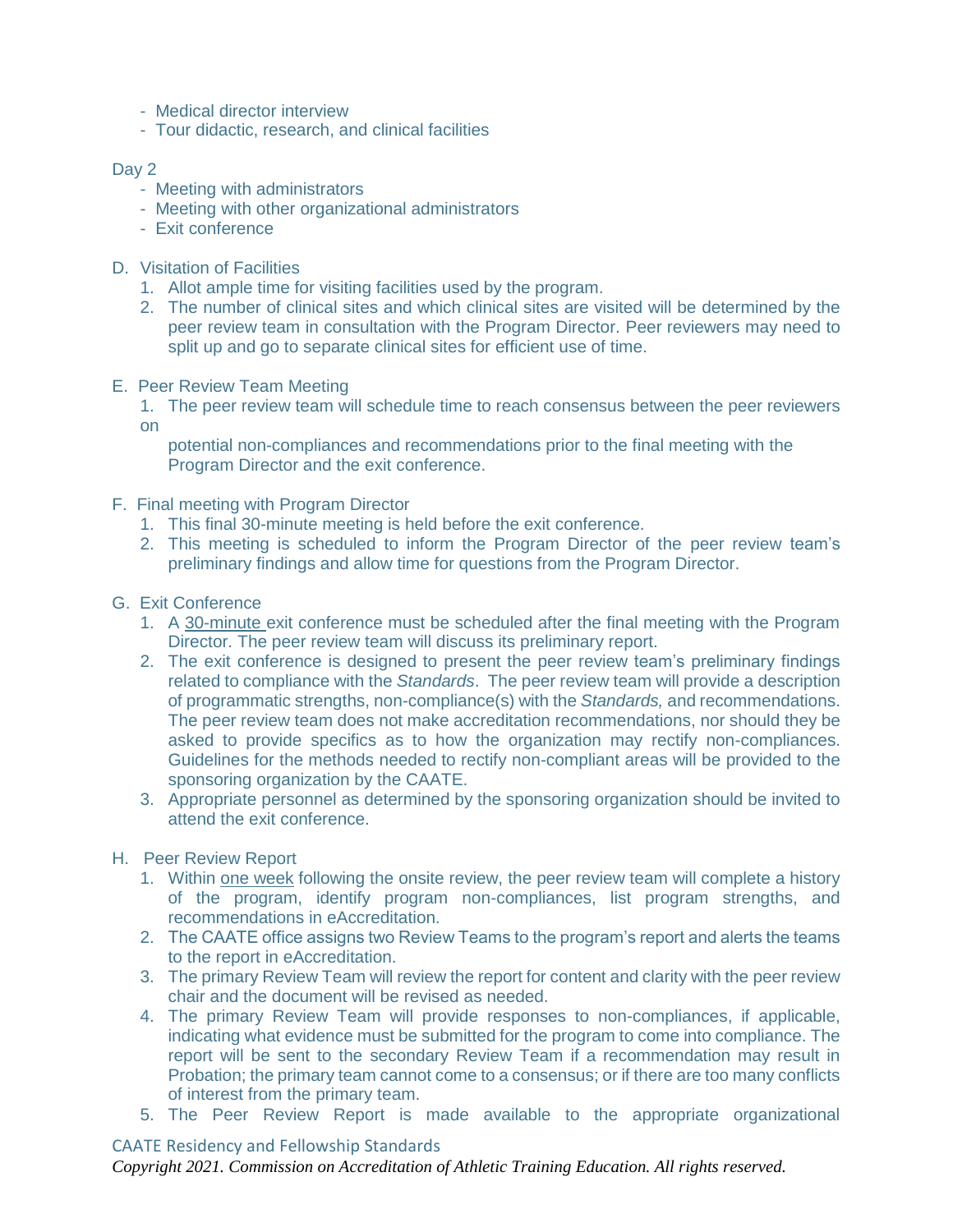- Medical director interview
- Tour didactic, research, and clinical facilities

Day 2

- Meeting with administrators
- Meeting with other organizational administrators
- Exit conference

D. Visitation of Facilities

1. Allot ample time for visiting facilities used by the program.
2. The number of clinical sites and which clinical sites are visited will be determined by the peer review team in consultation with the Program Director. Peer reviewers may need to split up and go to separate clinical sites for efficient use of time.

E. Peer Review Team Meeting

1. The peer review team will schedule time to reach consensus between the peer reviewers on potential non-compliances and recommendations prior to the final meeting with the Program Director and the exit conference.

F. Final meeting with Program Director

1. This final 30-minute meeting is held before the exit conference.
2. This meeting is scheduled to inform the Program Director of the peer review team's preliminary findings and allow time for questions from the Program Director.

G. Exit Conference

1. A 30-minute exit conference must be scheduled after the final meeting with the Program Director. The peer review team will discuss its preliminary report.
2. The exit conference is designed to present the peer review team's preliminary findings related to compliance with the *Standards*. The peer review team will provide a description of programmatic strengths, non-compliance(s) with the *Standards,* and recommendations. The peer review team does not make accreditation recommendations, nor should they be asked to provide specifics as to how the organization may rectify non-compliances. Guidelines for the methods needed to rectify non-compliant areas will be provided to the sponsoring organization by the CAATE.
3. Appropriate personnel as determined by the sponsoring organization should be invited to attend the exit conference.

H. Peer Review Report

1. Within one week following the onsite review, the peer review team will complete a history of the program, identify program non-compliances, list program strengths, and recommendations in eAccreditation.
2. The CAATE office assigns two Review Teams to the program's report and alerts the teams to the report in eAccreditation.
3. The primary Review Team will review the report for content and clarity with the peer review chair and the document will be revised as needed.
4. The primary Review Team will provide responses to non-compliances, if applicable, indicating what evidence must be submitted for the program to come into compliance. The report will be sent to the secondary Review Team if a recommendation may result in Probation; the primary team cannot come to a consensus; or if there are too many conflicts of interest from the primary team.
5. The Peer Review Report is made available to the appropriate organizational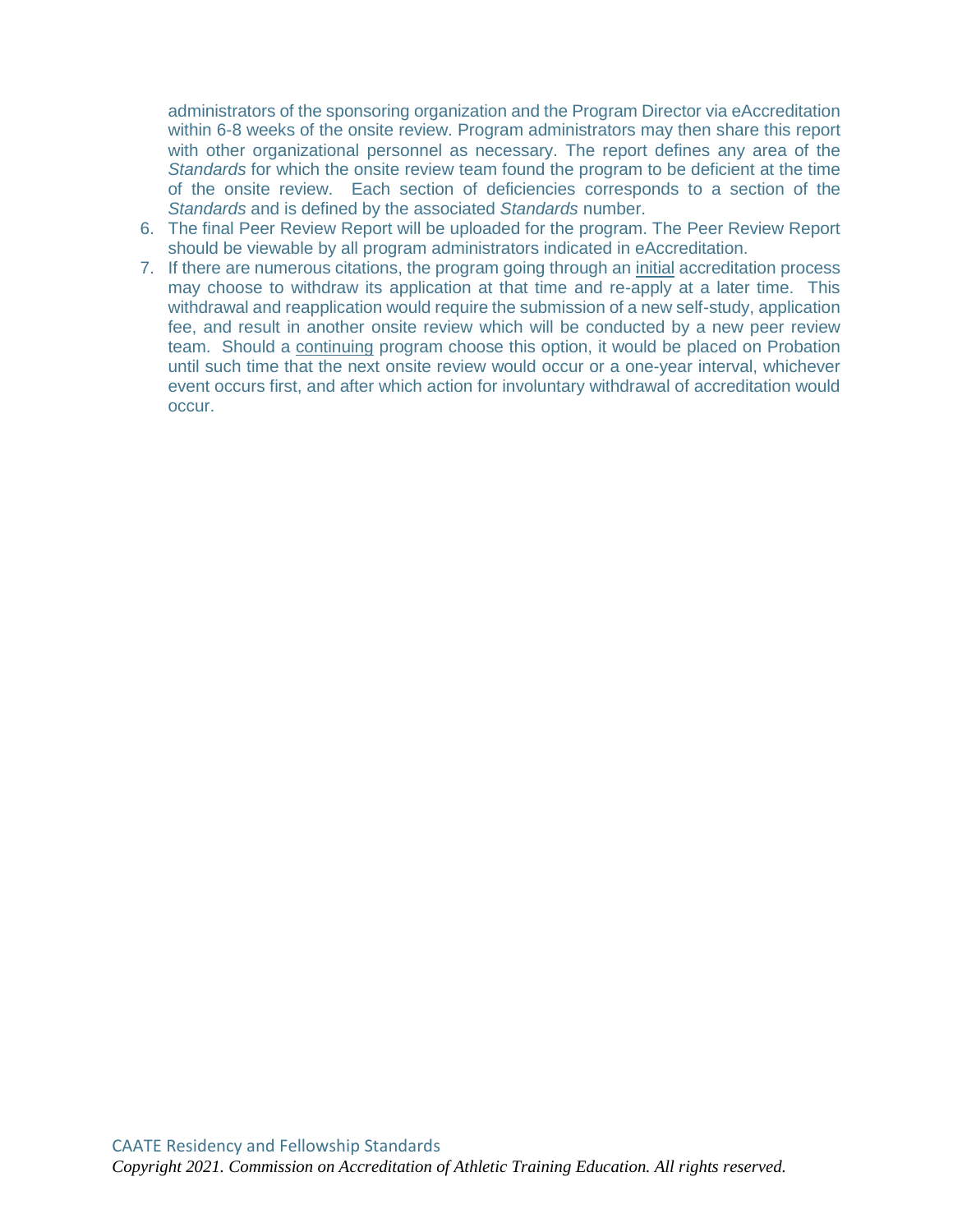administrators of the sponsoring organization and the Program Director via eAccreditation within 6-8 weeks of the onsite review. Program administrators may then share this report with other organizational personnel as necessary. The report defines any area of the *Standards* for which the onsite review team found the program to be deficient at the time of the onsite review. Each section of deficiencies corresponds to a section of the *Standards* and is defined by the associated *Standards* number.

6. The final Peer Review Report will be uploaded for the program. The Peer Review Report should be viewable by all program administrators indicated in eAccreditation.
7. If there are numerous citations, the program going through an initial accreditation process may choose to withdraw its application at that time and re-apply at a later time. This withdrawal and reapplication would require the submission of a new self-study, application fee, and result in another onsite review which will be conducted by a new peer review team. Should a continuing program choose this option, it would be placed on Probation until such time that the next onsite review would occur or a one-year interval, whichever event occurs first, and after which action for involuntary withdrawal of accreditation would occur.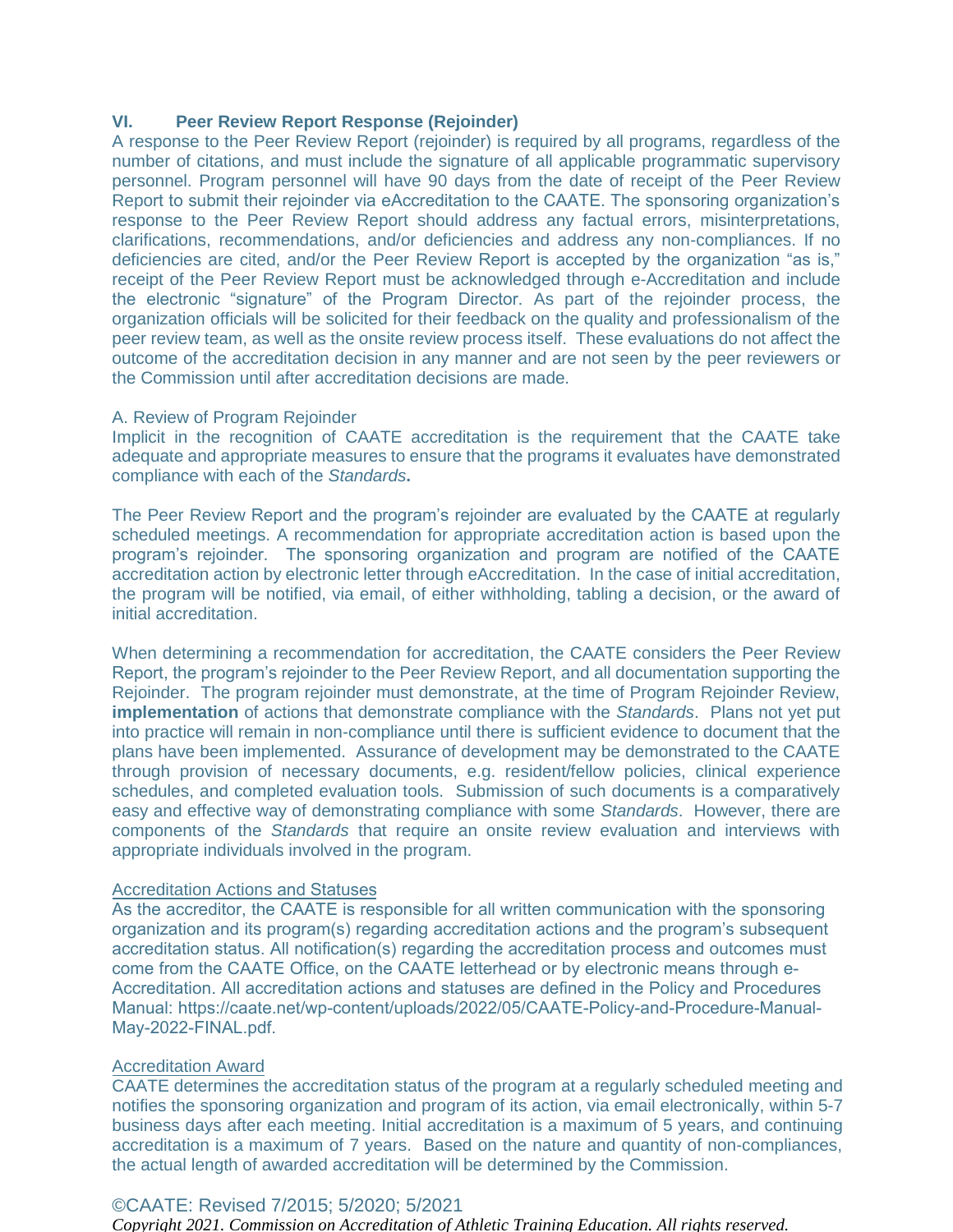## VI. Peer Review Report Response (Rejoinder)

A response to the Peer Review Report (rejoinder) is required by all programs, regardless of the number of citations, and must include the signature of all applicable programmatic supervisory personnel. Program personnel will have 90 days from the date of receipt of the Peer Review Report to submit their rejoinder via eAccreditation to the CAATE. The sponsoring organization's response to the Peer Review Report should address any factual errors, misinterpretations, clarifications, recommendations, and/or deficiencies and address any non-compliances. If no deficiencies are cited, and/or the Peer Review Report is accepted by the organization "as is," receipt of the Peer Review Report must be acknowledged through e-Accreditation and include the electronic "signature" of the Program Director. As part of the rejoinder process, the organization officials will be solicited for their feedback on the quality and professionalism of the peer review team, as well as the onsite review process itself. These evaluations do not affect the outcome of the accreditation decision in any manner and are not seen by the peer reviewers or the Commission until after accreditation decisions are made.

A. Review of Program Rejoinder

Implicit in the recognition of CAATE accreditation is the requirement that the CAATE take adequate and appropriate measures to ensure that the programs it evaluates have demonstrated compliance with each of the *Standards*.

The Peer Review Report and the program's rejoinder are evaluated by the CAATE at regularly scheduled meetings. A recommendation for appropriate accreditation action is based upon the program's rejoinder. The sponsoring organization and program are notified of the CAATE accreditation action by electronic letter through eAccreditation. In the case of initial accreditation, the program will be notified, via email, of either withholding, tabling a decision, or the award of initial accreditation.

When determining a recommendation for accreditation, the CAATE considers the Peer Review Report, the program's rejoinder to the Peer Review Report, and all documentation supporting the Rejoinder. The program rejoinder must demonstrate, at the time of Program Rejoinder Review, **implementation** of actions that demonstrate compliance with the *Standards*. Plans not yet put into practice will remain in non-compliance until there is sufficient evidence to document that the plans have been implemented. Assurance of development may be demonstrated to the CAATE through provision of necessary documents, e.g. resident/fellow policies, clinical experience schedules, and completed evaluation tools. Submission of such documents is a comparatively easy and effective way of demonstrating compliance with some *Standards*. However, there are components of the *Standards* that require an onsite review evaluation and interviews with appropriate individuals involved in the program.

Accreditation Actions and Statuses

As the accreditor, the CAATE is responsible for all written communication with the sponsoring organization and its program(s) regarding accreditation actions and the program's subsequent accreditation status. All notification(s) regarding the accreditation process and outcomes must come from the CAATE Office, on the CAATE letterhead or by electronic means through e-Accreditation. All accreditation actions and statuses are defined in the Policy and Procedures Manual: https://caate.net/wp-content/uploads/2022/05/CAATE-Policy-and-Procedure-Manual-May-2022-FINAL.pdf.

Accreditation Award

CAATE determines the accreditation status of the program at a regularly scheduled meeting and notifies the sponsoring organization and program of its action, via email electronically, within 5-7 business days after each meeting. Initial accreditation is a maximum of 5 years, and continuing accreditation is a maximum of 7 years. Based on the nature and quantity of non-compliances, the actual length of awarded accreditation will be determined by the Commission.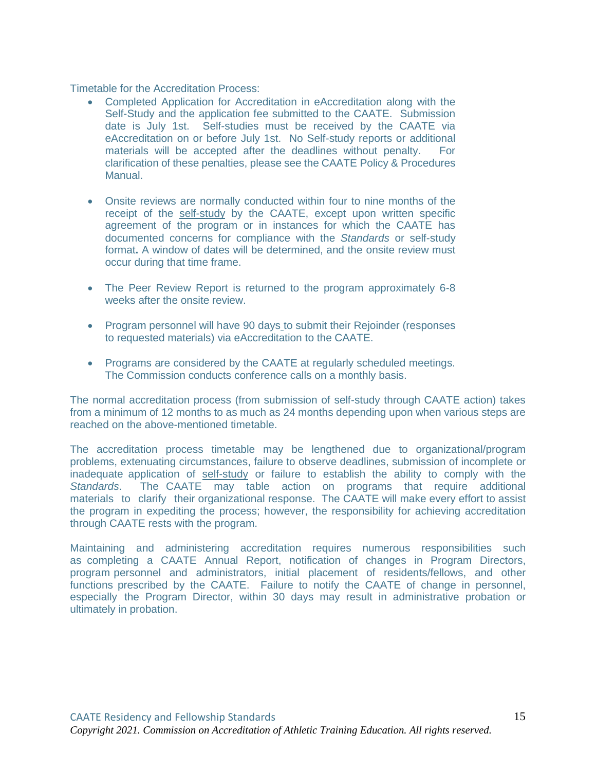Timetable for the Accreditation Process:

- Completed Application for Accreditation in eAccreditation along with the Self-Study and the application fee submitted to the CAATE. Submission date is July 1st. Self-studies must be received by the CAATE via eAccreditation on or before July 1st. No Self-study reports or additional materials will be accepted after the deadlines without penalty. For clarification of these penalties, please see the CAATE Policy & Procedures Manual.

- Onsite reviews are normally conducted within four to nine months of the receipt of the self-study by the CAATE, except upon written specific agreement of the program or in instances for which the CAATE has documented concerns for compliance with the *Standards* or self-study format**.** A window of dates will be determined, and the onsite review must occur during that time frame.

- The Peer Review Report is returned to the program approximately 6-8 weeks after the onsite review.

- Program personnel will have 90 days to submit their Rejoinder (responses to requested materials) via eAccreditation to the CAATE.

- Programs are considered by the CAATE at regularly scheduled meetings. The Commission conducts conference calls on a monthly basis.

The normal accreditation process (from submission of self-study through CAATE action) takes from a minimum of 12 months to as much as 24 months depending upon when various steps are reached on the above-mentioned timetable.

The accreditation process timetable may be lengthened due to organizational/program problems, extenuating circumstances, failure to observe deadlines, submission of incomplete or inadequate application of self-study or failure to establish the ability to comply with the *Standards*. The CAATE may table action on programs that require additional materials to clarify their organizational response. The CAATE will make every effort to assist the program in expediting the process; however, the responsibility for achieving accreditation through CAATE rests with the program.

Maintaining and administering accreditation requires numerous responsibilities such as completing a CAATE Annual Report, notification of changes in Program Directors, program personnel and administrators, initial placement of residents/fellows, and other functions prescribed by the CAATE. Failure to notify the CAATE of change in personnel, especially the Program Director, within 30 days may result in administrative probation or ultimately in probation.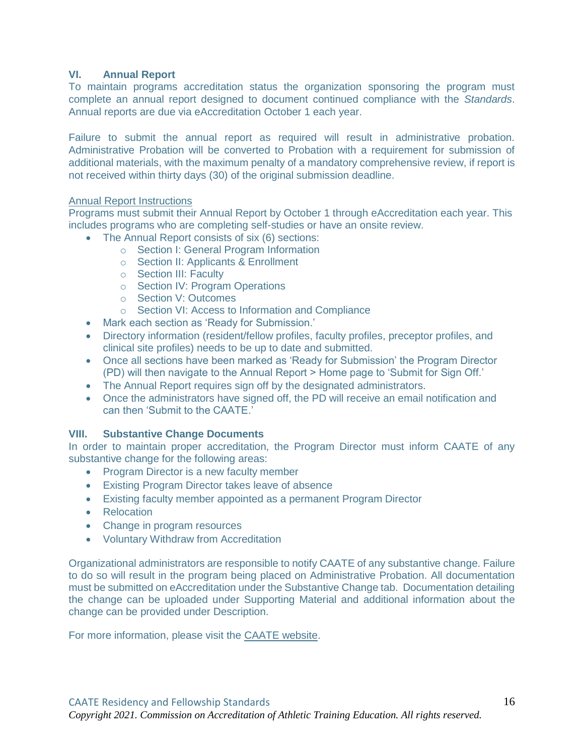## VI. Annual Report

To maintain programs accreditation status the organization sponsoring the program must complete an annual report designed to document continued compliance with the *Standards*. Annual reports are due via eAccreditation October 1 each year.

Failure to submit the annual report as required will result in administrative probation. Administrative Probation will be converted to Probation with a requirement for submission of additional materials, with the maximum penalty of a mandatory comprehensive review, if report is not received within thirty days (30) of the original submission deadline.

<u>Annual Report Instructions</u>

Programs must submit their Annual Report by October 1 through eAccreditation each year. This includes programs who are completing self-studies or have an onsite review.

- The Annual Report consists of six (6) sections:
  - Section I: General Program Information
  - Section II: Applicants & Enrollment
  - Section III: Faculty
  - Section IV: Program Operations
  - Section V: Outcomes
  - Section VI: Access to Information and Compliance
- Mark each section as 'Ready for Submission.'
- Directory information (resident/fellow profiles, faculty profiles, preceptor profiles, and clinical site profiles) needs to be up to date and submitted.
- Once all sections have been marked as 'Ready for Submission' the Program Director (PD) will then navigate to the Annual Report > Home page to 'Submit for Sign Off.'
- The Annual Report requires sign off by the designated administrators.
- Once the administrators have signed off, the PD will receive an email notification and can then 'Submit to the CAATE.'

## VIII. Substantive Change Documents

In order to maintain proper accreditation, the Program Director must inform CAATE of any substantive change for the following areas:

- Program Director is a new faculty member
- Existing Program Director takes leave of absence
- Existing faculty member appointed as a permanent Program Director
- Relocation
- Change in program resources
- Voluntary Withdraw from Accreditation

Organizational administrators are responsible to notify CAATE of any substantive change. Failure to do so will result in the program being placed on Administrative Probation. All documentation must be submitted on eAccreditation under the Substantive Change tab. Documentation detailing the change can be uploaded under Supporting Material and additional information about the change can be provided under Description.

For more information, please visit the <u>CAATE website</u>.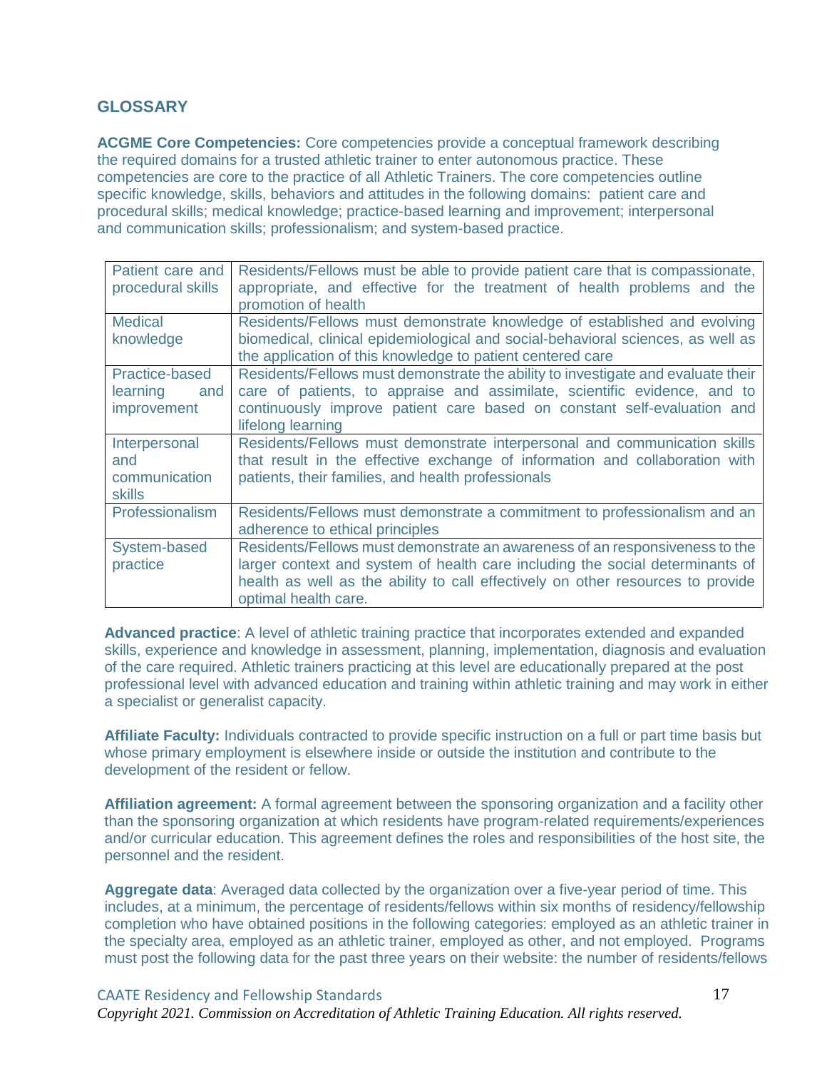## GLOSSARY

**ACGME Core Competencies:** Core competencies provide a conceptual framework describing the required domains for a trusted athletic trainer to enter autonomous practice. These competencies are core to the practice of all Athletic Trainers. The core competencies outline specific knowledge, skills, behaviors and attitudes in the following domains: patient care and procedural skills; medical knowledge; practice-based learning and improvement; interpersonal and communication skills; professionalism; and system-based practice.

| | |
|---|---|
| Patient care and procedural skills | Residents/Fellows must be able to provide patient care that is compassionate, appropriate, and effective for the treatment of health problems and the promotion of health |
| Medical knowledge | Residents/Fellows must demonstrate knowledge of established and evolving biomedical, clinical epidemiological and social-behavioral sciences, as well as the application of this knowledge to patient centered care |
| Practice-based learning and improvement | Residents/Fellows must demonstrate the ability to investigate and evaluate their care of patients, to appraise and assimilate, scientific evidence, and to continuously improve patient care based on constant self-evaluation and lifelong learning |
| Interpersonal and communication skills | Residents/Fellows must demonstrate interpersonal and communication skills that result in the effective exchange of information and collaboration with patients, their families, and health professionals |
| Professionalism | Residents/Fellows must demonstrate a commitment to professionalism and an adherence to ethical principles |
| System-based practice | Residents/Fellows must demonstrate an awareness of an responsiveness to the larger context and system of health care including the social determinants of health as well as the ability to call effectively on other resources to provide optimal health care. |

**Advanced practice**: A level of athletic training practice that incorporates extended and expanded skills, experience and knowledge in assessment, planning, implementation, diagnosis and evaluation of the care required. Athletic trainers practicing at this level are educationally prepared at the post professional level with advanced education and training within athletic training and may work in either a specialist or generalist capacity.

**Affiliate Faculty:** Individuals contracted to provide specific instruction on a full or part time basis but whose primary employment is elsewhere inside or outside the institution and contribute to the development of the resident or fellow.

**Affiliation agreement:** A formal agreement between the sponsoring organization and a facility other than the sponsoring organization at which residents have program-related requirements/experiences and/or curricular education. This agreement defines the roles and responsibilities of the host site, the personnel and the resident.

**Aggregate data**: Averaged data collected by the organization over a five-year period of time. This includes, at a minimum, the percentage of residents/fellows within six months of residency/fellowship completion who have obtained positions in the following categories: employed as an athletic trainer in the specialty area, employed as an athletic trainer, employed as other, and not employed. Programs must post the following data for the past three years on their website: the number of residents/fellows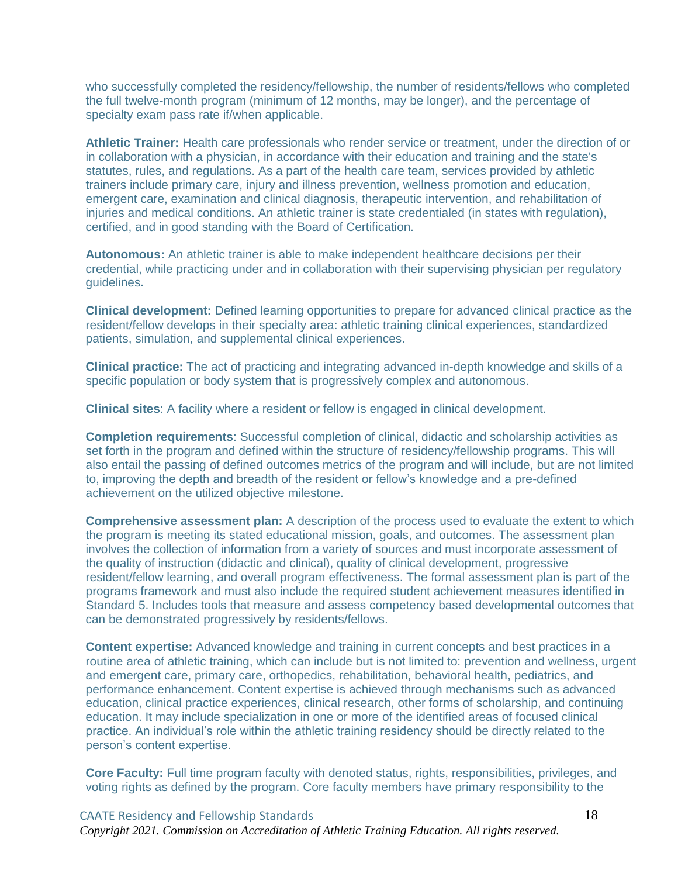who successfully completed the residency/fellowship, the number of residents/fellows who completed the full twelve-month program (minimum of 12 months, may be longer), and the percentage of specialty exam pass rate if/when applicable.

**Athletic Trainer:** Health care professionals who render service or treatment, under the direction of or in collaboration with a physician, in accordance with their education and training and the state's statutes, rules, and regulations. As a part of the health care team, services provided by athletic trainers include primary care, injury and illness prevention, wellness promotion and education, emergent care, examination and clinical diagnosis, therapeutic intervention, and rehabilitation of injuries and medical conditions. An athletic trainer is state credentialed (in states with regulation), certified, and in good standing with the Board of Certification.

**Autonomous:** An athletic trainer is able to make independent healthcare decisions per their credential, while practicing under and in collaboration with their supervising physician per regulatory guidelines**.**

**Clinical development:** Defined learning opportunities to prepare for advanced clinical practice as the resident/fellow develops in their specialty area: athletic training clinical experiences, standardized patients, simulation, and supplemental clinical experiences.

**Clinical practice:** The act of practicing and integrating advanced in-depth knowledge and skills of a specific population or body system that is progressively complex and autonomous.

**Clinical sites**: A facility where a resident or fellow is engaged in clinical development.

**Completion requirements**: Successful completion of clinical, didactic and scholarship activities as set forth in the program and defined within the structure of residency/fellowship programs. This will also entail the passing of defined outcomes metrics of the program and will include, but are not limited to, improving the depth and breadth of the resident or fellow's knowledge and a pre-defined achievement on the utilized objective milestone.

**Comprehensive assessment plan:** A description of the process used to evaluate the extent to which the program is meeting its stated educational mission, goals, and outcomes. The assessment plan involves the collection of information from a variety of sources and must incorporate assessment of the quality of instruction (didactic and clinical), quality of clinical development, progressive resident/fellow learning, and overall program effectiveness. The formal assessment plan is part of the programs framework and must also include the required student achievement measures identified in Standard 5. Includes tools that measure and assess competency based developmental outcomes that can be demonstrated progressively by residents/fellows.

**Content expertise:** Advanced knowledge and training in current concepts and best practices in a routine area of athletic training, which can include but is not limited to: prevention and wellness, urgent and emergent care, primary care, orthopedics, rehabilitation, behavioral health, pediatrics, and performance enhancement. Content expertise is achieved through mechanisms such as advanced education, clinical practice experiences, clinical research, other forms of scholarship, and continuing education. It may include specialization in one or more of the identified areas of focused clinical practice. An individual's role within the athletic training residency should be directly related to the person's content expertise.

**Core Faculty:** Full time program faculty with denoted status, rights, responsibilities, privileges, and voting rights as defined by the program. Core faculty members have primary responsibility to the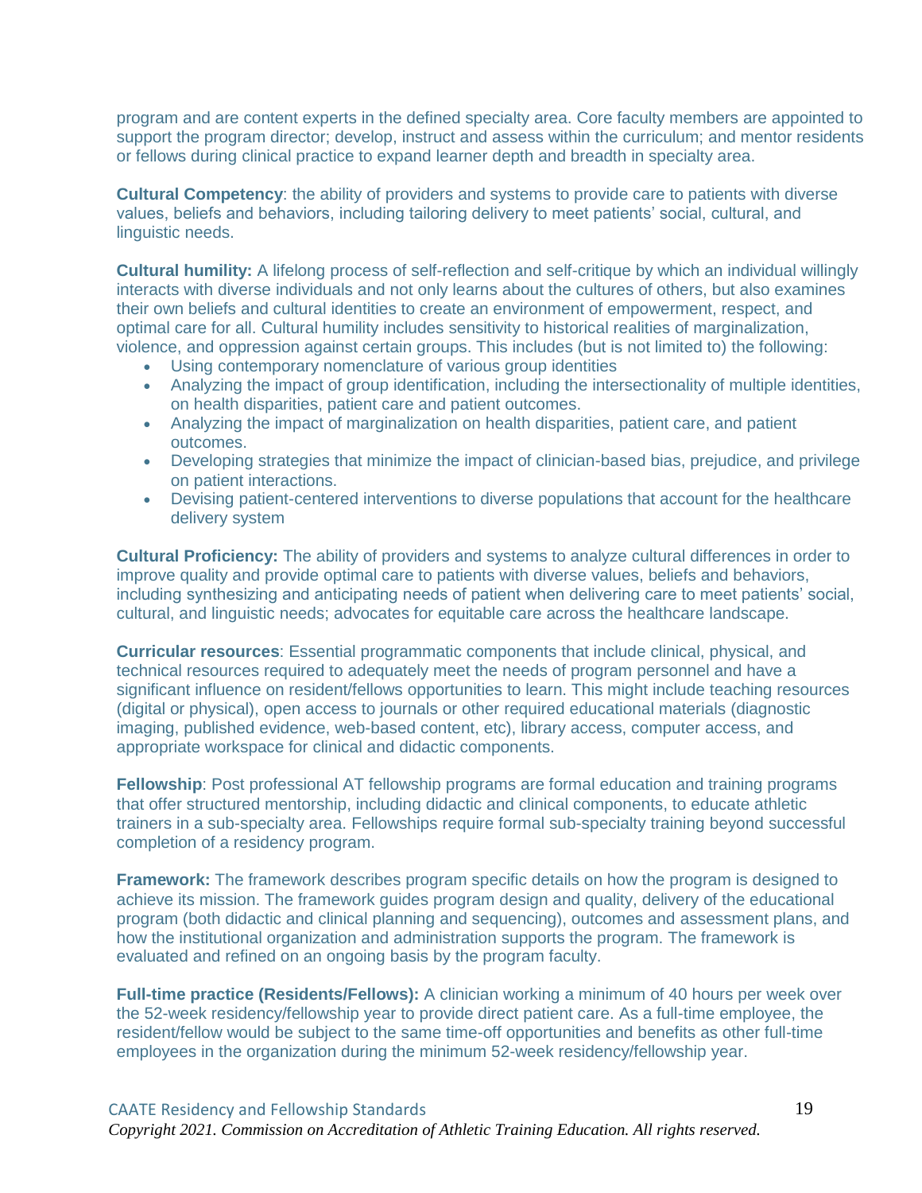program and are content experts in the defined specialty area. Core faculty members are appointed to support the program director; develop, instruct and assess within the curriculum; and mentor residents or fellows during clinical practice to expand learner depth and breadth in specialty area.

**Cultural Competency**: the ability of providers and systems to provide care to patients with diverse values, beliefs and behaviors, including tailoring delivery to meet patients' social, cultural, and linguistic needs.

**Cultural humility:** A lifelong process of self-reflection and self-critique by which an individual willingly interacts with diverse individuals and not only learns about the cultures of others, but also examines their own beliefs and cultural identities to create an environment of empowerment, respect, and optimal care for all. Cultural humility includes sensitivity to historical realities of marginalization, violence, and oppression against certain groups. This includes (but is not limited to) the following:

- Using contemporary nomenclature of various group identities
- Analyzing the impact of group identification, including the intersectionality of multiple identities, on health disparities, patient care and patient outcomes.
- Analyzing the impact of marginalization on health disparities, patient care, and patient outcomes.
- Developing strategies that minimize the impact of clinician-based bias, prejudice, and privilege on patient interactions.
- Devising patient-centered interventions to diverse populations that account for the healthcare delivery system

**Cultural Proficiency:** The ability of providers and systems to analyze cultural differences in order to improve quality and provide optimal care to patients with diverse values, beliefs and behaviors, including synthesizing and anticipating needs of patient when delivering care to meet patients' social, cultural, and linguistic needs; advocates for equitable care across the healthcare landscape.

**Curricular resources**: Essential programmatic components that include clinical, physical, and technical resources required to adequately meet the needs of program personnel and have a significant influence on resident/fellows opportunities to learn. This might include teaching resources (digital or physical), open access to journals or other required educational materials (diagnostic imaging, published evidence, web-based content, etc), library access, computer access, and appropriate workspace for clinical and didactic components.

**Fellowship**: Post professional AT fellowship programs are formal education and training programs that offer structured mentorship, including didactic and clinical components, to educate athletic trainers in a sub-specialty area. Fellowships require formal sub-specialty training beyond successful completion of a residency program.

**Framework:** The framework describes program specific details on how the program is designed to achieve its mission. The framework guides program design and quality, delivery of the educational program (both didactic and clinical planning and sequencing), outcomes and assessment plans, and how the institutional organization and administration supports the program. The framework is evaluated and refined on an ongoing basis by the program faculty.

**Full-time practice (Residents/Fellows):** A clinician working a minimum of 40 hours per week over the 52-week residency/fellowship year to provide direct patient care. As a full-time employee, the resident/fellow would be subject to the same time-off opportunities and benefits as other full-time employees in the organization during the minimum 52-week residency/fellowship year.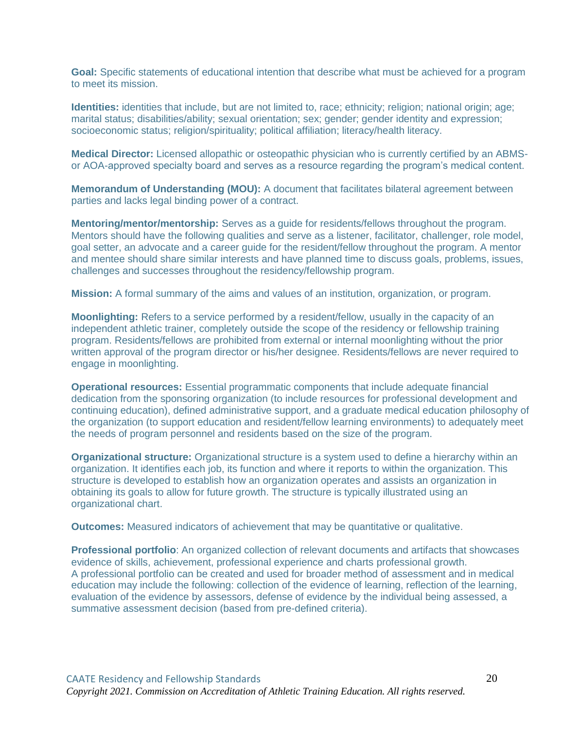**Goal:** Specific statements of educational intention that describe what must be achieved for a program to meet its mission.

**Identities:** identities that include, but are not limited to, race; ethnicity; religion; national origin; age; marital status; disabilities/ability; sexual orientation; sex; gender; gender identity and expression; socioeconomic status; religion/spirituality; political affiliation; literacy/health literacy.

**Medical Director:** Licensed allopathic or osteopathic physician who is currently certified by an ABMS- or AOA-approved specialty board and serves as a resource regarding the program's medical content.

**Memorandum of Understanding (MOU):** A document that facilitates bilateral agreement between parties and lacks legal binding power of a contract.

**Mentoring/mentor/mentorship:** Serves as a guide for residents/fellows throughout the program. Mentors should have the following qualities and serve as a listener, facilitator, challenger, role model, goal setter, an advocate and a career guide for the resident/fellow throughout the program. A mentor and mentee should share similar interests and have planned time to discuss goals, problems, issues, challenges and successes throughout the residency/fellowship program.

**Mission:** A formal summary of the aims and values of an institution, organization, or program.

**Moonlighting:** Refers to a service performed by a resident/fellow, usually in the capacity of an independent athletic trainer, completely outside the scope of the residency or fellowship training program. Residents/fellows are prohibited from external or internal moonlighting without the prior written approval of the program director or his/her designee. Residents/fellows are never required to engage in moonlighting.

**Operational resources:** Essential programmatic components that include adequate financial dedication from the sponsoring organization (to include resources for professional development and continuing education), defined administrative support, and a graduate medical education philosophy of the organization (to support education and resident/fellow learning environments) to adequately meet the needs of program personnel and residents based on the size of the program.

**Organizational structure:** Organizational structure is a system used to define a hierarchy within an organization. It identifies each job, its function and where it reports to within the organization. This structure is developed to establish how an organization operates and assists an organization in obtaining its goals to allow for future growth. The structure is typically illustrated using an organizational chart.

**Outcomes:** Measured indicators of achievement that may be quantitative or qualitative.

**Professional portfolio**: An organized collection of relevant documents and artifacts that showcases evidence of skills, achievement, professional experience and charts professional growth.
A professional portfolio can be created and used for broader method of assessment and in medical education may include the following: collection of the evidence of learning, reflection of the learning, evaluation of the evidence by assessors, defense of evidence by the individual being assessed, a summative assessment decision (based from pre-defined criteria).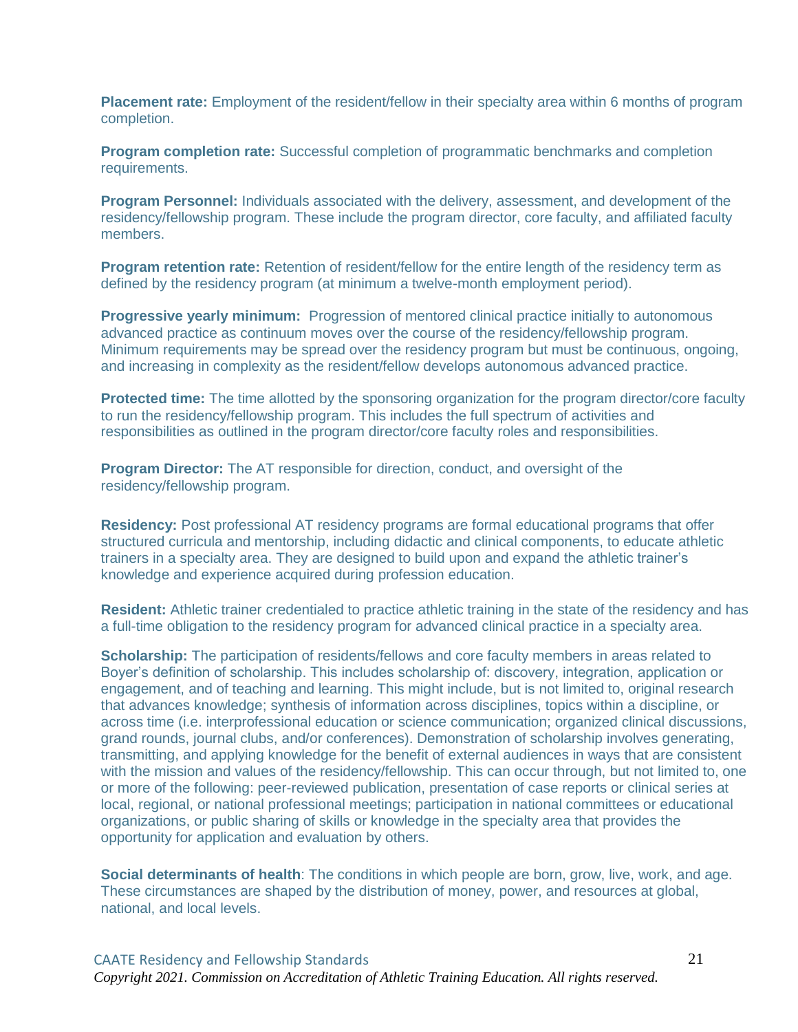**Placement rate:** Employment of the resident/fellow in their specialty area within 6 months of program completion.

**Program completion rate:** Successful completion of programmatic benchmarks and completion requirements.

**Program Personnel:** Individuals associated with the delivery, assessment, and development of the residency/fellowship program. These include the program director, core faculty, and affiliated faculty members.

**Program retention rate:** Retention of resident/fellow for the entire length of the residency term as defined by the residency program (at minimum a twelve-month employment period).

**Progressive yearly minimum:** Progression of mentored clinical practice initially to autonomous advanced practice as continuum moves over the course of the residency/fellowship program. Minimum requirements may be spread over the residency program but must be continuous, ongoing, and increasing in complexity as the resident/fellow develops autonomous advanced practice.

**Protected time:** The time allotted by the sponsoring organization for the program director/core faculty to run the residency/fellowship program. This includes the full spectrum of activities and responsibilities as outlined in the program director/core faculty roles and responsibilities.

**Program Director:** The AT responsible for direction, conduct, and oversight of the residency/fellowship program.

**Residency:** Post professional AT residency programs are formal educational programs that offer structured curricula and mentorship, including didactic and clinical components, to educate athletic trainers in a specialty area. They are designed to build upon and expand the athletic trainer's knowledge and experience acquired during profession education.

**Resident:** Athletic trainer credentialed to practice athletic training in the state of the residency and has a full-time obligation to the residency program for advanced clinical practice in a specialty area.

**Scholarship:** The participation of residents/fellows and core faculty members in areas related to Boyer's definition of scholarship. This includes scholarship of: discovery, integration, application or engagement, and of teaching and learning. This might include, but is not limited to, original research that advances knowledge; synthesis of information across disciplines, topics within a discipline, or across time (i.e. interprofessional education or science communication; organized clinical discussions, grand rounds, journal clubs, and/or conferences). Demonstration of scholarship involves generating, transmitting, and applying knowledge for the benefit of external audiences in ways that are consistent with the mission and values of the residency/fellowship. This can occur through, but not limited to, one or more of the following: peer-reviewed publication, presentation of case reports or clinical series at local, regional, or national professional meetings; participation in national committees or educational organizations, or public sharing of skills or knowledge in the specialty area that provides the opportunity for application and evaluation by others.

**Social determinants of health**: The conditions in which people are born, grow, live, work, and age. These circumstances are shaped by the distribution of money, power, and resources at global, national, and local levels.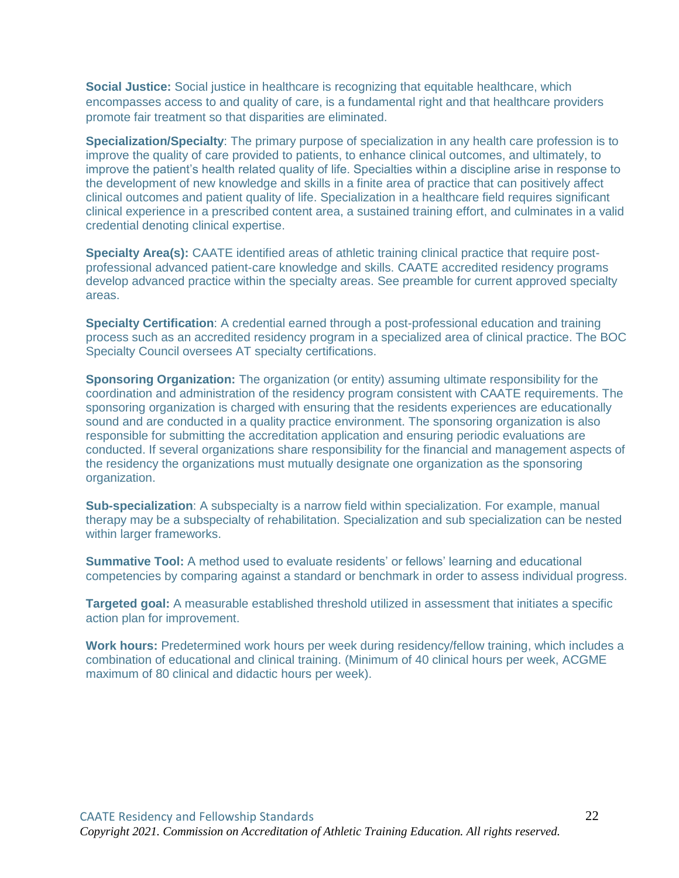**Social Justice:** Social justice in healthcare is recognizing that equitable healthcare, which encompasses access to and quality of care, is a fundamental right and that healthcare providers promote fair treatment so that disparities are eliminated.

**Specialization/Specialty**: The primary purpose of specialization in any health care profession is to improve the quality of care provided to patients, to enhance clinical outcomes, and ultimately, to improve the patient's health related quality of life. Specialties within a discipline arise in response to the development of new knowledge and skills in a finite area of practice that can positively affect clinical outcomes and patient quality of life. Specialization in a healthcare field requires significant clinical experience in a prescribed content area, a sustained training effort, and culminates in a valid credential denoting clinical expertise.

**Specialty Area(s):** CAATE identified areas of athletic training clinical practice that require post-professional advanced patient-care knowledge and skills. CAATE accredited residency programs develop advanced practice within the specialty areas. See preamble for current approved specialty areas.

**Specialty Certification**: A credential earned through a post-professional education and training process such as an accredited residency program in a specialized area of clinical practice. The BOC Specialty Council oversees AT specialty certifications.

**Sponsoring Organization:** The organization (or entity) assuming ultimate responsibility for the coordination and administration of the residency program consistent with CAATE requirements. The sponsoring organization is charged with ensuring that the residents experiences are educationally sound and are conducted in a quality practice environment. The sponsoring organization is also responsible for submitting the accreditation application and ensuring periodic evaluations are conducted. If several organizations share responsibility for the financial and management aspects of the residency the organizations must mutually designate one organization as the sponsoring organization.

**Sub-specialization**: A subspecialty is a narrow field within specialization. For example, manual therapy may be a subspecialty of rehabilitation. Specialization and sub specialization can be nested within larger frameworks.

**Summative Tool:** A method used to evaluate residents' or fellows' learning and educational competencies by comparing against a standard or benchmark in order to assess individual progress.

**Targeted goal:** A measurable established threshold utilized in assessment that initiates a specific action plan for improvement.

**Work hours:** Predetermined work hours per week during residency/fellow training, which includes a combination of educational and clinical training. (Minimum of 40 clinical hours per week, ACGME maximum of 80 clinical and didactic hours per week).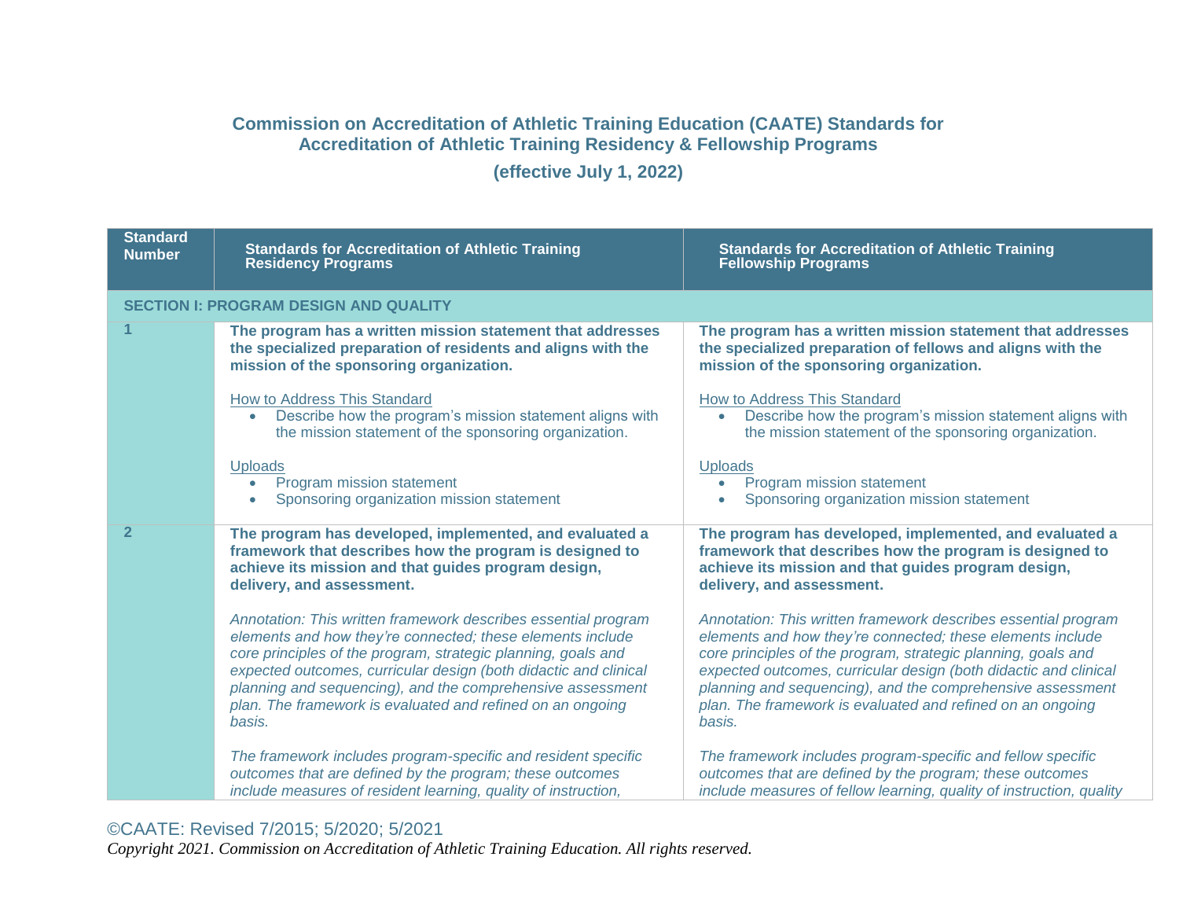# Commission on Accreditation of Athletic Training Education (CAATE) Standards for Accreditation of Athletic Training Residency & Fellowship Programs

**(effective July 1, 2022)**

| Standard Number | Standards for Accreditation of Athletic Training Residency Programs | Standards for Accreditation of Athletic Training Fellowship Programs |
|---|---|---|
| **SECTION I: PROGRAM DESIGN AND QUALITY** | | |
| 1 | **The program has a written mission statement that addresses the specialized preparation of residents and aligns with the mission of the sponsoring organization.**<br><br>How to Address This Standard<br>• Describe how the program's mission statement aligns with the mission statement of the sponsoring organization.<br><br>Uploads<br>• Program mission statement<br>• Sponsoring organization mission statement | **The program has a written mission statement that addresses the specialized preparation of fellows and aligns with the mission of the sponsoring organization.**<br><br>How to Address This Standard<br>• Describe how the program's mission statement aligns with the mission statement of the sponsoring organization.<br><br>Uploads<br>• Program mission statement<br>• Sponsoring organization mission statement |
| 2 | **The program has developed, implemented, and evaluated a framework that describes how the program is designed to achieve its mission and that guides program design, delivery, and assessment.**<br><br>*Annotation: This written framework describes essential program elements and how they're connected; these elements include core principles of the program, strategic planning, goals and expected outcomes, curricular design (both didactic and clinical planning and sequencing), and the comprehensive assessment plan. The framework is evaluated and refined on an ongoing basis.*<br><br>*The framework includes program-specific and resident specific outcomes that are defined by the program; these outcomes include measures of resident learning, quality of instruction,* | **The program has developed, implemented, and evaluated a framework that describes how the program is designed to achieve its mission and that guides program design, delivery, and assessment.**<br><br>*Annotation: This written framework describes essential program elements and how they're connected; these elements include core principles of the program, strategic planning, goals and expected outcomes, curricular design (both didactic and clinical planning and sequencing), and the comprehensive assessment plan. The framework is evaluated and refined on an ongoing basis.*<br><br>*The framework includes program-specific and fellow specific outcomes that are defined by the program; these outcomes include measures of fellow learning, quality of instruction, quality* |

©CAATE: Revised 7/2015; 5/2020; 5/2021

*Copyright 2021. Commission on Accreditation of Athletic Training Education. All rights reserved.*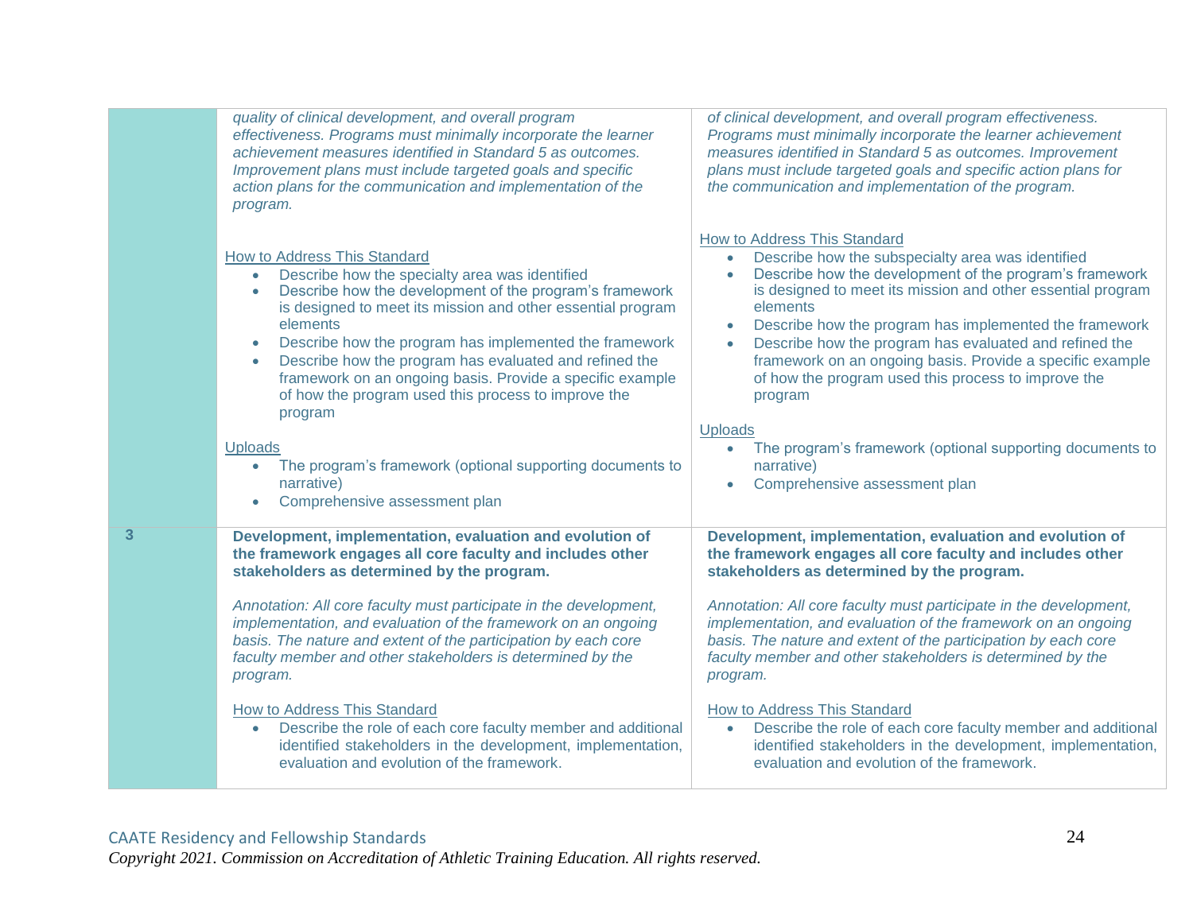| | | |
|---|---|---|
| | *quality of clinical development, and overall program effectiveness. Programs must minimally incorporate the learner achievement measures identified in Standard 5 as outcomes. Improvement plans must include targeted goals and specific action plans for the communication and implementation of the program.*<br><br>How to Address This Standard<br>• Describe how the specialty area was identified<br>• Describe how the development of the program's framework is designed to meet its mission and other essential program elements<br>• Describe how the program has implemented the framework<br>• Describe how the program has evaluated and refined the framework on an ongoing basis. Provide a specific example of how the program used this process to improve the program<br><br>Uploads<br>• The program's framework (optional supporting documents to narrative)<br>• Comprehensive assessment plan | *of clinical development, and overall program effectiveness. Programs must minimally incorporate the learner achievement measures identified in Standard 5 as outcomes. Improvement plans must include targeted goals and specific action plans for the communication and implementation of the program.*<br><br>How to Address This Standard<br>• Describe how the subspecialty area was identified<br>• Describe how the development of the program's framework is designed to meet its mission and other essential program elements<br>• Describe how the program has implemented the framework<br>• Describe how the program has evaluated and refined the framework on an ongoing basis. Provide a specific example of how the program used this process to improve the program<br><br>Uploads<br>• The program's framework (optional supporting documents to narrative)<br>• Comprehensive assessment plan |
| **3** | **Development, implementation, evaluation and evolution of the framework engages all core faculty and includes other stakeholders as determined by the program.**<br><br>*Annotation: All core faculty must participate in the development, implementation, and evaluation of the framework on an ongoing basis. The nature and extent of the participation by each core faculty member and other stakeholders is determined by the program.*<br><br>How to Address This Standard<br>• Describe the role of each core faculty member and additional identified stakeholders in the development, implementation, evaluation and evolution of the framework. | **Development, implementation, evaluation and evolution of the framework engages all core faculty and includes other stakeholders as determined by the program.**<br><br>*Annotation: All core faculty must participate in the development, implementation, and evaluation of the framework on an ongoing basis. The nature and extent of the participation by each core faculty member and other stakeholders is determined by the program.*<br><br>How to Address This Standard<br>• Describe the role of each core faculty member and additional identified stakeholders in the development, implementation, evaluation and evolution of the framework. |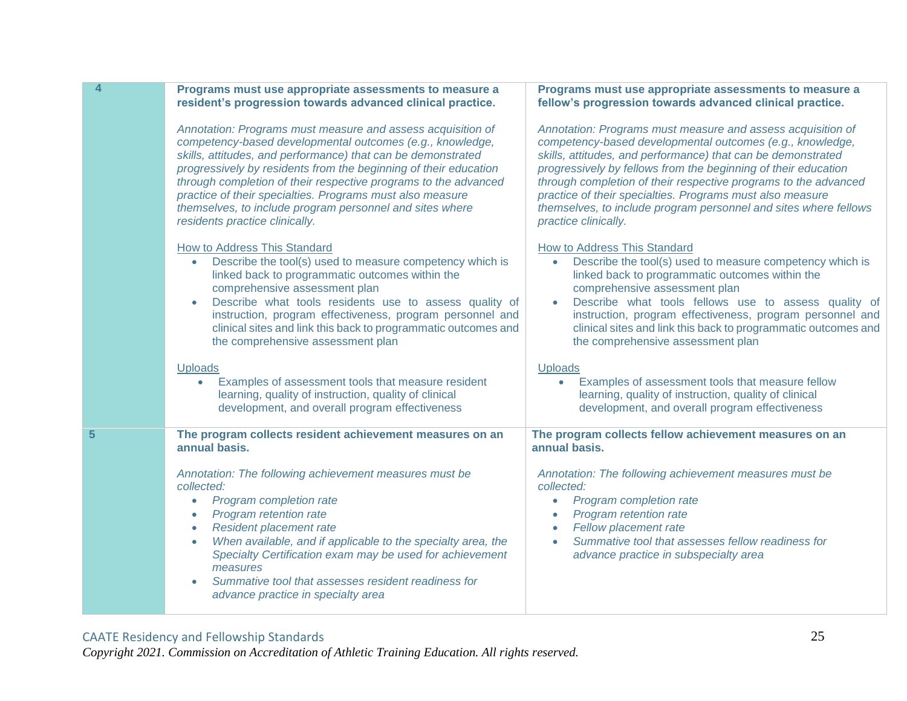| | | |
|---|---|---|
| 4 | **Programs must use appropriate assessments to measure a resident's progression towards advanced clinical practice.**<br><br>*Annotation: Programs must measure and assess acquisition of competency-based developmental outcomes (e.g., knowledge, skills, attitudes, and performance) that can be demonstrated progressively by residents from the beginning of their education through completion of their respective programs to the advanced practice of their specialties. Programs must also measure themselves, to include program personnel and sites where residents practice clinically.*<br><br><u>How to Address This Standard</u><br>• Describe the tool(s) used to measure competency which is linked back to programmatic outcomes within the comprehensive assessment plan<br>• Describe what tools residents use to assess quality of instruction, program effectiveness, program personnel and clinical sites and link this back to programmatic outcomes and the comprehensive assessment plan<br><br><u>Uploads</u><br>• Examples of assessment tools that measure resident learning, quality of instruction, quality of clinical development, and overall program effectiveness | **Programs must use appropriate assessments to measure a fellow's progression towards advanced clinical practice.**<br><br>*Annotation: Programs must measure and assess acquisition of competency-based developmental outcomes (e.g., knowledge, skills, attitudes, and performance) that can be demonstrated progressively by fellows from the beginning of their education through completion of their respective programs to the advanced practice of their specialties. Programs must also measure themselves, to include program personnel and sites where fellows practice clinically.*<br><br><u>How to Address This Standard</u><br>• Describe the tool(s) used to measure competency which is linked back to programmatic outcomes within the comprehensive assessment plan<br>• Describe what tools fellows use to assess quality of instruction, program effectiveness, program personnel and clinical sites and link this back to programmatic outcomes and the comprehensive assessment plan<br><br><u>Uploads</u><br>• Examples of assessment tools that measure fellow learning, quality of instruction, quality of clinical development, and overall program effectiveness |
| 5 | **The program collects resident achievement measures on an annual basis.**<br><br>*Annotation: The following achievement measures must be collected:*<br>• *Program completion rate*<br>• *Program retention rate*<br>• *Resident placement rate*<br>• *When available, and if applicable to the specialty area, the Specialty Certification exam may be used for achievement measures*<br>• *Summative tool that assesses resident readiness for advance practice in specialty area* | **The program collects fellow achievement measures on an annual basis.**<br><br>*Annotation: The following achievement measures must be collected:*<br>• *Program completion rate*<br>• *Program retention rate*<br>• *Fellow placement rate*<br>• *Summative tool that assesses fellow readiness for advance practice in subspecialty area* |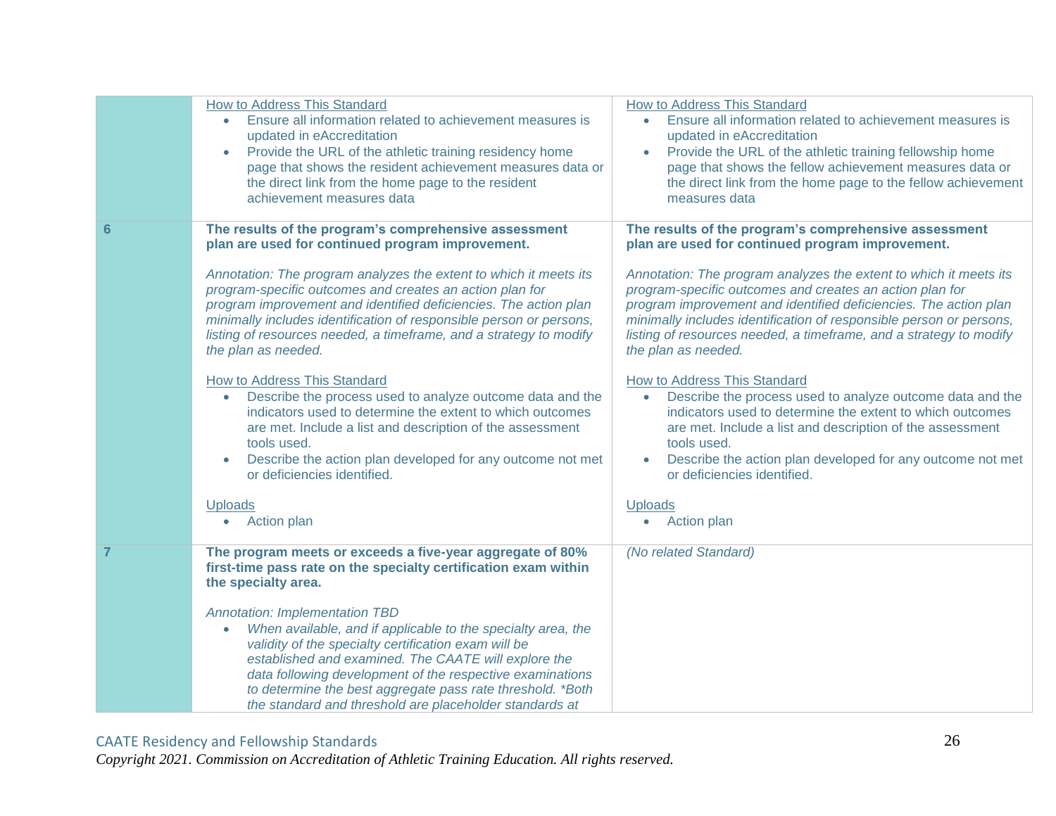| | | |
|---|---|---|
| | How to Address This Standard<br>• Ensure all information related to achievement measures is updated in eAccreditation<br>• Provide the URL of the athletic training residency home page that shows the resident achievement measures data or the direct link from the home page to the resident achievement measures data | How to Address This Standard<br>• Ensure all information related to achievement measures is updated in eAccreditation<br>• Provide the URL of the athletic training fellowship home page that shows the fellow achievement measures data or the direct link from the home page to the fellow achievement measures data |
| **6** | **The results of the program's comprehensive assessment plan are used for continued program improvement.**<br><br>*Annotation: The program analyzes the extent to which it meets its program-specific outcomes and creates an action plan for program improvement and identified deficiencies. The action plan minimally includes identification of responsible person or persons, listing of resources needed, a timeframe, and a strategy to modify the plan as needed.*<br><br>How to Address This Standard<br>• Describe the process used to analyze outcome data and the indicators used to determine the extent to which outcomes are met. Include a list and description of the assessment tools used.<br>• Describe the action plan developed for any outcome not met or deficiencies identified.<br><br>Uploads<br>• Action plan | **The results of the program's comprehensive assessment plan are used for continued program improvement.**<br><br>*Annotation: The program analyzes the extent to which it meets its program-specific outcomes and creates an action plan for program improvement and identified deficiencies. The action plan minimally includes identification of responsible person or persons, listing of resources needed, a timeframe, and a strategy to modify the plan as needed.*<br><br>How to Address This Standard<br>• Describe the process used to analyze outcome data and the indicators used to determine the extent to which outcomes are met. Include a list and description of the assessment tools used.<br>• Describe the action plan developed for any outcome not met or deficiencies identified.<br><br>Uploads<br>• Action plan |
| **7** | **The program meets or exceeds a five-year aggregate of 80% first-time pass rate on the specialty certification exam within the specialty area.**<br><br>*Annotation: Implementation TBD*<br>• *When available, and if applicable to the specialty area, the validity of the specialty certification exam will be established and examined. The CAATE will explore the data following development of the respective examinations to determine the best aggregate pass rate threshold. \*Both the standard and threshold are placeholder standards at* | *(No related Standard)* |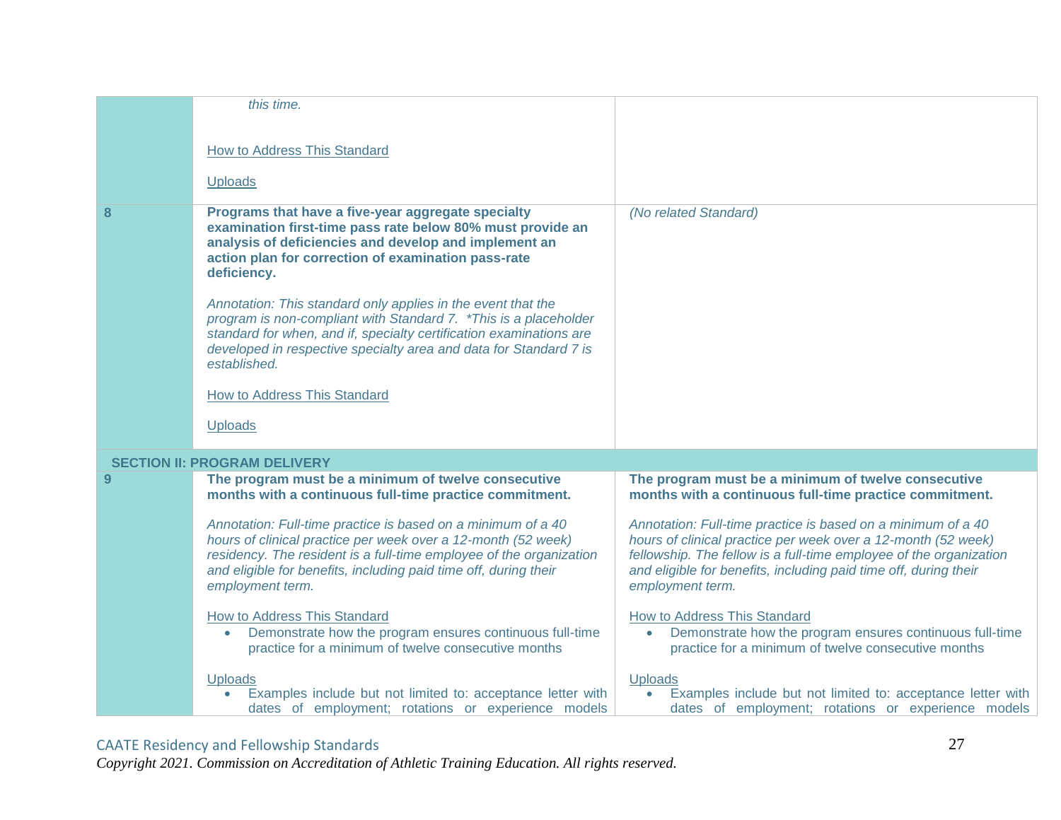| | | |
|---|---|---|
| | *this time.*<br><br>How to Address This Standard<br><br>Uploads | |
| **8** | **Programs that have a five-year aggregate specialty examination first-time pass rate below 80% must provide an analysis of deficiencies and develop and implement an action plan for correction of examination pass-rate deficiency.**<br><br>*Annotation: This standard only applies in the event that the program is non-compliant with Standard 7. \*This is a placeholder standard for when, and if, specialty certification examinations are developed in respective specialty area and data for Standard 7 is established.*<br><br>How to Address This Standard<br><br>Uploads | *(No related Standard)* |
| **SECTION II: PROGRAM DELIVERY** | | |
| **9** | **The program must be a minimum of twelve consecutive months with a continuous full-time practice commitment.**<br><br>*Annotation: Full-time practice is based on a minimum of a 40 hours of clinical practice per week over a 12-month (52 week) residency. The resident is a full-time employee of the organization and eligible for benefits, including paid time off, during their employment term.*<br><br>How to Address This Standard<br>• Demonstrate how the program ensures continuous full-time practice for a minimum of twelve consecutive months<br><br>Uploads<br>• Examples include but not limited to: acceptance letter with dates of employment; rotations or experience models | **The program must be a minimum of twelve consecutive months with a continuous full-time practice commitment.**<br><br>*Annotation: Full-time practice is based on a minimum of a 40 hours of clinical practice per week over a 12-month (52 week) fellowship. The fellow is a full-time employee of the organization and eligible for benefits, including paid time off, during their employment term.*<br><br>How to Address This Standard<br>• Demonstrate how the program ensures continuous full-time practice for a minimum of twelve consecutive months<br><br>Uploads<br>• Examples include but not limited to: acceptance letter with dates of employment; rotations or experience models |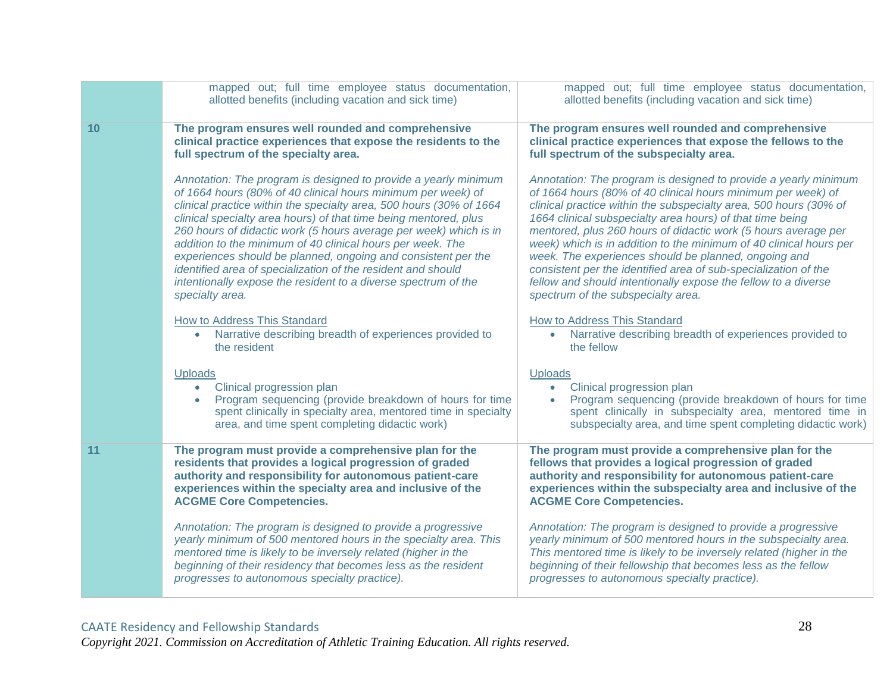| | | |
|---|---|---|
| | mapped out; full time employee status documentation, allotted benefits (including vacation and sick time) | mapped out; full time employee status documentation, allotted benefits (including vacation and sick time) |
| **10** | **The program ensures well rounded and comprehensive clinical practice experiences that expose the residents to the full spectrum of the specialty area.**<br><br>*Annotation: The program is designed to provide a yearly minimum of 1664 hours (80% of 40 clinical hours minimum per week) of clinical practice within the specialty area, 500 hours (30% of 1664 clinical specialty area hours) of that time being mentored, plus 260 hours of didactic work (5 hours average per week) which is in addition to the minimum of 40 clinical hours per week. The experiences should be planned, ongoing and consistent per the identified area of specialization of the resident and should intentionally expose the resident to a diverse spectrum of the specialty area.*<br><br>How to Address This Standard<br>• Narrative describing breadth of experiences provided to the resident<br><br>Uploads<br>• Clinical progression plan<br>• Program sequencing (provide breakdown of hours for time spent clinically in specialty area, mentored time in specialty area, and time spent completing didactic work) | **The program ensures well rounded and comprehensive clinical practice experiences that expose the fellows to the full spectrum of the subspecialty area.**<br><br>*Annotation: The program is designed to provide a yearly minimum of 1664 hours (80% of 40 clinical hours minimum per week) of clinical practice within the subspecialty area, 500 hours (30% of 1664 clinical subspecialty area hours) of that time being mentored, plus 260 hours of didactic work (5 hours average per week) which is in addition to the minimum of 40 clinical hours per week. The experiences should be planned, ongoing and consistent per the identified area of sub-specialization of the fellow and should intentionally expose the fellow to a diverse spectrum of the subspecialty area.*<br><br>How to Address This Standard<br>• Narrative describing breadth of experiences provided to the fellow<br><br>Uploads<br>• Clinical progression plan<br>• Program sequencing (provide breakdown of hours for time spent clinically in subspecialty area, mentored time in subspecialty area, and time spent completing didactic work) |
| **11** | **The program must provide a comprehensive plan for the residents that provides a logical progression of graded authority and responsibility for autonomous patient-care experiences within the specialty area and inclusive of the ACGME Core Competencies.**<br><br>*Annotation: The program is designed to provide a progressive yearly minimum of 500 mentored hours in the specialty area. This mentored time is likely to be inversely related (higher in the beginning of their residency that becomes less as the resident progresses to autonomous specialty practice).* | **The program must provide a comprehensive plan for the fellows that provides a logical progression of graded authority and responsibility for autonomous patient-care experiences within the subspecialty area and inclusive of the ACGME Core Competencies.**<br><br>*Annotation: The program is designed to provide a progressive yearly minimum of 500 mentored hours in the subspecialty area. This mentored time is likely to be inversely related (higher in the beginning of their fellowship that becomes less as the fellow progresses to autonomous specialty practice).* |

CAATE Residency and Fellowship Standards
*Copyright 2021. Commission on Accreditation of Athletic Training Education. All rights reserved.*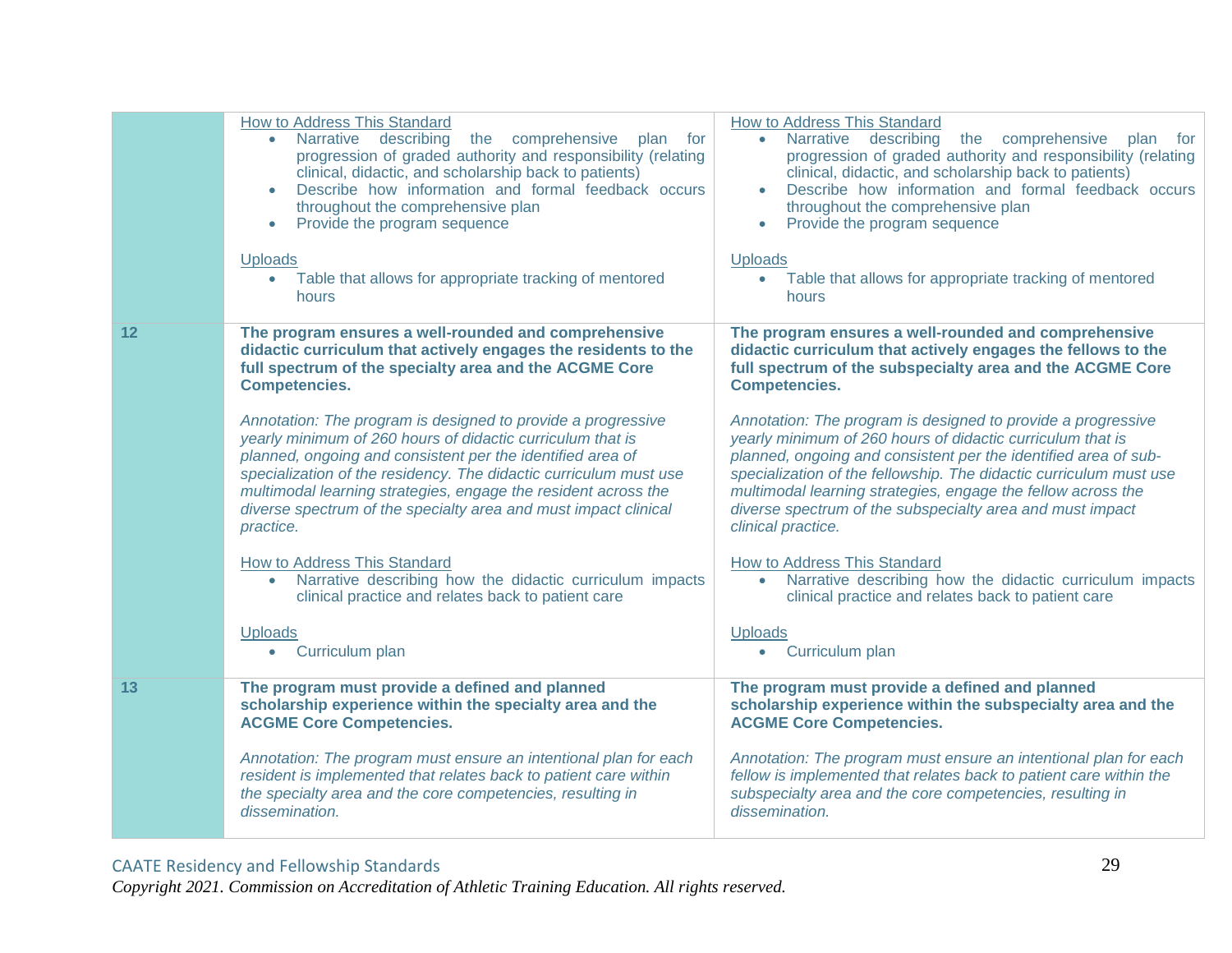| | | |
|---|---|---|
| | How to Address This Standard<br>• Narrative describing the comprehensive plan for progression of graded authority and responsibility (relating clinical, didactic, and scholarship back to patients)<br>• Describe how information and formal feedback occurs throughout the comprehensive plan<br>• Provide the program sequence<br><br>Uploads<br>• Table that allows for appropriate tracking of mentored hours | How to Address This Standard<br>• Narrative describing the comprehensive plan for progression of graded authority and responsibility (relating clinical, didactic, and scholarship back to patients)<br>• Describe how information and formal feedback occurs throughout the comprehensive plan<br>• Provide the program sequence<br><br>Uploads<br>• Table that allows for appropriate tracking of mentored hours |
| **12** | **The program ensures a well-rounded and comprehensive didactic curriculum that actively engages the residents to the full spectrum of the specialty area and the ACGME Core Competencies.**<br><br>*Annotation: The program is designed to provide a progressive yearly minimum of 260 hours of didactic curriculum that is planned, ongoing and consistent per the identified area of specialization of the residency. The didactic curriculum must use multimodal learning strategies, engage the resident across the diverse spectrum of the specialty area and must impact clinical practice.*<br><br>How to Address This Standard<br>• Narrative describing how the didactic curriculum impacts clinical practice and relates back to patient care<br><br>Uploads<br>• Curriculum plan | **The program ensures a well-rounded and comprehensive didactic curriculum that actively engages the fellows to the full spectrum of the subspecialty area and the ACGME Core Competencies.**<br><br>*Annotation: The program is designed to provide a progressive yearly minimum of 260 hours of didactic curriculum that is planned, ongoing and consistent per the identified area of sub-specialization of the fellowship. The didactic curriculum must use multimodal learning strategies, engage the fellow across the diverse spectrum of the subspecialty area and must impact clinical practice.*<br><br>How to Address This Standard<br>• Narrative describing how the didactic curriculum impacts clinical practice and relates back to patient care<br><br>Uploads<br>• Curriculum plan |
| **13** | **The program must provide a defined and planned scholarship experience within the specialty area and the ACGME Core Competencies.**<br><br>*Annotation: The program must ensure an intentional plan for each resident is implemented that relates back to patient care within the specialty area and the core competencies, resulting in dissemination.* | **The program must provide a defined and planned scholarship experience within the subspecialty area and the ACGME Core Competencies.**<br><br>*Annotation: The program must ensure an intentional plan for each fellow is implemented that relates back to patient care within the subspecialty area and the core competencies, resulting in dissemination.* |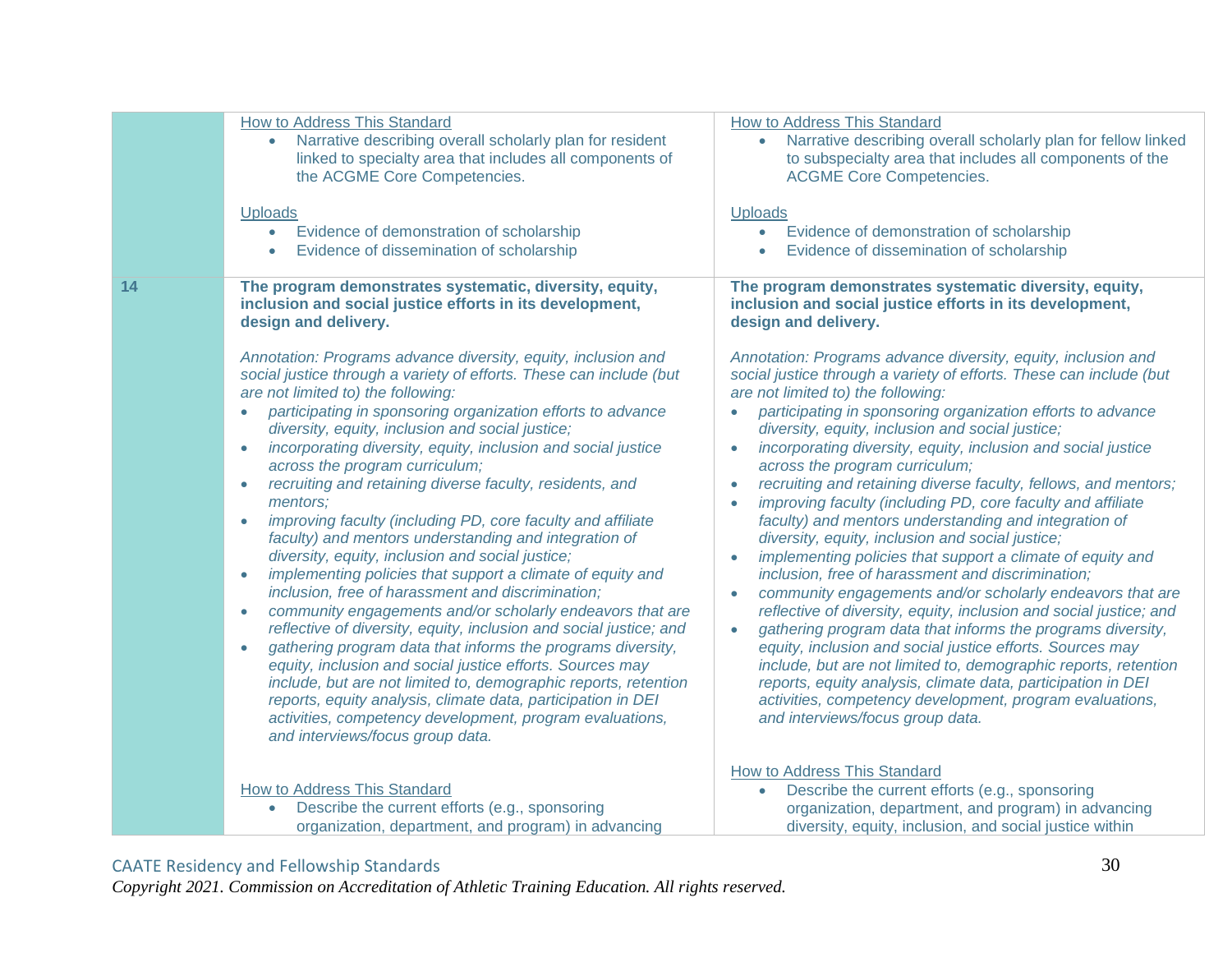| | | |
|---|---|---|
| | How to Address This Standard<br>• Narrative describing overall scholarly plan for resident linked to specialty area that includes all components of the ACGME Core Competencies.<br><br>Uploads<br>• Evidence of demonstration of scholarship<br>• Evidence of dissemination of scholarship | How to Address This Standard<br>• Narrative describing overall scholarly plan for fellow linked to subspecialty area that includes all components of the ACGME Core Competencies.<br><br>Uploads<br>• Evidence of demonstration of scholarship<br>• Evidence of dissemination of scholarship |
| **14** | **The program demonstrates systematic, diversity, equity, inclusion and social justice efforts in its development, design and delivery.**<br><br>*Annotation: Programs advance diversity, equity, inclusion and social justice through a variety of efforts. These can include (but are not limited to) the following:*<br>• *participating in sponsoring organization efforts to advance diversity, equity, inclusion and social justice;*<br>• *incorporating diversity, equity, inclusion and social justice across the program curriculum;*<br>• *recruiting and retaining diverse faculty, residents, and mentors;*<br>• *improving faculty (including PD, core faculty and affiliate faculty) and mentors understanding and integration of diversity, equity, inclusion and social justice;*<br>• *implementing policies that support a climate of equity and inclusion, free of harassment and discrimination;*<br>• *community engagements and/or scholarly endeavors that are reflective of diversity, equity, inclusion and social justice; and*<br>• *gathering program data that informs the programs diversity, equity, inclusion and social justice efforts. Sources may include, but are not limited to, demographic reports, retention reports, equity analysis, climate data, participation in DEI activities, competency development, program evaluations, and interviews/focus group data.*<br><br>How to Address This Standard<br>• Describe the current efforts (e.g., sponsoring organization, department, and program) in advancing | **The program demonstrates systematic diversity, equity, inclusion and social justice efforts in its development, design and delivery.**<br><br>*Annotation: Programs advance diversity, equity, inclusion and social justice through a variety of efforts. These can include (but are not limited to) the following:*<br>• *participating in sponsoring organization efforts to advance diversity, equity, inclusion and social justice;*<br>• *incorporating diversity, equity, inclusion and social justice across the program curriculum;*<br>• *recruiting and retaining diverse faculty, fellows, and mentors;*<br>• *improving faculty (including PD, core faculty and affiliate faculty) and mentors understanding and integration of diversity, equity, inclusion and social justice;*<br>• *implementing policies that support a climate of equity and inclusion, free of harassment and discrimination;*<br>• *community engagements and/or scholarly endeavors that are reflective of diversity, equity, inclusion and social justice; and*<br>• *gathering program data that informs the programs diversity, equity, inclusion and social justice efforts. Sources may include, but are not limited to, demographic reports, retention reports, equity analysis, climate data, participation in DEI activities, competency development, program evaluations, and interviews/focus group data.*<br><br>How to Address This Standard<br>• Describe the current efforts (e.g., sponsoring organization, department, and program) in advancing diversity, equity, inclusion, and social justice within |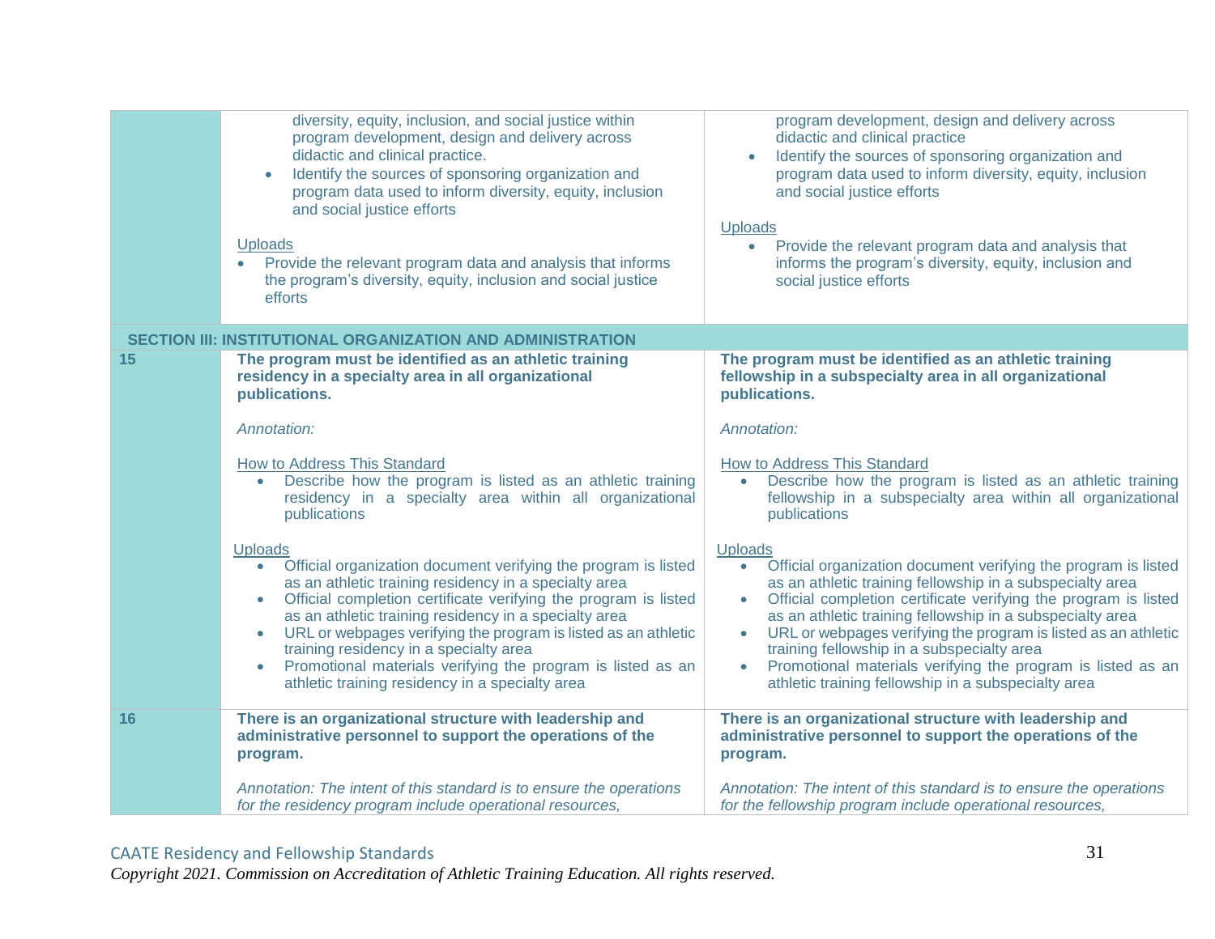| | | |
|---|---|---|
| | diversity, equity, inclusion, and social justice within program development, design and delivery across didactic and clinical practice.<br>• Identify the sources of sponsoring organization and program data used to inform diversity, equity, inclusion and social justice efforts<br><br>Uploads<br>• Provide the relevant program data and analysis that informs the program's diversity, equity, inclusion and social justice efforts | program development, design and delivery across didactic and clinical practice<br>• Identify the sources of sponsoring organization and program data used to inform diversity, equity, inclusion and social justice efforts<br><br>Uploads<br>• Provide the relevant program data and analysis that informs the program's diversity, equity, inclusion and social justice efforts |
| **SECTION III: INSTITUTIONAL ORGANIZATION AND ADMINISTRATION** | | |
| **15** | **The program must be identified as an athletic training residency in a specialty area in all organizational publications.**<br><br>*Annotation:*<br><br>How to Address This Standard<br>• Describe how the program is listed as an athletic training residency in a specialty area within all organizational publications<br><br>Uploads<br>• Official organization document verifying the program is listed as an athletic training residency in a specialty area<br>• Official completion certificate verifying the program is listed as an athletic training residency in a specialty area<br>• URL or webpages verifying the program is listed as an athletic training residency in a specialty area<br>• Promotional materials verifying the program is listed as an athletic training residency in a specialty area | **The program must be identified as an athletic training fellowship in a subspecialty area in all organizational publications.**<br><br>*Annotation:*<br><br>How to Address This Standard<br>• Describe how the program is listed as an athletic training fellowship in a subspecialty area within all organizational publications<br><br>Uploads<br>• Official organization document verifying the program is listed as an athletic training fellowship in a subspecialty area<br>• Official completion certificate verifying the program is listed as an athletic training fellowship in a subspecialty area<br>• URL or webpages verifying the program is listed as an athletic training fellowship in a subspecialty area<br>• Promotional materials verifying the program is listed as an athletic training fellowship in a subspecialty area |
| **16** | **There is an organizational structure with leadership and administrative personnel to support the operations of the program.**<br><br>*Annotation: The intent of this standard is to ensure the operations for the residency program include operational resources,* | **There is an organizational structure with leadership and administrative personnel to support the operations of the program.**<br><br>*Annotation: The intent of this standard is to ensure the operations for the fellowship program include operational resources,* |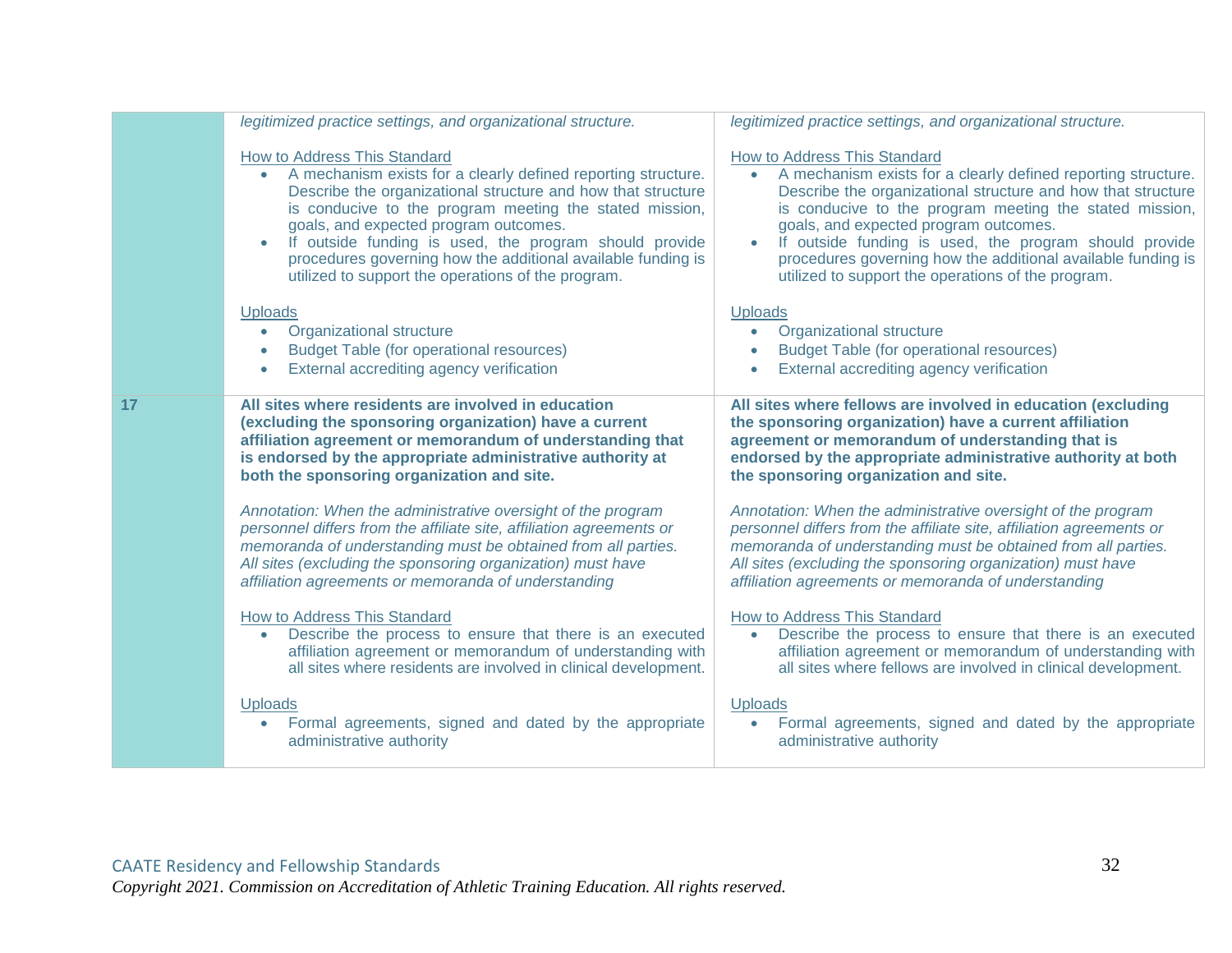| | | |
|---|---|---|
| | *legitimized practice settings, and organizational structure.*<br><br>How to Address This Standard<br>• A mechanism exists for a clearly defined reporting structure. Describe the organizational structure and how that structure is conducive to the program meeting the stated mission, goals, and expected program outcomes.<br>• If outside funding is used, the program should provide procedures governing how the additional available funding is utilized to support the operations of the program.<br><br>Uploads<br>• Organizational structure<br>• Budget Table (for operational resources)<br>• External accrediting agency verification | *legitimized practice settings, and organizational structure.*<br><br>How to Address This Standard<br>• A mechanism exists for a clearly defined reporting structure. Describe the organizational structure and how that structure is conducive to the program meeting the stated mission, goals, and expected program outcomes.<br>• If outside funding is used, the program should provide procedures governing how the additional available funding is utilized to support the operations of the program.<br><br>Uploads<br>• Organizational structure<br>• Budget Table (for operational resources)<br>• External accrediting agency verification |
| **17** | **All sites where residents are involved in education (excluding the sponsoring organization) have a current affiliation agreement or memorandum of understanding that is endorsed by the appropriate administrative authority at both the sponsoring organization and site.**<br><br>*Annotation: When the administrative oversight of the program personnel differs from the affiliate site, affiliation agreements or memoranda of understanding must be obtained from all parties. All sites (excluding the sponsoring organization) must have affiliation agreements or memoranda of understanding*<br><br>How to Address This Standard<br>• Describe the process to ensure that there is an executed affiliation agreement or memorandum of understanding with all sites where residents are involved in clinical development.<br><br>Uploads<br>• Formal agreements, signed and dated by the appropriate administrative authority | **All sites where fellows are involved in education (excluding the sponsoring organization) have a current affiliation agreement or memorandum of understanding that is endorsed by the appropriate administrative authority at both the sponsoring organization and site.**<br><br>*Annotation: When the administrative oversight of the program personnel differs from the affiliate site, affiliation agreements or memoranda of understanding must be obtained from all parties. All sites (excluding the sponsoring organization) must have affiliation agreements or memoranda of understanding*<br><br>How to Address This Standard<br>• Describe the process to ensure that there is an executed affiliation agreement or memorandum of understanding with all sites where fellows are involved in clinical development.<br><br>Uploads<br>• Formal agreements, signed and dated by the appropriate administrative authority |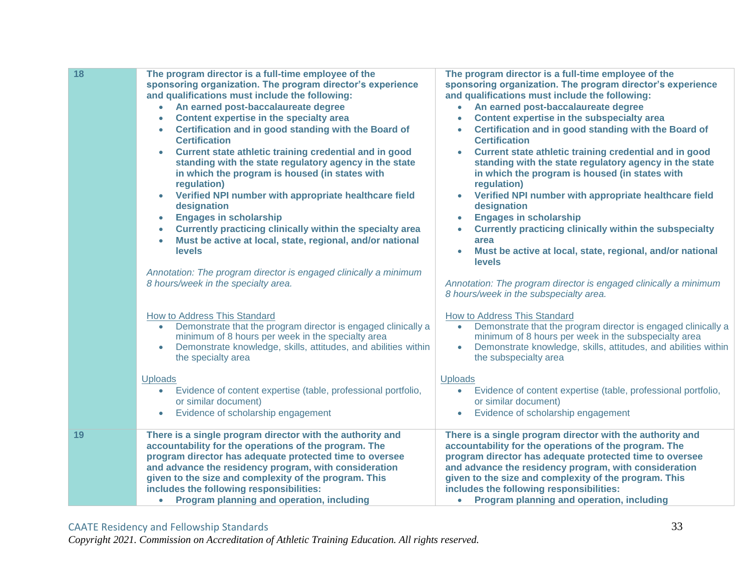| 18 | **The program director is a full-time employee of the sponsoring organization. The program director's experience and qualifications must include the following:**<br>• **An earned post-baccalaureate degree**<br>• **Content expertise in the specialty area**<br>• **Certification and in good standing with the Board of Certification**<br>• **Current state athletic training credential and in good standing with the state regulatory agency in the state in which the program is housed (in states with regulation)**<br>• **Verified NPI number with appropriate healthcare field designation**<br>• **Engages in scholarship**<br>• **Currently practicing clinically within the specialty area**<br>• **Must be active at local, state, regional, and/or national levels**<br><br>*Annotation: The program director is engaged clinically a minimum 8 hours/week in the specialty area.*<br><br>How to Address This Standard<br>• Demonstrate that the program director is engaged clinically a minimum of 8 hours per week in the specialty area<br>• Demonstrate knowledge, skills, attitudes, and abilities within the specialty area<br><br>Uploads<br>• Evidence of content expertise (table, professional portfolio, or similar document)<br>• Evidence of scholarship engagement | **The program director is a full-time employee of the sponsoring organization. The program director's experience and qualifications must include the following:**<br>• **An earned post-baccalaureate degree**<br>• **Content expertise in the subspecialty area**<br>• **Certification and in good standing with the Board of Certification**<br>• **Current state athletic training credential and in good standing with the state regulatory agency in the state in which the program is housed (in states with regulation)**<br>• **Verified NPI number with appropriate healthcare field designation**<br>• **Engages in scholarship**<br>• **Currently practicing clinically within the subspecialty area**<br>• **Must be active at local, state, regional, and/or national levels**<br><br>*Annotation: The program director is engaged clinically a minimum 8 hours/week in the subspecialty area.*<br><br>How to Address This Standard<br>• Demonstrate that the program director is engaged clinically a minimum of 8 hours per week in the subspecialty area<br>• Demonstrate knowledge, skills, attitudes, and abilities within the subspecialty area<br><br>Uploads<br>• Evidence of content expertise (table, professional portfolio, or similar document)<br>• Evidence of scholarship engagement |
|---|---|---|
| 19 | **There is a single program director with the authority and accountability for the operations of the program. The program director has adequate protected time to oversee and advance the residency program, with consideration given to the size and complexity of the program. This includes the following responsibilities:**<br>• **Program planning and operation, including** | **There is a single program director with the authority and accountability for the operations of the program. The program director has adequate protected time to oversee and advance the residency program, with consideration given to the size and complexity of the program. This includes the following responsibilities:**<br>• **Program planning and operation, including** |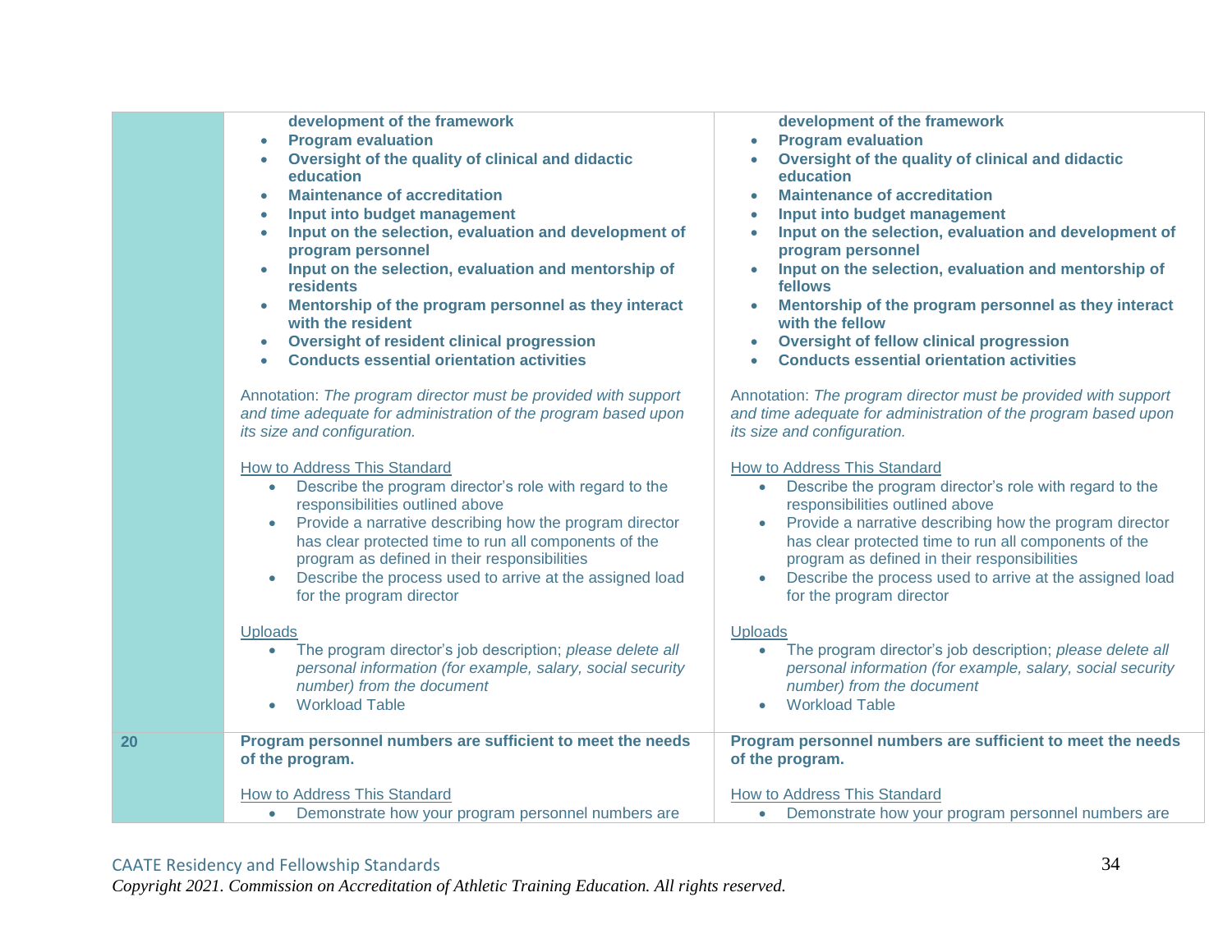| | | |
|---|---|---|
| | **development of the framework**<br>• **Program evaluation**<br>• **Oversight of the quality of clinical and didactic education**<br>• **Maintenance of accreditation**<br>• **Input into budget management**<br>• **Input on the selection, evaluation and development of program personnel**<br>• **Input on the selection, evaluation and mentorship of residents**<br>• **Mentorship of the program personnel as they interact with the resident**<br>• **Oversight of resident clinical progression**<br>• **Conducts essential orientation activities**<br><br>Annotation: *The program director must be provided with support and time adequate for administration of the program based upon its size and configuration.*<br><br>How to Address This Standard<br>• Describe the program director's role with regard to the responsibilities outlined above<br>• Provide a narrative describing how the program director has clear protected time to run all components of the program as defined in their responsibilities<br>• Describe the process used to arrive at the assigned load for the program director<br><br>Uploads<br>• The program director's job description; *please delete all personal information (for example, salary, social security number) from the document*<br>• Workload Table | **development of the framework**<br>• **Program evaluation**<br>• **Oversight of the quality of clinical and didactic education**<br>• **Maintenance of accreditation**<br>• **Input into budget management**<br>• **Input on the selection, evaluation and development of program personnel**<br>• **Input on the selection, evaluation and mentorship of fellows**<br>• **Mentorship of the program personnel as they interact with the fellow**<br>• **Oversight of fellow clinical progression**<br>• **Conducts essential orientation activities**<br><br>Annotation: *The program director must be provided with support and time adequate for administration of the program based upon its size and configuration.*<br><br>How to Address This Standard<br>• Describe the program director's role with regard to the responsibilities outlined above<br>• Provide a narrative describing how the program director has clear protected time to run all components of the program as defined in their responsibilities<br>• Describe the process used to arrive at the assigned load for the program director<br><br>Uploads<br>• The program director's job description; *please delete all personal information (for example, salary, social security number) from the document*<br>• Workload Table |
| **20** | **Program personnel numbers are sufficient to meet the needs of the program.**<br><br>How to Address This Standard<br>• Demonstrate how your program personnel numbers are | **Program personnel numbers are sufficient to meet the needs of the program.**<br><br>How to Address This Standard<br>• Demonstrate how your program personnel numbers are |

CAATE Residency and Fellowship Standards

*Copyright 2021. Commission on Accreditation of Athletic Training Education. All rights reserved.*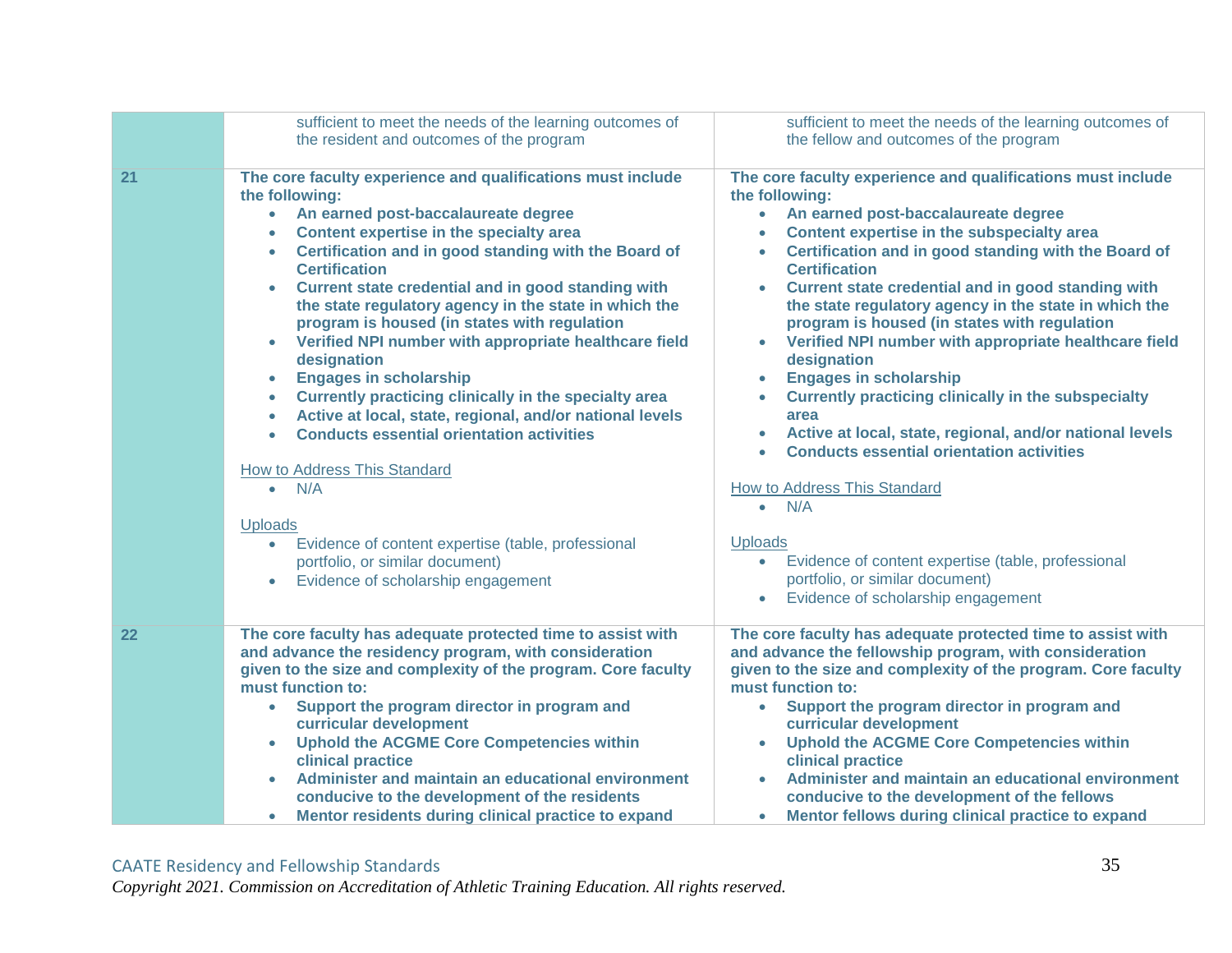| | | |
|---|---|---|
| | sufficient to meet the needs of the learning outcomes of the resident and outcomes of the program | sufficient to meet the needs of the learning outcomes of the fellow and outcomes of the program |
| **21** | **The core faculty experience and qualifications must include the following:**<br>• **An earned post-baccalaureate degree**<br>• **Content expertise in the specialty area**<br>• **Certification and in good standing with the Board of Certification**<br>• **Current state credential and in good standing with the state regulatory agency in the state in which the program is housed (in states with regulation**<br>• **Verified NPI number with appropriate healthcare field designation**<br>• **Engages in scholarship**<br>• **Currently practicing clinically in the specialty area**<br>• **Active at local, state, regional, and/or national levels**<br>• **Conducts essential orientation activities**<br><br>How to Address This Standard<br>• N/A<br><br>Uploads<br>• Evidence of content expertise (table, professional portfolio, or similar document)<br>• Evidence of scholarship engagement | **The core faculty experience and qualifications must include the following:**<br>• **An earned post-baccalaureate degree**<br>• **Content expertise in the subspecialty area**<br>• **Certification and in good standing with the Board of Certification**<br>• **Current state credential and in good standing with the state regulatory agency in the state in which the program is housed (in states with regulation**<br>• **Verified NPI number with appropriate healthcare field designation**<br>• **Engages in scholarship**<br>• **Currently practicing clinically in the subspecialty area**<br>• **Active at local, state, regional, and/or national levels**<br>• **Conducts essential orientation activities**<br><br>How to Address This Standard<br>• N/A<br><br>Uploads<br>• Evidence of content expertise (table, professional portfolio, or similar document)<br>• Evidence of scholarship engagement |
| **22** | **The core faculty has adequate protected time to assist with and advance the residency program, with consideration given to the size and complexity of the program. Core faculty must function to:**<br>• **Support the program director in program and curricular development**<br>• **Uphold the ACGME Core Competencies within clinical practice**<br>• **Administer and maintain an educational environment conducive to the development of the residents**<br>• **Mentor residents during clinical practice to expand** | **The core faculty has adequate protected time to assist with and advance the fellowship program, with consideration given to the size and complexity of the program. Core faculty must function to:**<br>• **Support the program director in program and curricular development**<br>• **Uphold the ACGME Core Competencies within clinical practice**<br>• **Administer and maintain an educational environment conducive to the development of the fellows**<br>• **Mentor fellows during clinical practice to expand** |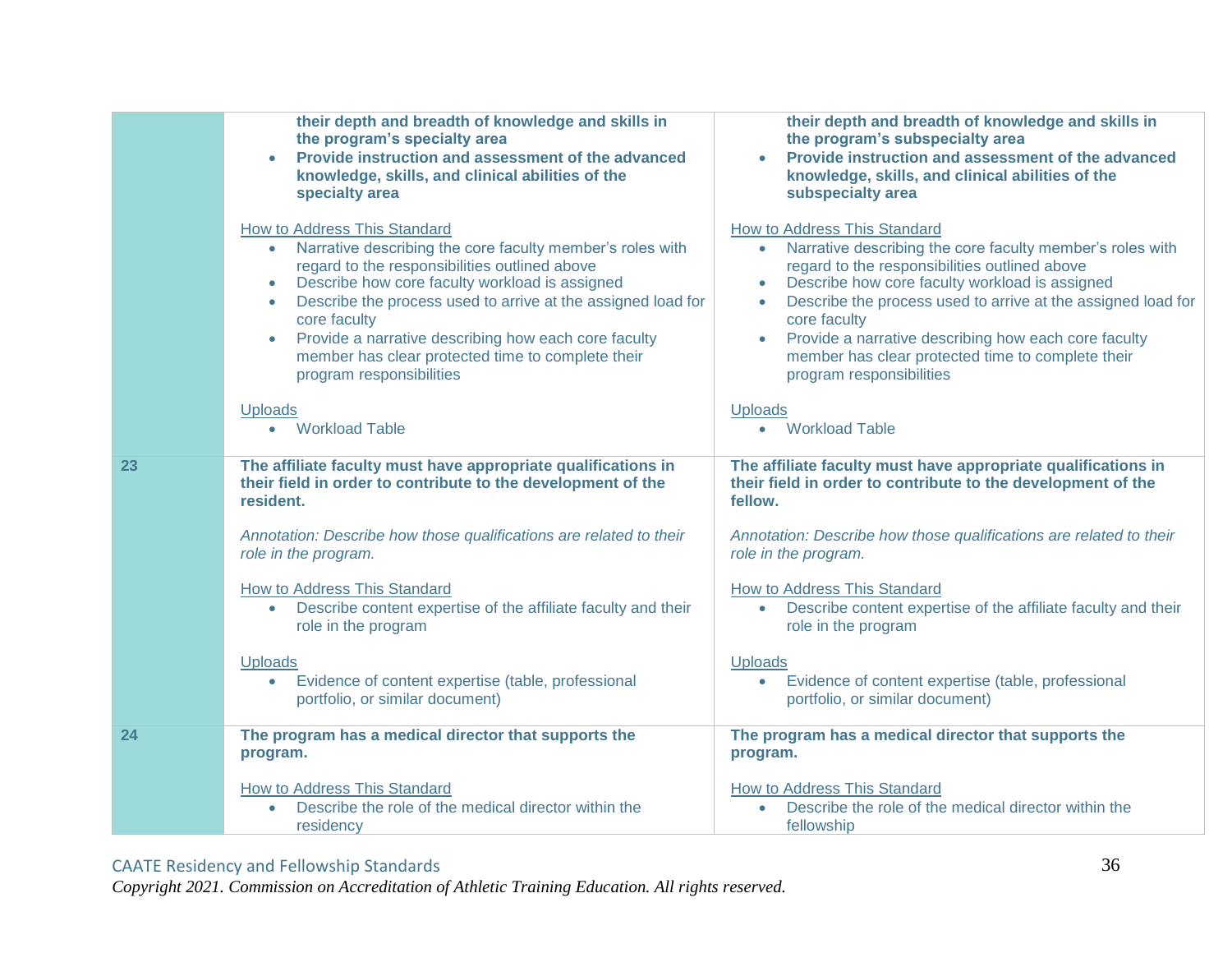| | | |
|---|---|---|
| | **their depth and breadth of knowledge and skills in the program's specialty area**<br>• **Provide instruction and assessment of the advanced knowledge, skills, and clinical abilities of the specialty area**<br><br><u>How to Address This Standard</u><br>• Narrative describing the core faculty member's roles with regard to the responsibilities outlined above<br>• Describe how core faculty workload is assigned<br>• Describe the process used to arrive at the assigned load for core faculty<br>• Provide a narrative describing how each core faculty member has clear protected time to complete their program responsibilities<br><br><u>Uploads</u><br>• Workload Table | **their depth and breadth of knowledge and skills in the program's subspecialty area**<br>• **Provide instruction and assessment of the advanced knowledge, skills, and clinical abilities of the subspecialty area**<br><br><u>How to Address This Standard</u><br>• Narrative describing the core faculty member's roles with regard to the responsibilities outlined above<br>• Describe how core faculty workload is assigned<br>• Describe the process used to arrive at the assigned load for core faculty<br>• Provide a narrative describing how each core faculty member has clear protected time to complete their program responsibilities<br><br><u>Uploads</u><br>• Workload Table |
| **23** | **The affiliate faculty must have appropriate qualifications in their field in order to contribute to the development of the resident.**<br><br>*Annotation: Describe how those qualifications are related to their role in the program.*<br><br><u>How to Address This Standard</u><br>• Describe content expertise of the affiliate faculty and their role in the program<br><br><u>Uploads</u><br>• Evidence of content expertise (table, professional portfolio, or similar document) | **The affiliate faculty must have appropriate qualifications in their field in order to contribute to the development of the fellow.**<br><br>*Annotation: Describe how those qualifications are related to their role in the program.*<br><br><u>How to Address This Standard</u><br>• Describe content expertise of the affiliate faculty and their role in the program<br><br><u>Uploads</u><br>• Evidence of content expertise (table, professional portfolio, or similar document) |
| **24** | **The program has a medical director that supports the program.**<br><br><u>How to Address This Standard</u><br>• Describe the role of the medical director within the residency | **The program has a medical director that supports the program.**<br><br><u>How to Address This Standard</u><br>• Describe the role of the medical director within the fellowship |

CAATE Residency and Fellowship Standards
*Copyright 2021. Commission on Accreditation of Athletic Training Education. All rights reserved.*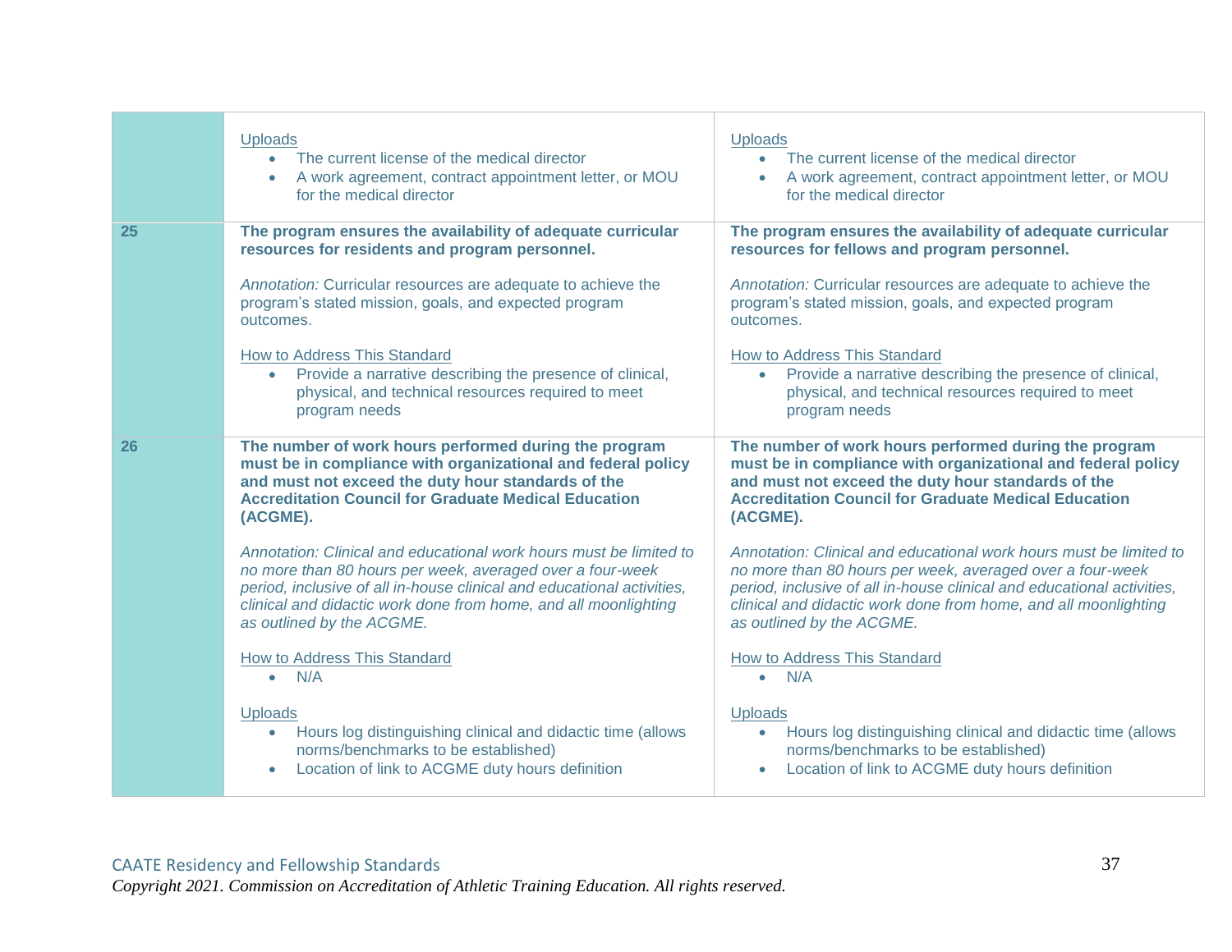| | | |
|---|---|---|
| | Uploads<br>• The current license of the medical director<br>• A work agreement, contract appointment letter, or MOU for the medical director | Uploads<br>• The current license of the medical director<br>• A work agreement, contract appointment letter, or MOU for the medical director |
| **25** | **The program ensures the availability of adequate curricular resources for residents and program personnel.**<br><br>*Annotation:* Curricular resources are adequate to achieve the program's stated mission, goals, and expected program outcomes.<br><br>How to Address This Standard<br>• Provide a narrative describing the presence of clinical, physical, and technical resources required to meet program needs | **The program ensures the availability of adequate curricular resources for fellows and program personnel.**<br><br>*Annotation:* Curricular resources are adequate to achieve the program's stated mission, goals, and expected program outcomes.<br><br>How to Address This Standard<br>• Provide a narrative describing the presence of clinical, physical, and technical resources required to meet program needs |
| **26** | **The number of work hours performed during the program must be in compliance with organizational and federal policy and must not exceed the duty hour standards of the Accreditation Council for Graduate Medical Education (ACGME).**<br><br>*Annotation: Clinical and educational work hours must be limited to no more than 80 hours per week, averaged over a four-week period, inclusive of all in-house clinical and educational activities, clinical and didactic work done from home, and all moonlighting as outlined by the ACGME.*<br><br>How to Address This Standard<br>• N/A<br><br>Uploads<br>• Hours log distinguishing clinical and didactic time (allows norms/benchmarks to be established)<br>• Location of link to ACGME duty hours definition | **The number of work hours performed during the program must be in compliance with organizational and federal policy and must not exceed the duty hour standards of the Accreditation Council for Graduate Medical Education (ACGME).**<br><br>*Annotation: Clinical and educational work hours must be limited to no more than 80 hours per week, averaged over a four-week period, inclusive of all in-house clinical and educational activities, clinical and didactic work done from home, and all moonlighting as outlined by the ACGME.*<br><br>How to Address This Standard<br>• N/A<br><br>Uploads<br>• Hours log distinguishing clinical and didactic time (allows norms/benchmarks to be established)<br>• Location of link to ACGME duty hours definition |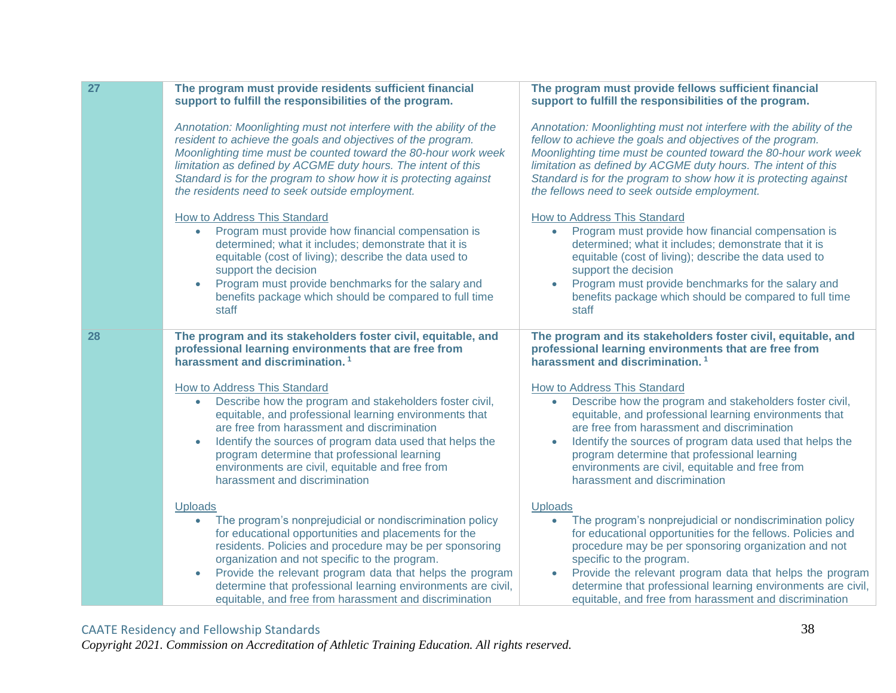| | | |
|---|---|---|
| 27 | **The program must provide residents sufficient financial support to fulfill the responsibilities of the program.**<br><br>*Annotation: Moonlighting must not interfere with the ability of the resident to achieve the goals and objectives of the program. Moonlighting time must be counted toward the 80-hour work week limitation as defined by ACGME duty hours. The intent of this Standard is for the program to show how it is protecting against the residents need to seek outside employment.*<br><br>How to Address This Standard<br>• Program must provide how financial compensation is determined; what it includes; demonstrate that it is equitable (cost of living); describe the data used to support the decision<br>• Program must provide benchmarks for the salary and benefits package which should be compared to full time staff | **The program must provide fellows sufficient financial support to fulfill the responsibilities of the program.**<br><br>*Annotation: Moonlighting must not interfere with the ability of the fellow to achieve the goals and objectives of the program. Moonlighting time must be counted toward the 80-hour work week limitation as defined by ACGME duty hours. The intent of this Standard is for the program to show how it is protecting against the fellows need to seek outside employment.*<br><br>How to Address This Standard<br>• Program must provide how financial compensation is determined; what it includes; demonstrate that it is equitable (cost of living); describe the data used to support the decision<br>• Program must provide benchmarks for the salary and benefits package which should be compared to full time staff |
| 28 | **The program and its stakeholders foster civil, equitable, and professional learning environments that are free from harassment and discrimination.** [1]<br><br>How to Address This Standard<br>• Describe how the program and stakeholders foster civil, equitable, and professional learning environments that are free from harassment and discrimination<br>• Identify the sources of program data used that helps the program determine that professional learning environments are civil, equitable and free from harassment and discrimination<br><br>Uploads<br>• The program's nonprejudicial or nondiscrimination policy for educational opportunities and placements for the residents. Policies and procedure may be per sponsoring organization and not specific to the program.<br>• Provide the relevant program data that helps the program determine that professional learning environments are civil, equitable, and free from harassment and discrimination | **The program and its stakeholders foster civil, equitable, and professional learning environments that are free from harassment and discrimination.** [1]<br><br>How to Address This Standard<br>• Describe how the program and stakeholders foster civil, equitable, and professional learning environments that are free from harassment and discrimination<br>• Identify the sources of program data used that helps the program determine that professional learning environments are civil, equitable and free from harassment and discrimination<br><br>Uploads<br>• The program's nonprejudicial or nondiscrimination policy for educational opportunities for the fellows. Policies and procedure may be per sponsoring organization and not specific to the program.<br>• Provide the relevant program data that helps the program determine that professional learning environments are civil, equitable, and free from harassment and discrimination |

CAATE Residency and Fellowship Standards
*Copyright 2021. Commission on Accreditation of Athletic Training Education. All rights reserved.*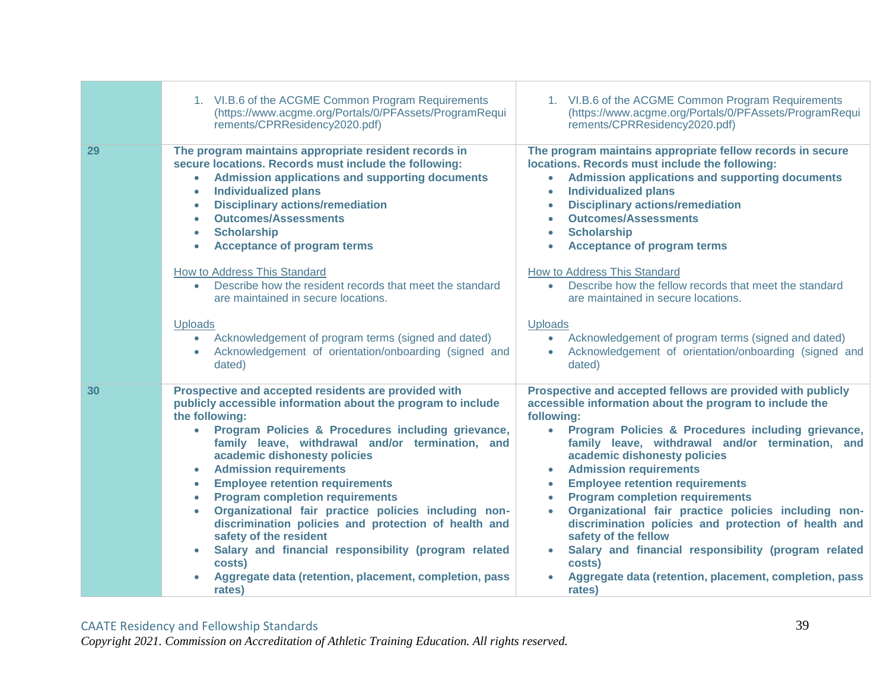| | | |
|---|---|---|
| | 1. VI.B.6 of the ACGME Common Program Requirements (https://www.acgme.org/Portals/0/PFAssets/ProgramRequirements/CPRResidency2020.pdf) | 1. VI.B.6 of the ACGME Common Program Requirements (https://www.acgme.org/Portals/0/PFAssets/ProgramRequirements/CPRResidency2020.pdf) |
| **29** | **The program maintains appropriate resident records in secure locations. Records must include the following:**<br>• **Admission applications and supporting documents**<br>• **Individualized plans**<br>• **Disciplinary actions/remediation**<br>• **Outcomes/Assessments**<br>• **Scholarship**<br>• **Acceptance of program terms**<br><br><u>How to Address This Standard</u><br>• Describe how the resident records that meet the standard are maintained in secure locations.<br><br><u>Uploads</u><br>• Acknowledgement of program terms (signed and dated)<br>• Acknowledgement of orientation/onboarding (signed and dated) | **The program maintains appropriate fellow records in secure locations. Records must include the following:**<br>• **Admission applications and supporting documents**<br>• **Individualized plans**<br>• **Disciplinary actions/remediation**<br>• **Outcomes/Assessments**<br>• **Scholarship**<br>• **Acceptance of program terms**<br><br><u>How to Address This Standard</u><br>• Describe how the fellow records that meet the standard are maintained in secure locations.<br><br><u>Uploads</u><br>• Acknowledgement of program terms (signed and dated)<br>• Acknowledgement of orientation/onboarding (signed and dated) |
| **30** | **Prospective and accepted residents are provided with publicly accessible information about the program to include the following:**<br>• **Program Policies & Procedures including grievance, family leave, withdrawal and/or termination, and academic dishonesty policies**<br>• **Admission requirements**<br>• **Employee retention requirements**<br>• **Program completion requirements**<br>• **Organizational fair practice policies including non-discrimination policies and protection of health and safety of the resident**<br>• **Salary and financial responsibility (program related costs)**<br>• **Aggregate data (retention, placement, completion, pass rates)** | **Prospective and accepted fellows are provided with publicly accessible information about the program to include the following:**<br>• **Program Policies & Procedures including grievance, family leave, withdrawal and/or termination, and academic dishonesty policies**<br>• **Admission requirements**<br>• **Employee retention requirements**<br>• **Program completion requirements**<br>• **Organizational fair practice policies including non-discrimination policies and protection of health and safety of the fellow**<br>• **Salary and financial responsibility (program related costs)**<br>• **Aggregate data (retention, placement, completion, pass rates)** |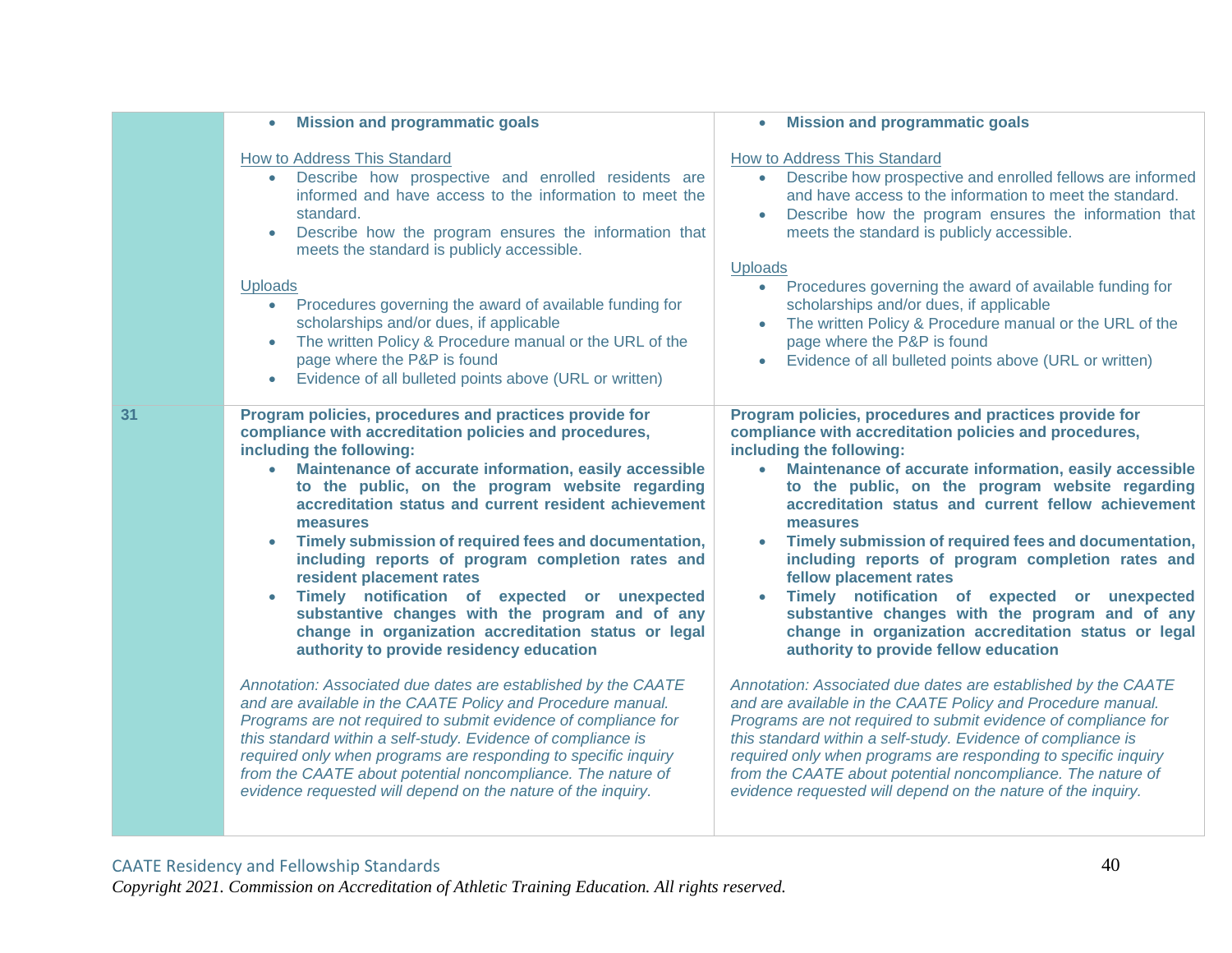| | Residency | Fellowship |
|---|---|---|
| | • **Mission and programmatic goals**<br><br>How to Address This Standard<br>• Describe how prospective and enrolled residents are informed and have access to the information to meet the standard.<br>• Describe how the program ensures the information that meets the standard is publicly accessible.<br><br>Uploads<br>• Procedures governing the award of available funding for scholarships and/or dues, if applicable<br>• The written Policy & Procedure manual or the URL of the page where the P&P is found<br>• Evidence of all bulleted points above (URL or written) | • **Mission and programmatic goals**<br><br>How to Address This Standard<br>• Describe how prospective and enrolled fellows are informed and have access to the information to meet the standard.<br>• Describe how the program ensures the information that meets the standard is publicly accessible.<br><br>Uploads<br>• Procedures governing the award of available funding for scholarships and/or dues, if applicable<br>• The written Policy & Procedure manual or the URL of the page where the P&P is found<br>• Evidence of all bulleted points above (URL or written) |
| **31** | **Program policies, procedures and practices provide for compliance with accreditation policies and procedures, including the following:**<br>• **Maintenance of accurate information, easily accessible to the public, on the program website regarding accreditation status and current resident achievement measures**<br>• **Timely submission of required fees and documentation, including reports of program completion rates and resident placement rates**<br>• **Timely notification of expected or unexpected substantive changes with the program and of any change in organization accreditation status or legal authority to provide residency education**<br><br>*Annotation: Associated due dates are established by the CAATE and are available in the CAATE Policy and Procedure manual. Programs are not required to submit evidence of compliance for this standard within a self-study. Evidence of compliance is required only when programs are responding to specific inquiry from the CAATE about potential noncompliance. The nature of evidence requested will depend on the nature of the inquiry.* | **Program policies, procedures and practices provide for compliance with accreditation policies and procedures, including the following:**<br>• **Maintenance of accurate information, easily accessible to the public, on the program website regarding accreditation status and current fellow achievement measures**<br>• **Timely submission of required fees and documentation, including reports of program completion rates and fellow placement rates**<br>• **Timely notification of expected or unexpected substantive changes with the program and of any change in organization accreditation status or legal authority to provide fellow education**<br><br>*Annotation: Associated due dates are established by the CAATE and are available in the CAATE Policy and Procedure manual. Programs are not required to submit evidence of compliance for this standard within a self-study. Evidence of compliance is required only when programs are responding to specific inquiry from the CAATE about potential noncompliance. The nature of evidence requested will depend on the nature of the inquiry.* |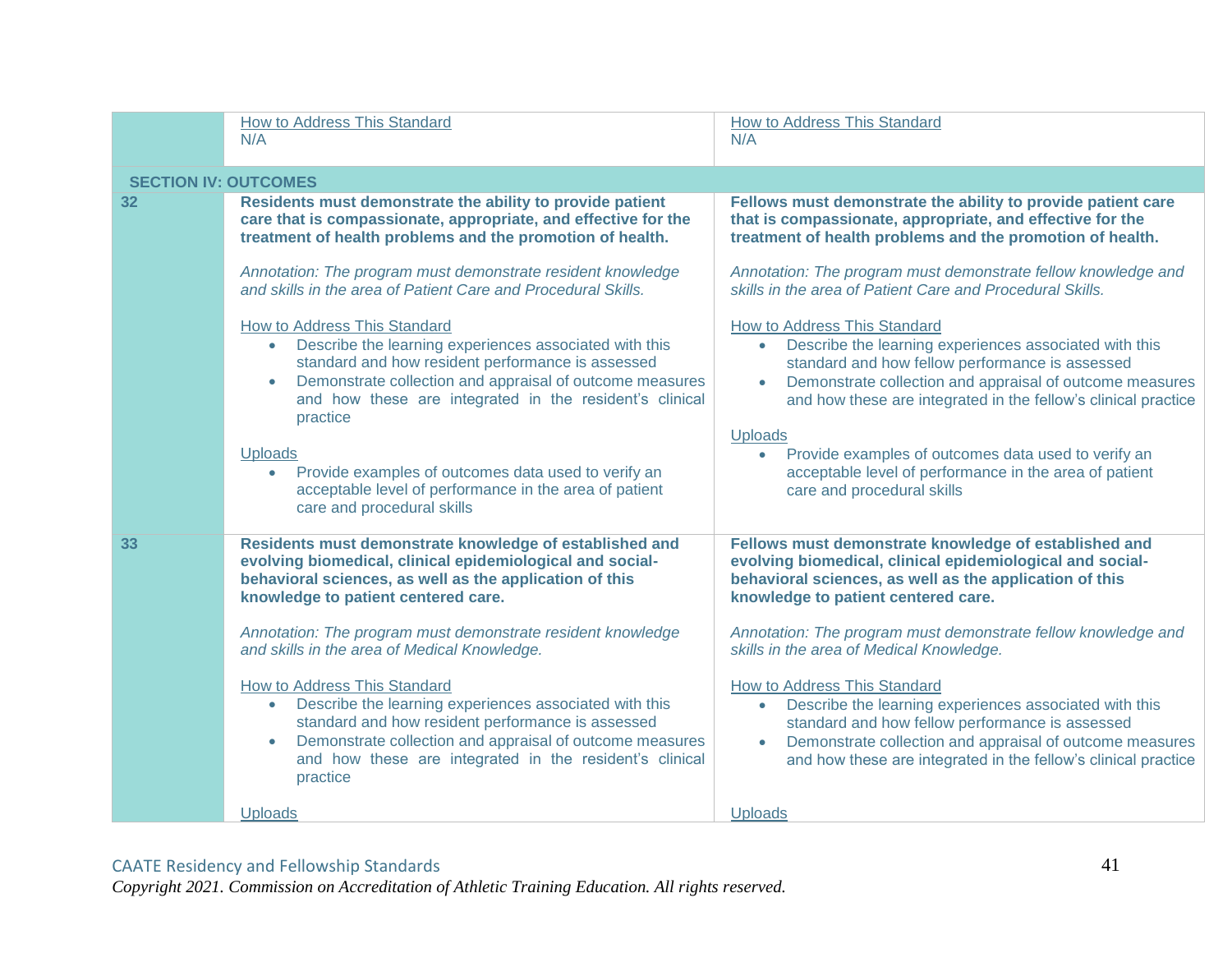| | | |
|---|---|---|
| | How to Address This Standard<br>N/A | How to Address This Standard<br>N/A |
| **SECTION IV: OUTCOMES** | | |
| 32 | **Residents must demonstrate the ability to provide patient care that is compassionate, appropriate, and effective for the treatment of health problems and the promotion of health.**<br><br>*Annotation: The program must demonstrate resident knowledge and skills in the area of Patient Care and Procedural Skills.*<br><br>How to Address This Standard<br>• Describe the learning experiences associated with this standard and how resident performance is assessed<br>• Demonstrate collection and appraisal of outcome measures and how these are integrated in the resident's clinical practice<br><br>Uploads<br>• Provide examples of outcomes data used to verify an acceptable level of performance in the area of patient care and procedural skills | **Fellows must demonstrate the ability to provide patient care that is compassionate, appropriate, and effective for the treatment of health problems and the promotion of health.**<br><br>*Annotation: The program must demonstrate fellow knowledge and skills in the area of Patient Care and Procedural Skills.*<br><br>How to Address This Standard<br>• Describe the learning experiences associated with this standard and how fellow performance is assessed<br>• Demonstrate collection and appraisal of outcome measures and how these are integrated in the fellow's clinical practice<br><br>Uploads<br>• Provide examples of outcomes data used to verify an acceptable level of performance in the area of patient care and procedural skills |
| 33 | **Residents must demonstrate knowledge of established and evolving biomedical, clinical epidemiological and social-behavioral sciences, as well as the application of this knowledge to patient centered care.**<br><br>*Annotation: The program must demonstrate resident knowledge and skills in the area of Medical Knowledge.*<br><br>How to Address This Standard<br>• Describe the learning experiences associated with this standard and how resident performance is assessed<br>• Demonstrate collection and appraisal of outcome measures and how these are integrated in the resident's clinical practice<br><br>Uploads | **Fellows must demonstrate knowledge of established and evolving biomedical, clinical epidemiological and social-behavioral sciences, as well as the application of this knowledge to patient centered care.**<br><br>*Annotation: The program must demonstrate fellow knowledge and skills in the area of Medical Knowledge.*<br><br>How to Address This Standard<br>• Describe the learning experiences associated with this standard and how fellow performance is assessed<br>• Demonstrate collection and appraisal of outcome measures and how these are integrated in the fellow's clinical practice<br><br>Uploads |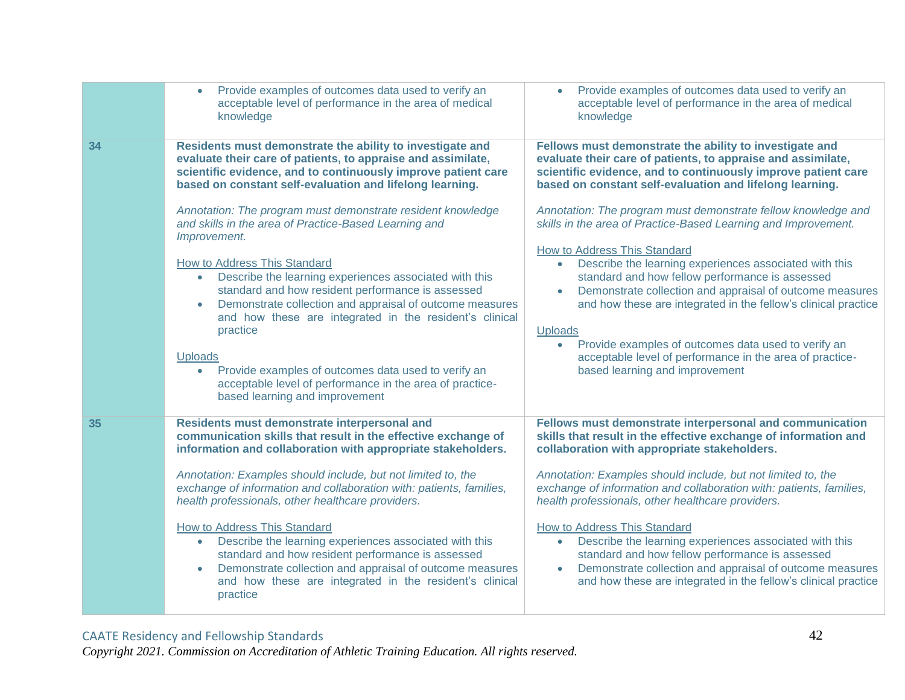| | | |
|---|---|---|
| | • Provide examples of outcomes data used to verify an acceptable level of performance in the area of medical knowledge | • Provide examples of outcomes data used to verify an acceptable level of performance in the area of medical knowledge |
| **34** | **Residents must demonstrate the ability to investigate and evaluate their care of patients, to appraise and assimilate, scientific evidence, and to continuously improve patient care based on constant self-evaluation and lifelong learning.**<br><br>*Annotation: The program must demonstrate resident knowledge and skills in the area of Practice-Based Learning and Improvement.*<br><br>How to Address This Standard<br>• Describe the learning experiences associated with this standard and how resident performance is assessed<br>• Demonstrate collection and appraisal of outcome measures and how these are integrated in the resident's clinical practice<br><br>Uploads<br>• Provide examples of outcomes data used to verify an acceptable level of performance in the area of practice-based learning and improvement | **Fellows must demonstrate the ability to investigate and evaluate their care of patients, to appraise and assimilate, scientific evidence, and to continuously improve patient care based on constant self-evaluation and lifelong learning.**<br><br>*Annotation: The program must demonstrate fellow knowledge and skills in the area of Practice-Based Learning and Improvement.*<br><br>How to Address This Standard<br>• Describe the learning experiences associated with this standard and how fellow performance is assessed<br>• Demonstrate collection and appraisal of outcome measures and how these are integrated in the fellow's clinical practice<br><br>Uploads<br>• Provide examples of outcomes data used to verify an acceptable level of performance in the area of practice-based learning and improvement |
| **35** | **Residents must demonstrate interpersonal and communication skills that result in the effective exchange of information and collaboration with appropriate stakeholders.**<br><br>*Annotation: Examples should include, but not limited to, the exchange of information and collaboration with: patients, families, health professionals, other healthcare providers.*<br><br>How to Address This Standard<br>• Describe the learning experiences associated with this standard and how resident performance is assessed<br>• Demonstrate collection and appraisal of outcome measures and how these are integrated in the resident's clinical practice | **Fellows must demonstrate interpersonal and communication skills that result in the effective exchange of information and collaboration with appropriate stakeholders.**<br><br>*Annotation: Examples should include, but not limited to, the exchange of information and collaboration with: patients, families, health professionals, other healthcare providers.*<br><br>How to Address This Standard<br>• Describe the learning experiences associated with this standard and how fellow performance is assessed<br>• Demonstrate collection and appraisal of outcome measures and how these are integrated in the fellow's clinical practice |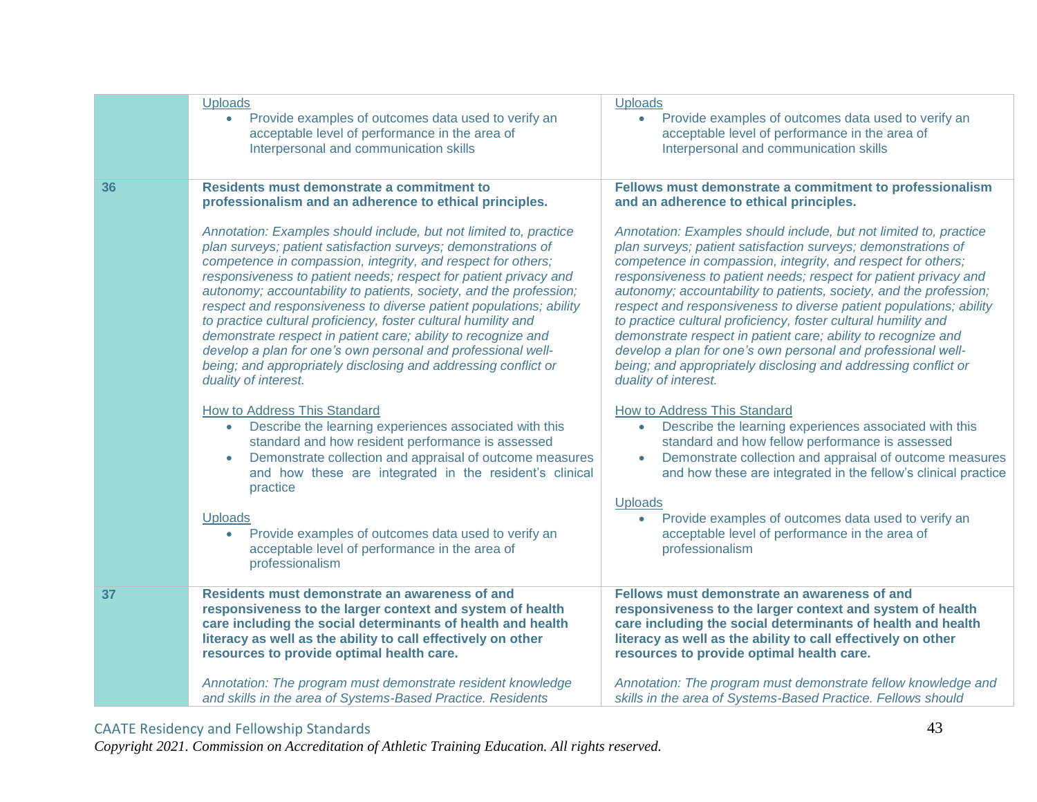| | | |
|---|---|---|
| | <u>Uploads</u><br>• Provide examples of outcomes data used to verify an acceptable level of performance in the area of Interpersonal and communication skills | <u>Uploads</u><br>• Provide examples of outcomes data used to verify an acceptable level of performance in the area of Interpersonal and communication skills |
| **36** | **Residents must demonstrate a commitment to professionalism and an adherence to ethical principles.**<br><br>*Annotation: Examples should include, but not limited to, practice plan surveys; patient satisfaction surveys; demonstrations of competence in compassion, integrity, and respect for others; responsiveness to patient needs; respect for patient privacy and autonomy; accountability to patients, society, and the profession; respect and responsiveness to diverse patient populations; ability to practice cultural proficiency, foster cultural humility and demonstrate respect in patient care; ability to recognize and develop a plan for one's own personal and professional well-being; and appropriately disclosing and addressing conflict or duality of interest.*<br><br><u>How to Address This Standard</u><br>• Describe the learning experiences associated with this standard and how resident performance is assessed<br>• Demonstrate collection and appraisal of outcome measures and how these are integrated in the resident's clinical practice<br><br><u>Uploads</u><br>• Provide examples of outcomes data used to verify an acceptable level of performance in the area of professionalism | **Fellows must demonstrate a commitment to professionalism and an adherence to ethical principles.**<br><br>*Annotation: Examples should include, but not limited to, practice plan surveys; patient satisfaction surveys; demonstrations of competence in compassion, integrity, and respect for others; responsiveness to patient needs; respect for patient privacy and autonomy; accountability to patients, society, and the profession; respect and responsiveness to diverse patient populations; ability to practice cultural proficiency, foster cultural humility and demonstrate respect in patient care; ability to recognize and develop a plan for one's own personal and professional well-being; and appropriately disclosing and addressing conflict or duality of interest.*<br><br><u>How to Address This Standard</u><br>• Describe the learning experiences associated with this standard and how fellow performance is assessed<br>• Demonstrate collection and appraisal of outcome measures and how these are integrated in the fellow's clinical practice<br><br><u>Uploads</u><br>• Provide examples of outcomes data used to verify an acceptable level of performance in the area of professionalism |
| **37** | **Residents must demonstrate an awareness of and responsiveness to the larger context and system of health care including the social determinants of health and health literacy as well as the ability to call effectively on other resources to provide optimal health care.**<br><br>*Annotation: The program must demonstrate resident knowledge and skills in the area of Systems-Based Practice. Residents* | **Fellows must demonstrate an awareness of and responsiveness to the larger context and system of health care including the social determinants of health and health literacy as well as the ability to call effectively on other resources to provide optimal health care.**<br><br>*Annotation: The program must demonstrate fellow knowledge and skills in the area of Systems-Based Practice. Fellows should* |

CAATE Residency and Fellowship Standards
*Copyright 2021. Commission on Accreditation of Athletic Training Education. All rights reserved.*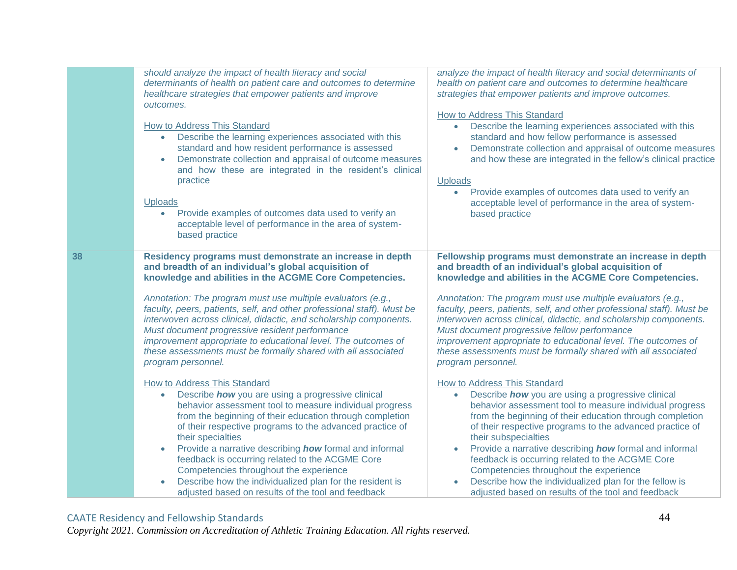| | | |
|---|---|---|
| | *should analyze the impact of health literacy and social determinants of health on patient care and outcomes to determine healthcare strategies that empower patients and improve outcomes.*<br><br>How to Address This Standard<br>• Describe the learning experiences associated with this standard and how resident performance is assessed<br>• Demonstrate collection and appraisal of outcome measures and how these are integrated in the resident's clinical practice<br><br>Uploads<br>• Provide examples of outcomes data used to verify an acceptable level of performance in the area of system-based practice | *analyze the impact of health literacy and social determinants of health on patient care and outcomes to determine healthcare strategies that empower patients and improve outcomes.*<br><br>How to Address This Standard<br>• Describe the learning experiences associated with this standard and how fellow performance is assessed<br>• Demonstrate collection and appraisal of outcome measures and how these are integrated in the fellow's clinical practice<br><br>Uploads<br>• Provide examples of outcomes data used to verify an acceptable level of performance in the area of system-based practice |
| **38** | **Residency programs must demonstrate an increase in depth and breadth of an individual's global acquisition of knowledge and abilities in the ACGME Core Competencies.**<br><br>*Annotation: The program must use multiple evaluators (e.g., faculty, peers, patients, self, and other professional staff). Must be interwoven across clinical, didactic, and scholarship components. Must document progressive resident performance improvement appropriate to educational level. The outcomes of these assessments must be formally shared with all associated program personnel.*<br><br>How to Address This Standard<br>• Describe ***how*** you are using a progressive clinical behavior assessment tool to measure individual progress from the beginning of their education through completion of their respective programs to the advanced practice of their specialties<br>• Provide a narrative describing ***how*** formal and informal feedback is occurring related to the ACGME Core Competencies throughout the experience<br>• Describe how the individualized plan for the resident is adjusted based on results of the tool and feedback | **Fellowship programs must demonstrate an increase in depth and breadth of an individual's global acquisition of knowledge and abilities in the ACGME Core Competencies.**<br><br>*Annotation: The program must use multiple evaluators (e.g., faculty, peers, patients, self, and other professional staff). Must be interwoven across clinical, didactic, and scholarship components. Must document progressive fellow performance improvement appropriate to educational level. The outcomes of these assessments must be formally shared with all associated program personnel.*<br><br>How to Address This Standard<br>• Describe ***how*** you are using a progressive clinical behavior assessment tool to measure individual progress from the beginning of their education through completion of their respective programs to the advanced practice of their subspecialties<br>• Provide a narrative describing ***how*** formal and informal feedback is occurring related to the ACGME Core Competencies throughout the experience<br>• Describe how the individualized plan for the fellow is adjusted based on results of the tool and feedback |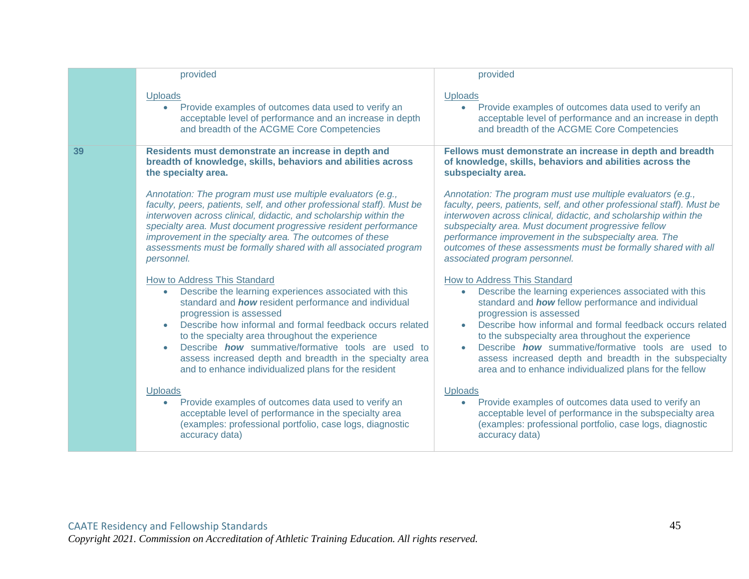| | | |
|---|---|---|
| | provided<br><br><u>Uploads</u><br>• Provide examples of outcomes data used to verify an acceptable level of performance and an increase in depth and breadth of the ACGME Core Competencies | provided<br><br><u>Uploads</u><br>• Provide examples of outcomes data used to verify an acceptable level of performance and an increase in depth and breadth of the ACGME Core Competencies |
| **39** | **Residents must demonstrate an increase in depth and breadth of knowledge, skills, behaviors and abilities across the specialty area.**<br><br>*Annotation: The program must use multiple evaluators (e.g., faculty, peers, patients, self, and other professional staff). Must be interwoven across clinical, didactic, and scholarship within the specialty area. Must document progressive resident performance improvement in the specialty area. The outcomes of these assessments must be formally shared with all associated program personnel.*<br><br><u>How to Address This Standard</u><br>• Describe the learning experiences associated with this standard and ***how*** resident performance and individual progression is assessed<br>• Describe how informal and formal feedback occurs related to the specialty area throughout the experience<br>• Describe ***how*** summative/formative tools are used to assess increased depth and breadth in the specialty area and to enhance individualized plans for the resident<br><br><u>Uploads</u><br>• Provide examples of outcomes data used to verify an acceptable level of performance in the specialty area (examples: professional portfolio, case logs, diagnostic accuracy data) | **Fellows must demonstrate an increase in depth and breadth of knowledge, skills, behaviors and abilities across the subspecialty area.**<br><br>*Annotation: The program must use multiple evaluators (e.g., faculty, peers, patients, self, and other professional staff). Must be interwoven across clinical, didactic, and scholarship within the subspecialty area. Must document progressive fellow performance improvement in the subspecialty area. The outcomes of these assessments must be formally shared with all associated program personnel.*<br><br><u>How to Address This Standard</u><br>• Describe the learning experiences associated with this standard and ***how*** fellow performance and individual progression is assessed<br>• Describe how informal and formal feedback occurs related to the subspecialty area throughout the experience<br>• Describe ***how*** summative/formative tools are used to assess increased depth and breadth in the subspecialty area and to enhance individualized plans for the fellow<br><br><u>Uploads</u><br>• Provide examples of outcomes data used to verify an acceptable level of performance in the subspecialty area (examples: professional portfolio, case logs, diagnostic accuracy data) |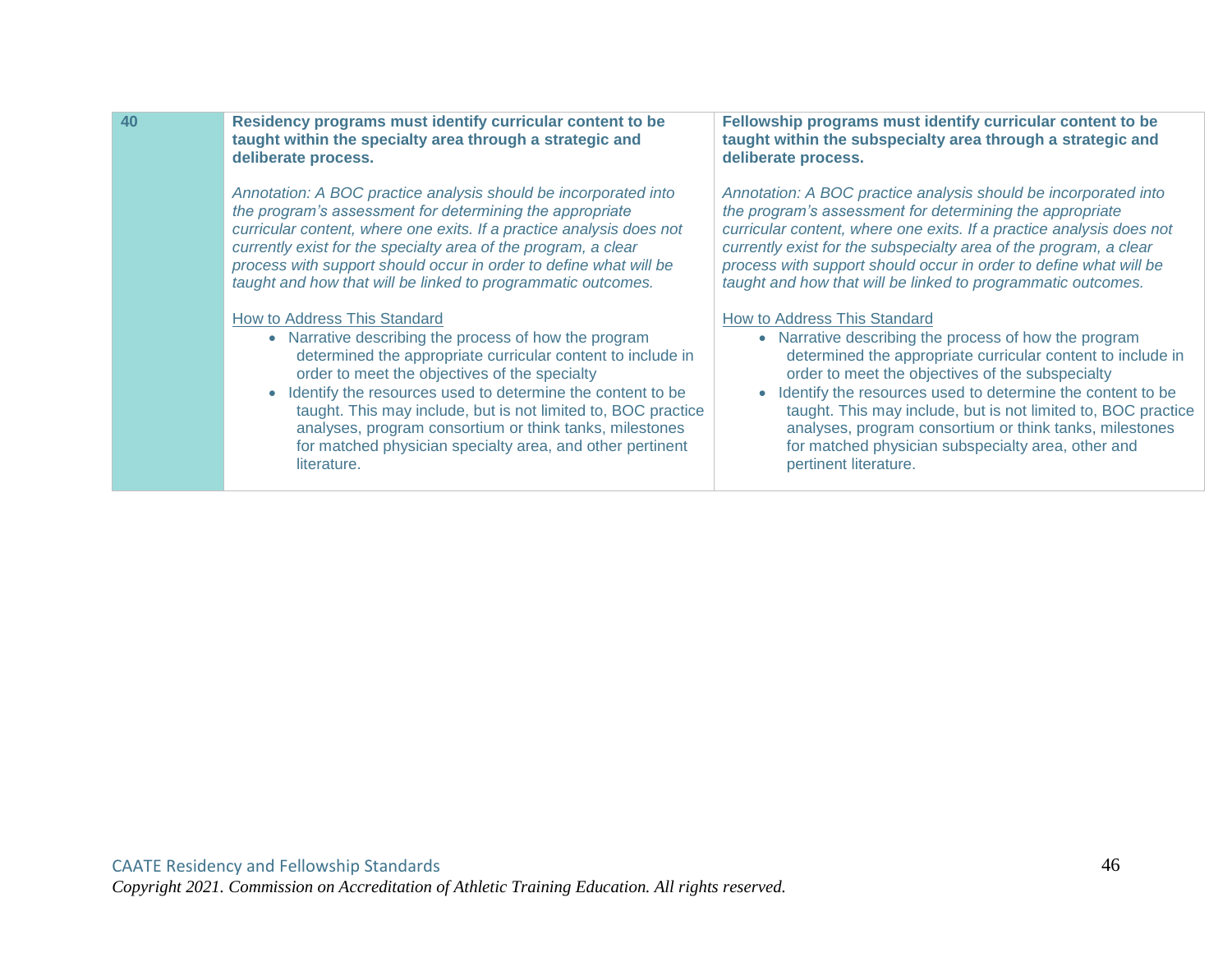| | | |
|---|---|---|
| **40** | **Residency programs must identify curricular content to be taught within the specialty area through a strategic and deliberate process.**<br><br>*Annotation: A BOC practice analysis should be incorporated into the program's assessment for determining the appropriate curricular content, where one exits. If a practice analysis does not currently exist for the specialty area of the program, a clear process with support should occur in order to define what will be taught and how that will be linked to programmatic outcomes.*<br><br><u>How to Address This Standard</u><br>• Narrative describing the process of how the program determined the appropriate curricular content to include in order to meet the objectives of the specialty<br>• Identify the resources used to determine the content to be taught. This may include, but is not limited to, BOC practice analyses, program consortium or think tanks, milestones for matched physician specialty area, and other pertinent literature. | **Fellowship programs must identify curricular content to be taught within the subspecialty area through a strategic and deliberate process.**<br><br>*Annotation: A BOC practice analysis should be incorporated into the program's assessment for determining the appropriate curricular content, where one exits. If a practice analysis does not currently exist for the subspecialty area of the program, a clear process with support should occur in order to define what will be taught and how that will be linked to programmatic outcomes.*<br><br><u>How to Address This Standard</u><br>• Narrative describing the process of how the program determined the appropriate curricular content to include in order to meet the objectives of the subspecialty<br>• Identify the resources used to determine the content to be taught. This may include, but is not limited to, BOC practice analyses, program consortium or think tanks, milestones for matched physician subspecialty area, other and pertinent literature. |